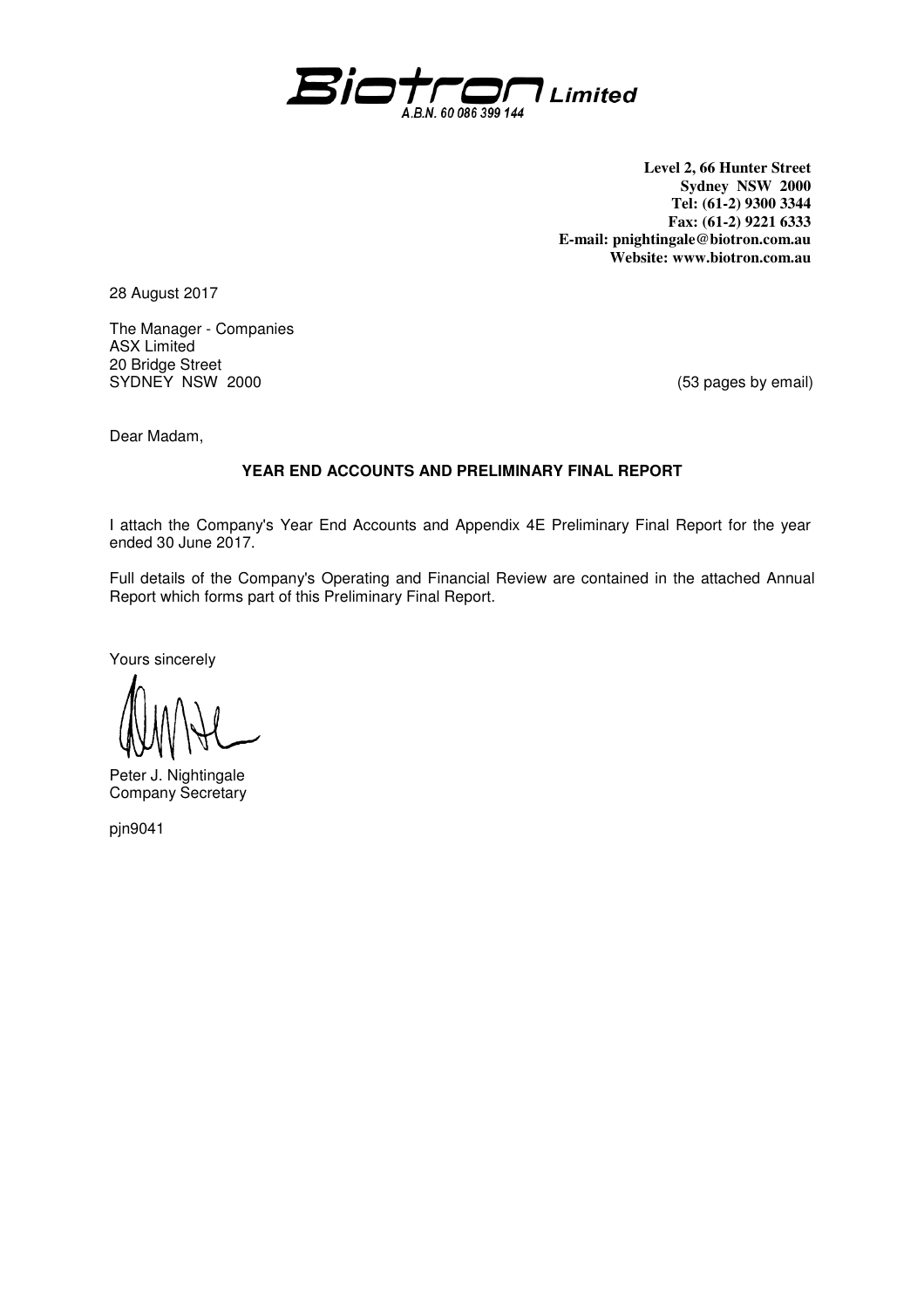**Biotron Limited**
*A.B.N. 60 086 399 144*

**Level 2, 66 Hunter Street**
**Sydney NSW 2000**
**Tel: (61-2) 9300 3344**
**Fax: (61-2) 9221 6333**
**E-mail: pnightingale@biotron.com.au**
**Website: www.biotron.com.au**

28 August 2017

The Manager - Companies
ASX Limited
20 Bridge Street
SYDNEY NSW 2000

(53 pages by email)

Dear Madam,

**YEAR END ACCOUNTS AND PRELIMINARY FINAL REPORT**

I attach the Company's Year End Accounts and Appendix 4E Preliminary Final Report for the year ended 30 June 2017.

Full details of the Company's Operating and Financial Review are contained in the attached Annual Report which forms part of this Preliminary Final Report.

Yours sincerely

Peter J. Nightingale
Company Secretary

pjn9041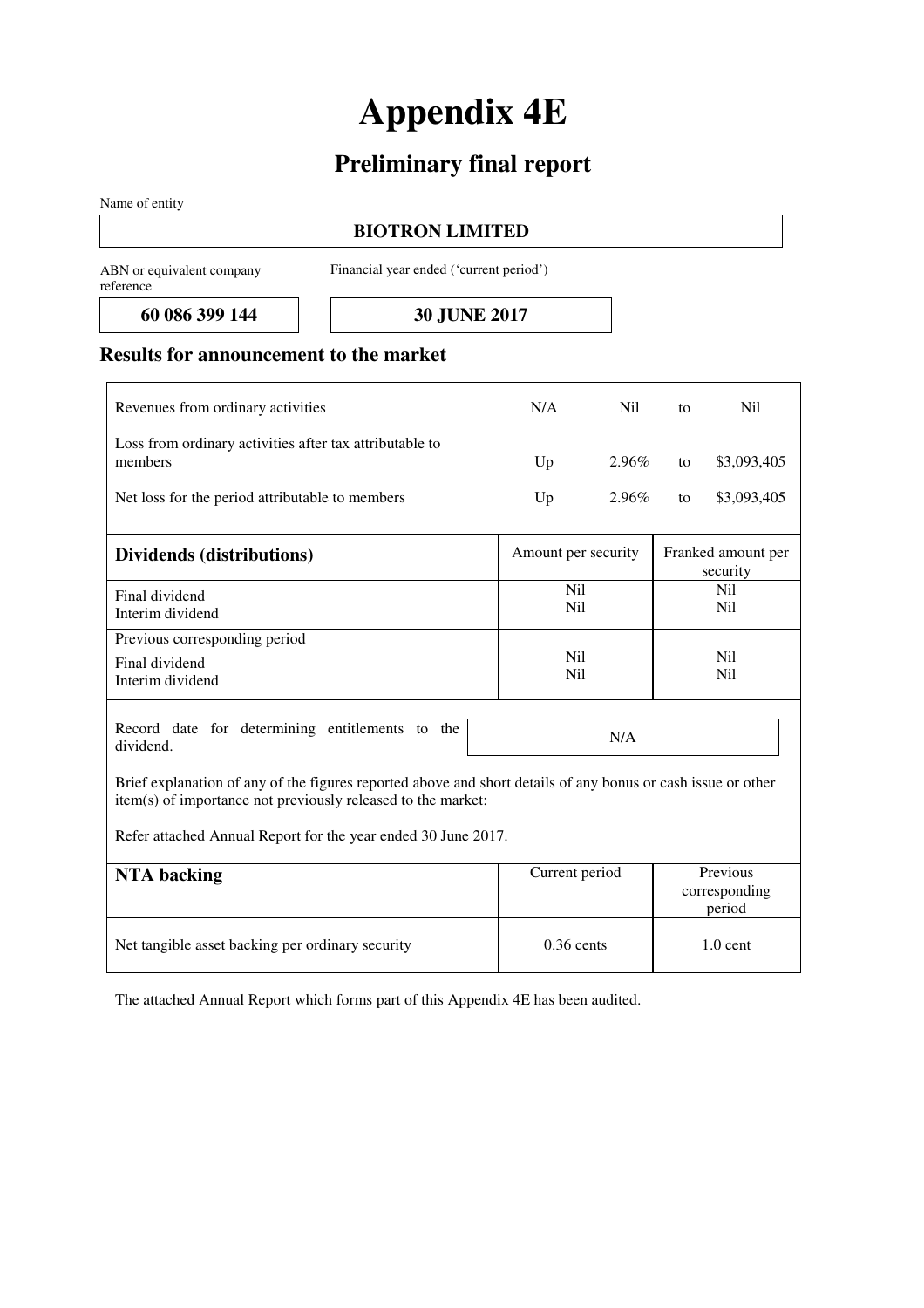# Appendix 4E

## Preliminary final report

Name of entity

**BIOTRON LIMITED**

| ABN or equivalent company reference | Financial year ended ('current period') |
|---|---|
| **60 086 399 144** | **30 JUNE 2017** |

## Results for announcement to the market

| | | | | |
|---|---|---|---|---|
| Revenues from ordinary activities | N/A | Nil | to | Nil |
| Loss from ordinary activities after tax attributable to members | Up | 2.96% | to | $3,093,405 |
| Net loss for the period attributable to members | Up | 2.96% | to | $3,093,405 |

| **Dividends (distributions)** | Amount per security | Franked amount per security |
|---|---|---|
| Final dividend | Nil | Nil |
| Interim dividend | Nil | Nil |
| Previous corresponding period | | |
| Final dividend | Nil | Nil |
| Interim dividend | Nil | Nil |

| Record date for determining entitlements to the dividend. | N/A |
|---|---|

Brief explanation of any of the figures reported above and short details of any bonus or cash issue or other item(s) of importance not previously released to the market:

Refer attached Annual Report for the year ended 30 June 2017.

| **NTA backing** | Current period | Previous corresponding period |
|---|---|---|
| Net tangible asset backing per ordinary security | 0.36 cents | 1.0 cent |

The attached Annual Report which forms part of this Appendix 4E has been audited.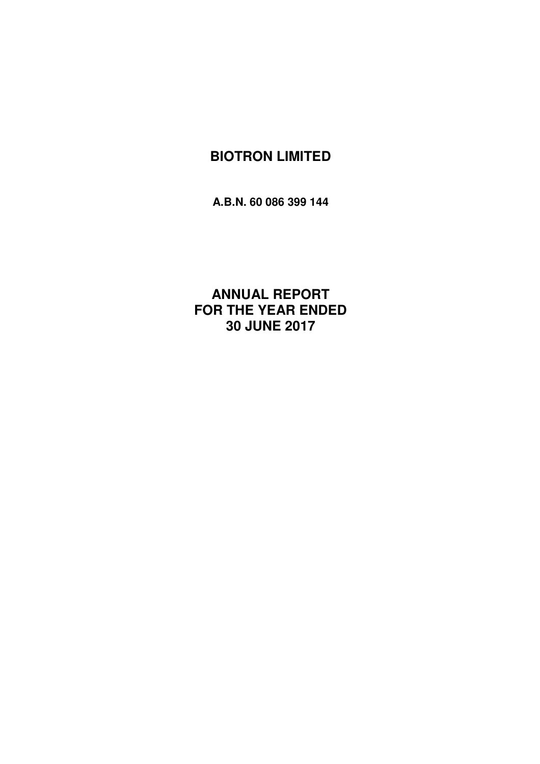# BIOTRON LIMITED

**A.B.N. 60 086 399 144**

# ANNUAL REPORT
# FOR THE YEAR ENDED
# 30 JUNE 2017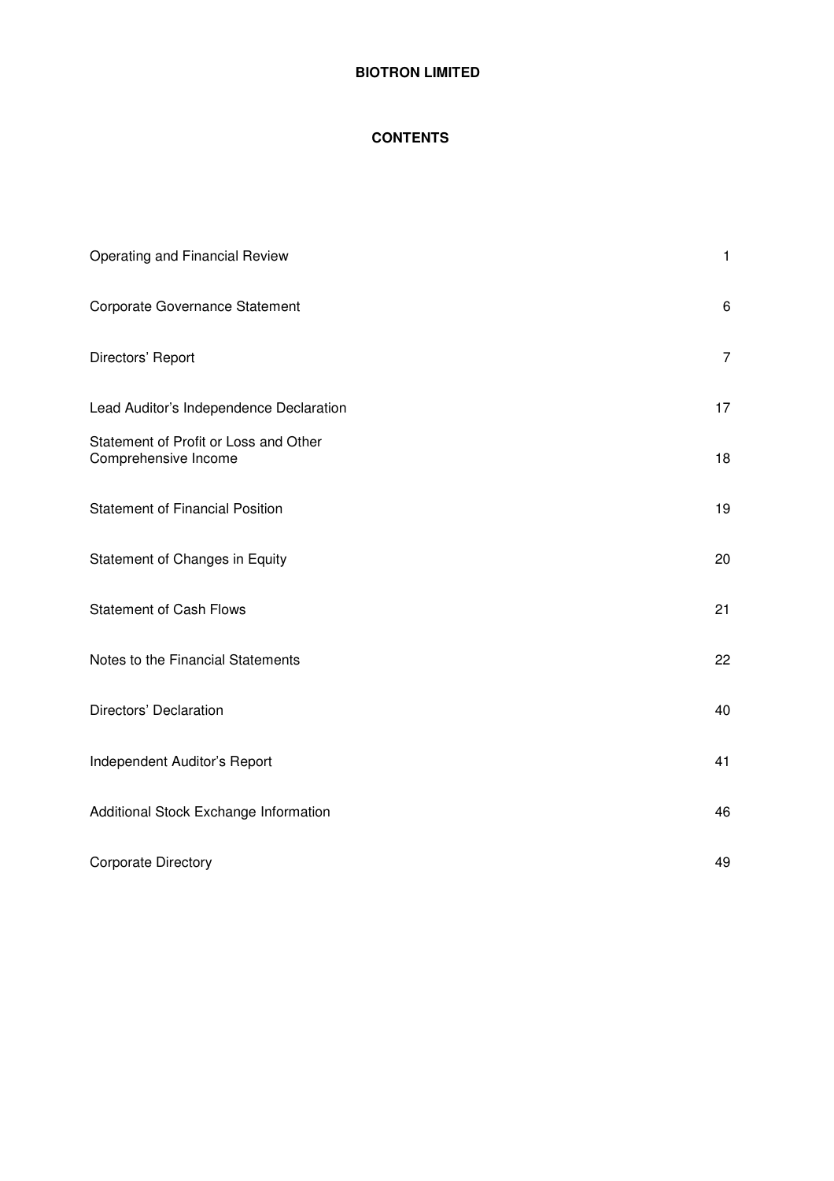# BIOTRON LIMITED

## CONTENTS

| | |
|---|---|
| Operating and Financial Review | 1 |
| Corporate Governance Statement | 6 |
| Directors' Report | 7 |
| Lead Auditor's Independence Declaration | 17 |
| Statement of Profit or Loss and Other Comprehensive Income | 18 |
| Statement of Financial Position | 19 |
| Statement of Changes in Equity | 20 |
| Statement of Cash Flows | 21 |
| Notes to the Financial Statements | 22 |
| Directors' Declaration | 40 |
| Independent Auditor's Report | 41 |
| Additional Stock Exchange Information | 46 |
| Corporate Directory | 49 |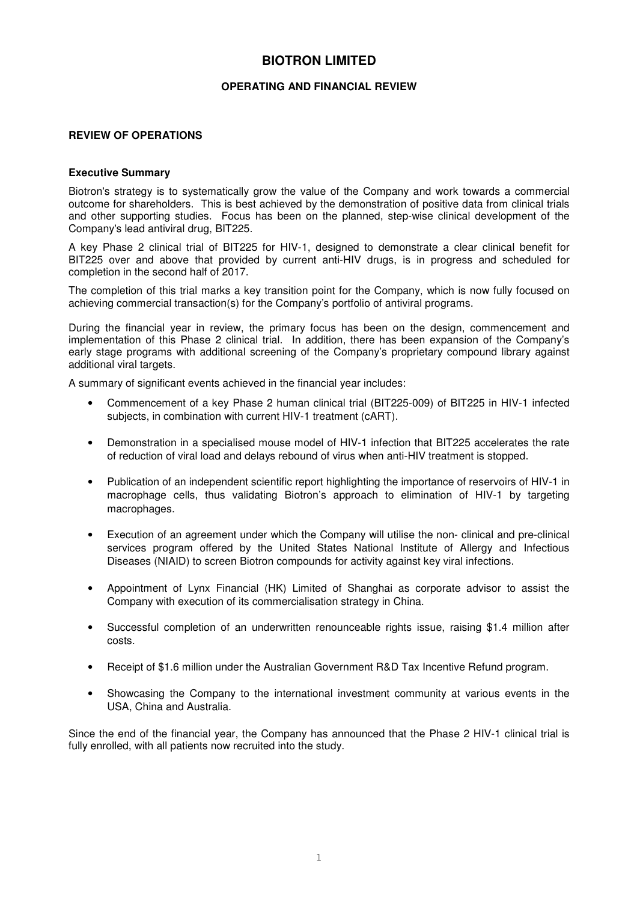# BIOTRON LIMITED

## OPERATING AND FINANCIAL REVIEW

### REVIEW OF OPERATIONS

**Executive Summary**

Biotron's strategy is to systematically grow the value of the Company and work towards a commercial outcome for shareholders. This is best achieved by the demonstration of positive data from clinical trials and other supporting studies. Focus has been on the planned, step-wise clinical development of the Company's lead antiviral drug, BIT225.

A key Phase 2 clinical trial of BIT225 for HIV-1, designed to demonstrate a clear clinical benefit for BIT225 over and above that provided by current anti-HIV drugs, is in progress and scheduled for completion in the second half of 2017.

The completion of this trial marks a key transition point for the Company, which is now fully focused on achieving commercial transaction(s) for the Company's portfolio of antiviral programs.

During the financial year in review, the primary focus has been on the design, commencement and implementation of this Phase 2 clinical trial. In addition, there has been expansion of the Company's early stage programs with additional screening of the Company's proprietary compound library against additional viral targets.

A summary of significant events achieved in the financial year includes:

- Commencement of a key Phase 2 human clinical trial (BIT225-009) of BIT225 in HIV-1 infected subjects, in combination with current HIV-1 treatment (cART).
- Demonstration in a specialised mouse model of HIV-1 infection that BIT225 accelerates the rate of reduction of viral load and delays rebound of virus when anti-HIV treatment is stopped.
- Publication of an independent scientific report highlighting the importance of reservoirs of HIV-1 in macrophage cells, thus validating Biotron's approach to elimination of HIV-1 by targeting macrophages.
- Execution of an agreement under which the Company will utilise the non- clinical and pre-clinical services program offered by the United States National Institute of Allergy and Infectious Diseases (NIAID) to screen Biotron compounds for activity against key viral infections.
- Appointment of Lynx Financial (HK) Limited of Shanghai as corporate advisor to assist the Company with execution of its commercialisation strategy in China.
- Successful completion of an underwritten renounceable rights issue, raising $1.4 million after costs.
- Receipt of $1.6 million under the Australian Government R&D Tax Incentive Refund program.
- Showcasing the Company to the international investment community at various events in the USA, China and Australia.

Since the end of the financial year, the Company has announced that the Phase 2 HIV-1 clinical trial is fully enrolled, with all patients now recruited into the study.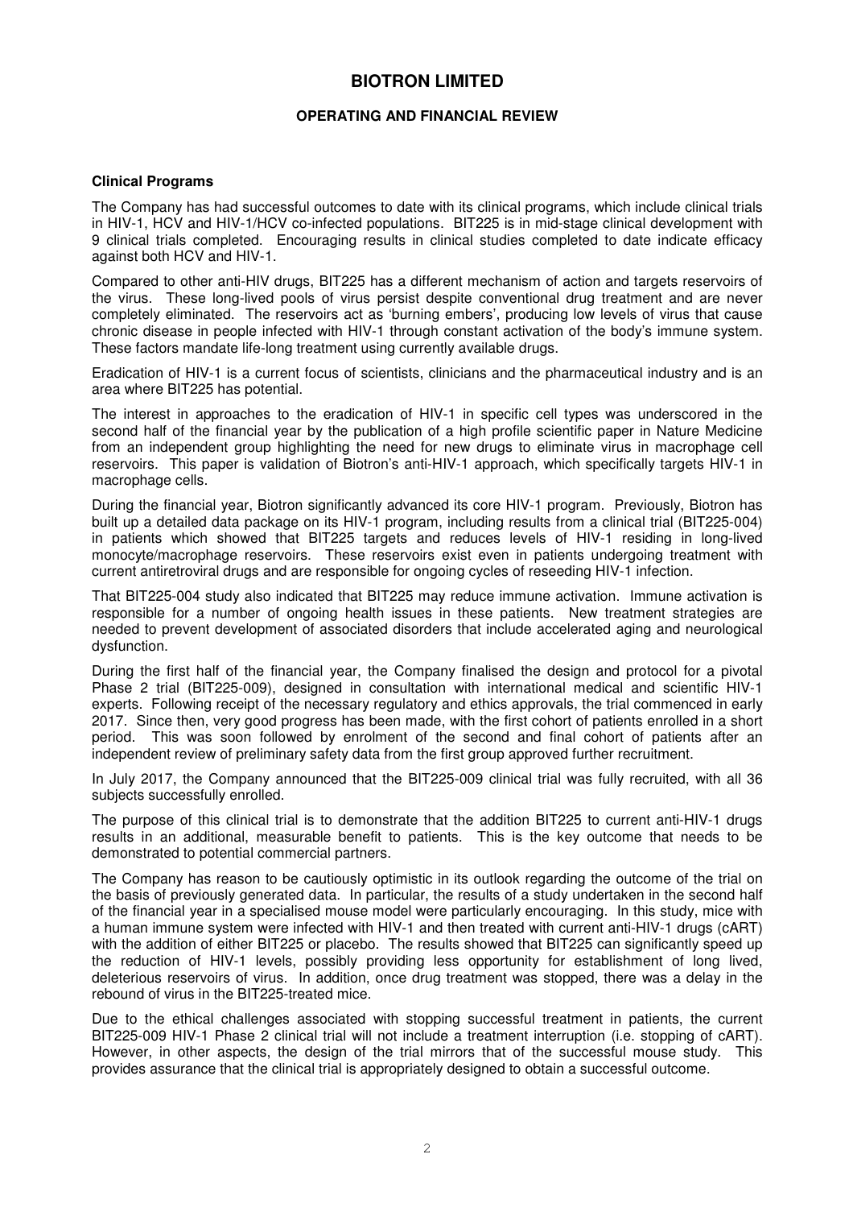# BIOTRON LIMITED

## OPERATING AND FINANCIAL REVIEW

### Clinical Programs

The Company has had successful outcomes to date with its clinical programs, which include clinical trials in HIV-1, HCV and HIV-1/HCV co-infected populations. BIT225 is in mid-stage clinical development with 9 clinical trials completed. Encouraging results in clinical studies completed to date indicate efficacy against both HCV and HIV-1.

Compared to other anti-HIV drugs, BIT225 has a different mechanism of action and targets reservoirs of the virus. These long-lived pools of virus persist despite conventional drug treatment and are never completely eliminated. The reservoirs act as 'burning embers', producing low levels of virus that cause chronic disease in people infected with HIV-1 through constant activation of the body's immune system. These factors mandate life-long treatment using currently available drugs.

Eradication of HIV-1 is a current focus of scientists, clinicians and the pharmaceutical industry and is an area where BIT225 has potential.

The interest in approaches to the eradication of HIV-1 in specific cell types was underscored in the second half of the financial year by the publication of a high profile scientific paper in Nature Medicine from an independent group highlighting the need for new drugs to eliminate virus in macrophage cell reservoirs. This paper is validation of Biotron's anti-HIV-1 approach, which specifically targets HIV-1 in macrophage cells.

During the financial year, Biotron significantly advanced its core HIV-1 program. Previously, Biotron has built up a detailed data package on its HIV-1 program, including results from a clinical trial (BIT225-004) in patients which showed that BIT225 targets and reduces levels of HIV-1 residing in long-lived monocyte/macrophage reservoirs. These reservoirs exist even in patients undergoing treatment with current antiretroviral drugs and are responsible for ongoing cycles of reseeding HIV-1 infection.

That BIT225-004 study also indicated that BIT225 may reduce immune activation. Immune activation is responsible for a number of ongoing health issues in these patients. New treatment strategies are needed to prevent development of associated disorders that include accelerated aging and neurological dysfunction.

During the first half of the financial year, the Company finalised the design and protocol for a pivotal Phase 2 trial (BIT225-009), designed in consultation with international medical and scientific HIV-1 experts. Following receipt of the necessary regulatory and ethics approvals, the trial commenced in early 2017. Since then, very good progress has been made, with the first cohort of patients enrolled in a short period. This was soon followed by enrolment of the second and final cohort of patients after an independent review of preliminary safety data from the first group approved further recruitment.

In July 2017, the Company announced that the BIT225-009 clinical trial was fully recruited, with all 36 subjects successfully enrolled.

The purpose of this clinical trial is to demonstrate that the addition BIT225 to current anti-HIV-1 drugs results in an additional, measurable benefit to patients. This is the key outcome that needs to be demonstrated to potential commercial partners.

The Company has reason to be cautiously optimistic in its outlook regarding the outcome of the trial on the basis of previously generated data. In particular, the results of a study undertaken in the second half of the financial year in a specialised mouse model were particularly encouraging. In this study, mice with a human immune system were infected with HIV-1 and then treated with current anti-HIV-1 drugs (cART) with the addition of either BIT225 or placebo. The results showed that BIT225 can significantly speed up the reduction of HIV-1 levels, possibly providing less opportunity for establishment of long lived, deleterious reservoirs of virus. In addition, once drug treatment was stopped, there was a delay in the rebound of virus in the BIT225-treated mice.

Due to the ethical challenges associated with stopping successful treatment in patients, the current BIT225-009 HIV-1 Phase 2 clinical trial will not include a treatment interruption (i.e. stopping of cART). However, in other aspects, the design of the trial mirrors that of the successful mouse study. This provides assurance that the clinical trial is appropriately designed to obtain a successful outcome.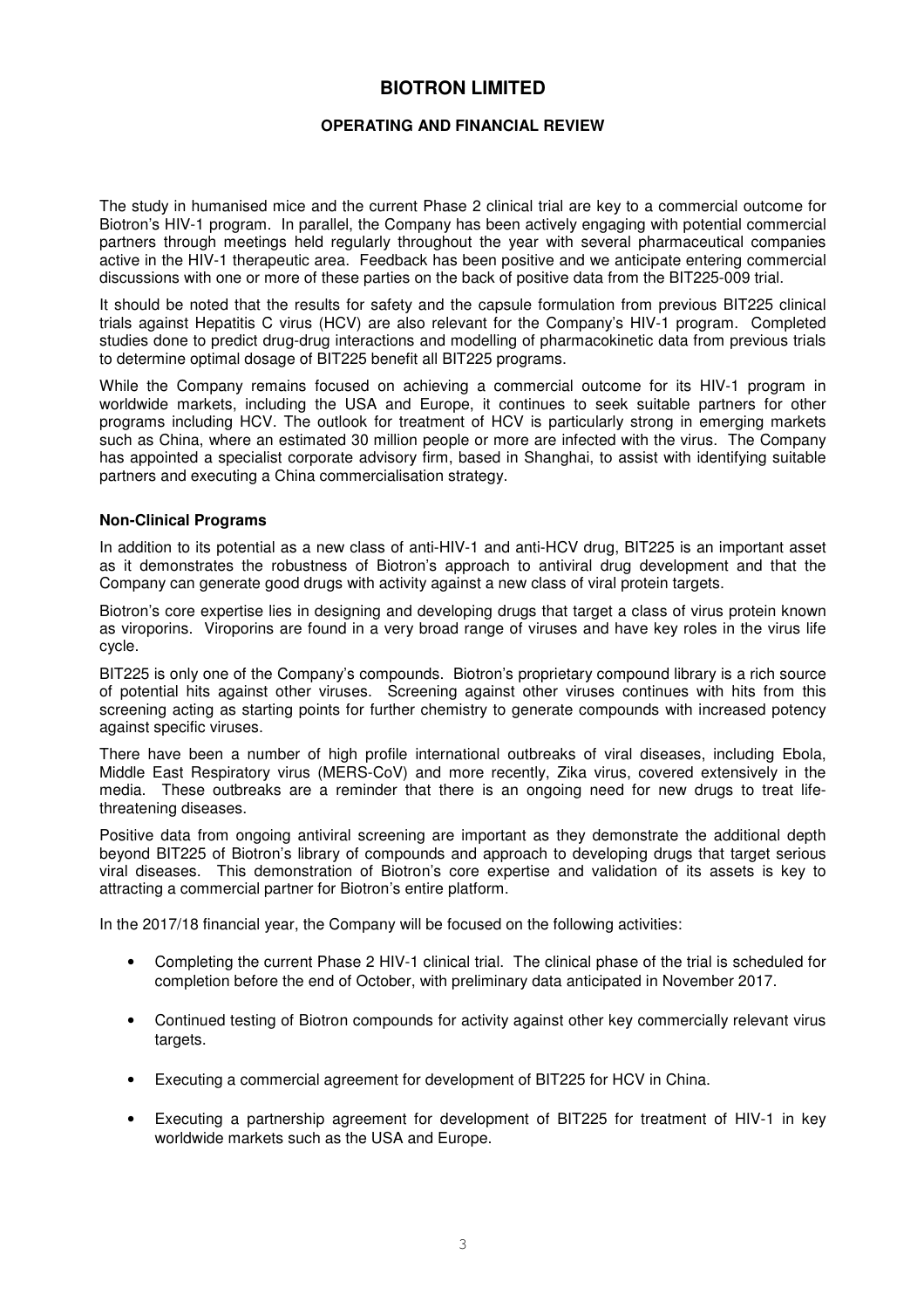The study in humanised mice and the current Phase 2 clinical trial are key to a commercial outcome for Biotron's HIV-1 program. In parallel, the Company has been actively engaging with potential commercial partners through meetings held regularly throughout the year with several pharmaceutical companies active in the HIV-1 therapeutic area. Feedback has been positive and we anticipate entering commercial discussions with one or more of these parties on the back of positive data from the BIT225-009 trial.

It should be noted that the results for safety and the capsule formulation from previous BIT225 clinical trials against Hepatitis C virus (HCV) are also relevant for the Company's HIV-1 program. Completed studies done to predict drug-drug interactions and modelling of pharmacokinetic data from previous trials to determine optimal dosage of BIT225 benefit all BIT225 programs.

While the Company remains focused on achieving a commercial outcome for its HIV-1 program in worldwide markets, including the USA and Europe, it continues to seek suitable partners for other programs including HCV. The outlook for treatment of HCV is particularly strong in emerging markets such as China, where an estimated 30 million people or more are infected with the virus. The Company has appointed a specialist corporate advisory firm, based in Shanghai, to assist with identifying suitable partners and executing a China commercialisation strategy.

**Non-Clinical Programs**

In addition to its potential as a new class of anti-HIV-1 and anti-HCV drug, BIT225 is an important asset as it demonstrates the robustness of Biotron's approach to antiviral drug development and that the Company can generate good drugs with activity against a new class of viral protein targets.

Biotron's core expertise lies in designing and developing drugs that target a class of virus protein known as viroporins. Viroporins are found in a very broad range of viruses and have key roles in the virus life cycle.

BIT225 is only one of the Company's compounds. Biotron's proprietary compound library is a rich source of potential hits against other viruses. Screening against other viruses continues with hits from this screening acting as starting points for further chemistry to generate compounds with increased potency against specific viruses.

There have been a number of high profile international outbreaks of viral diseases, including Ebola, Middle East Respiratory virus (MERS-CoV) and more recently, Zika virus, covered extensively in the media. These outbreaks are a reminder that there is an ongoing need for new drugs to treat life-threatening diseases.

Positive data from ongoing antiviral screening are important as they demonstrate the additional depth beyond BIT225 of Biotron's library of compounds and approach to developing drugs that target serious viral diseases. This demonstration of Biotron's core expertise and validation of its assets is key to attracting a commercial partner for Biotron's entire platform.

In the 2017/18 financial year, the Company will be focused on the following activities:

- Completing the current Phase 2 HIV-1 clinical trial. The clinical phase of the trial is scheduled for completion before the end of October, with preliminary data anticipated in November 2017.
- Continued testing of Biotron compounds for activity against other key commercially relevant virus targets.
- Executing a commercial agreement for development of BIT225 for HCV in China.
- Executing a partnership agreement for development of BIT225 for treatment of HIV-1 in key worldwide markets such as the USA and Europe.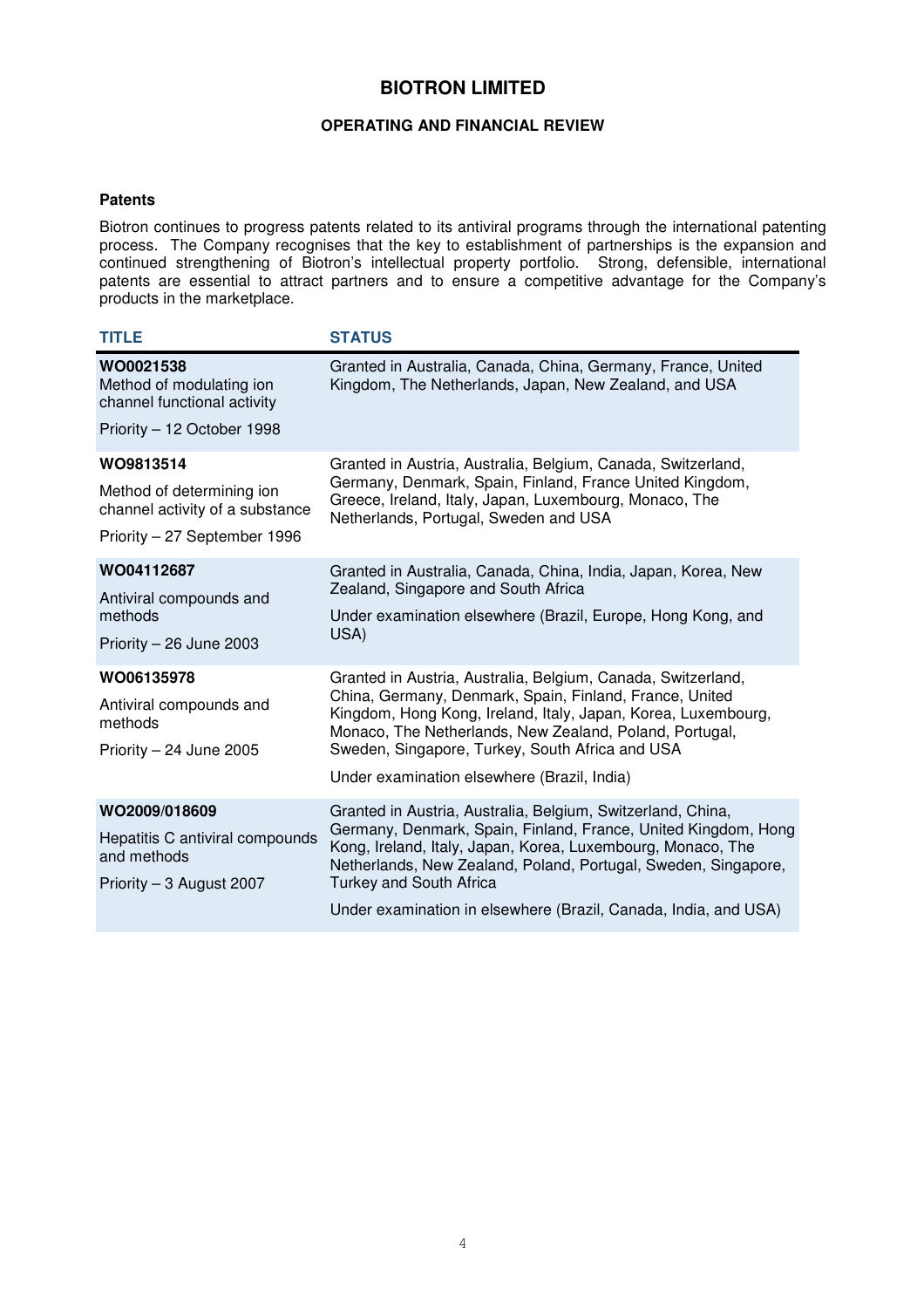# BIOTRON LIMITED

## OPERATING AND FINANCIAL REVIEW

### Patents

Biotron continues to progress patents related to its antiviral programs through the international patenting process. The Company recognises that the key to establishment of partnerships is the expansion and continued strengthening of Biotron's intellectual property portfolio. Strong, defensible, international patents are essential to attract partners and to ensure a competitive advantage for the Company's products in the marketplace.

| TITLE | STATUS |
|---|---|
| **WO0021538**<br>Method of modulating ion channel functional activity<br>Priority – 12 October 1998 | Granted in Australia, Canada, China, Germany, France, United Kingdom, The Netherlands, Japan, New Zealand, and USA |
| **WO9813514**<br>Method of determining ion channel activity of a substance<br>Priority – 27 September 1996 | Granted in Austria, Australia, Belgium, Canada, Switzerland, Germany, Denmark, Spain, Finland, France United Kingdom, Greece, Ireland, Italy, Japan, Luxembourg, Monaco, The Netherlands, Portugal, Sweden and USA |
| **WO04112687**<br>Antiviral compounds and methods<br>Priority – 26 June 2003 | Granted in Australia, Canada, China, India, Japan, Korea, New Zealand, Singapore and South Africa<br>Under examination elsewhere (Brazil, Europe, Hong Kong, and USA) |
| **WO06135978**<br>Antiviral compounds and methods<br>Priority – 24 June 2005 | Granted in Austria, Australia, Belgium, Canada, Switzerland, China, Germany, Denmark, Spain, Finland, France, United Kingdom, Hong Kong, Ireland, Italy, Japan, Korea, Luxembourg, Monaco, The Netherlands, New Zealand, Poland, Portugal, Sweden, Singapore, Turkey, South Africa and USA<br>Under examination elsewhere (Brazil, India) |
| **WO2009/018609**<br>Hepatitis C antiviral compounds and methods<br>Priority – 3 August 2007 | Granted in Austria, Australia, Belgium, Switzerland, China, Germany, Denmark, Spain, Finland, France, United Kingdom, Hong Kong, Ireland, Italy, Japan, Korea, Luxembourg, Monaco, The Netherlands, New Zealand, Poland, Portugal, Sweden, Singapore, Turkey and South Africa<br>Under examination in elsewhere (Brazil, Canada, India, and USA) |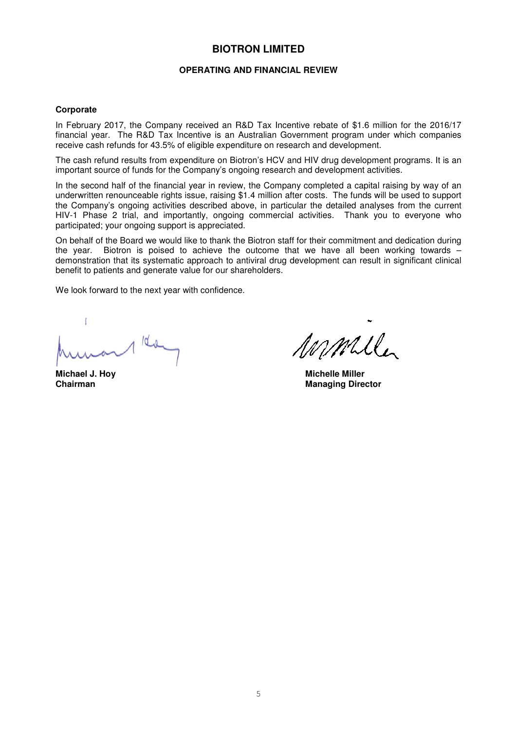# BIOTRON LIMITED

## OPERATING AND FINANCIAL REVIEW

### Corporate

In February 2017, the Company received an R&D Tax Incentive rebate of $1.6 million for the 2016/17 financial year. The R&D Tax Incentive is an Australian Government program under which companies receive cash refunds for 43.5% of eligible expenditure on research and development.

The cash refund results from expenditure on Biotron's HCV and HIV drug development programs. It is an important source of funds for the Company's ongoing research and development activities.

In the second half of the financial year in review, the Company completed a capital raising by way of an underwritten renounceable rights issue, raising $1.4 million after costs. The funds will be used to support the Company's ongoing activities described above, in particular the detailed analyses from the current HIV-1 Phase 2 trial, and importantly, ongoing commercial activities. Thank you to everyone who participated; your ongoing support is appreciated.

On behalf of the Board we would like to thank the Biotron staff for their commitment and dedication during the year. Biotron is poised to achieve the outcome that we have all been working towards – demonstration that its systematic approach to antiviral drug development can result in significant clinical benefit to patients and generate value for our shareholders.

We look forward to the next year with confidence.

**Michael J. Hoy**
**Chairman**

**Michelle Miller**
**Managing Director**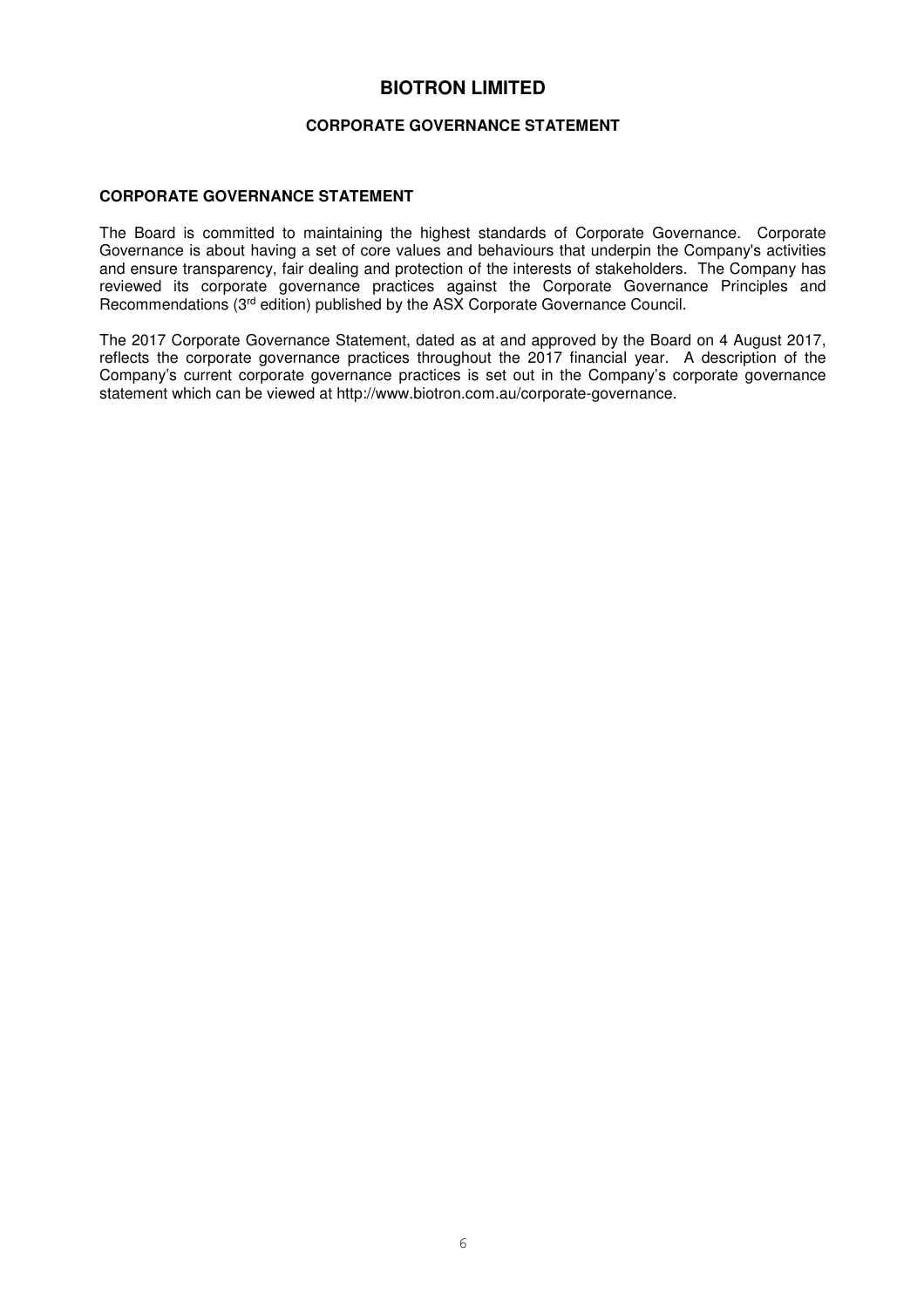# BIOTRON LIMITED

## CORPORATE GOVERNANCE STATEMENT

### CORPORATE GOVERNANCE STATEMENT

The Board is committed to maintaining the highest standards of Corporate Governance. Corporate Governance is about having a set of core values and behaviours that underpin the Company's activities and ensure transparency, fair dealing and protection of the interests of stakeholders. The Company has reviewed its corporate governance practices against the Corporate Governance Principles and Recommendations (3rd edition) published by the ASX Corporate Governance Council.

The 2017 Corporate Governance Statement, dated as at and approved by the Board on 4 August 2017, reflects the corporate governance practices throughout the 2017 financial year. A description of the Company's current corporate governance practices is set out in the Company's corporate governance statement which can be viewed at http://www.biotron.com.au/corporate-governance.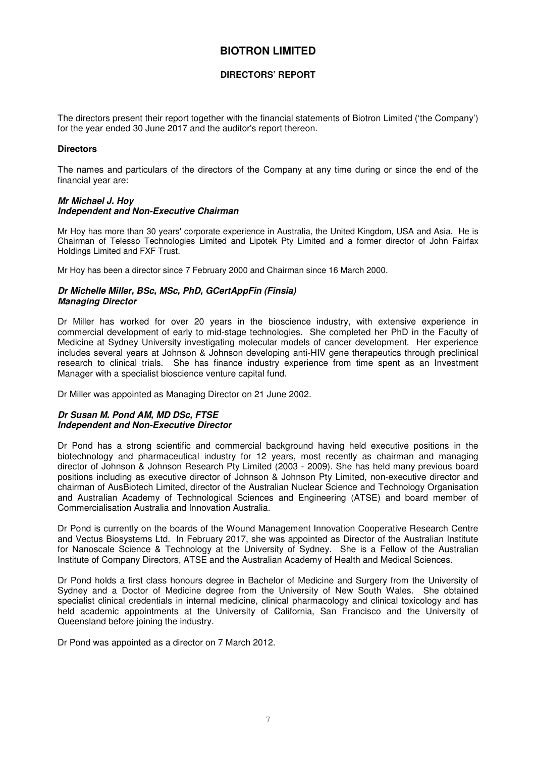# BIOTRON LIMITED

## DIRECTORS' REPORT

The directors present their report together with the financial statements of Biotron Limited ('the Company') for the year ended 30 June 2017 and the auditor's report thereon.

### Directors

The names and particulars of the directors of the Company at any time during or since the end of the financial year are:

***Mr Michael J. Hoy***
***Independent and Non-Executive Chairman***

Mr Hoy has more than 30 years' corporate experience in Australia, the United Kingdom, USA and Asia. He is Chairman of Telesso Technologies Limited and Lipotek Pty Limited and a former director of John Fairfax Holdings Limited and FXF Trust.

Mr Hoy has been a director since 7 February 2000 and Chairman since 16 March 2000.

***Dr Michelle Miller, BSc, MSc, PhD, GCertAppFin (Finsia)***
***Managing Director***

Dr Miller has worked for over 20 years in the bioscience industry, with extensive experience in commercial development of early to mid-stage technologies. She completed her PhD in the Faculty of Medicine at Sydney University investigating molecular models of cancer development. Her experience includes several years at Johnson & Johnson developing anti-HIV gene therapeutics through preclinical research to clinical trials. She has finance industry experience from time spent as an Investment Manager with a specialist bioscience venture capital fund.

Dr Miller was appointed as Managing Director on 21 June 2002.

***Dr Susan M. Pond AM, MD DSc, FTSE***
***Independent and Non-Executive Director***

Dr Pond has a strong scientific and commercial background having held executive positions in the biotechnology and pharmaceutical industry for 12 years, most recently as chairman and managing director of Johnson & Johnson Research Pty Limited (2003 - 2009). She has held many previous board positions including as executive director of Johnson & Johnson Pty Limited, non-executive director and chairman of AusBiotech Limited, director of the Australian Nuclear Science and Technology Organisation and Australian Academy of Technological Sciences and Engineering (ATSE) and board member of Commercialisation Australia and Innovation Australia.

Dr Pond is currently on the boards of the Wound Management Innovation Cooperative Research Centre and Vectus Biosystems Ltd. In February 2017, she was appointed as Director of the Australian Institute for Nanoscale Science & Technology at the University of Sydney. She is a Fellow of the Australian Institute of Company Directors, ATSE and the Australian Academy of Health and Medical Sciences.

Dr Pond holds a first class honours degree in Bachelor of Medicine and Surgery from the University of Sydney and a Doctor of Medicine degree from the University of New South Wales. She obtained specialist clinical credentials in internal medicine, clinical pharmacology and clinical toxicology and has held academic appointments at the University of California, San Francisco and the University of Queensland before joining the industry.

Dr Pond was appointed as a director on 7 March 2012.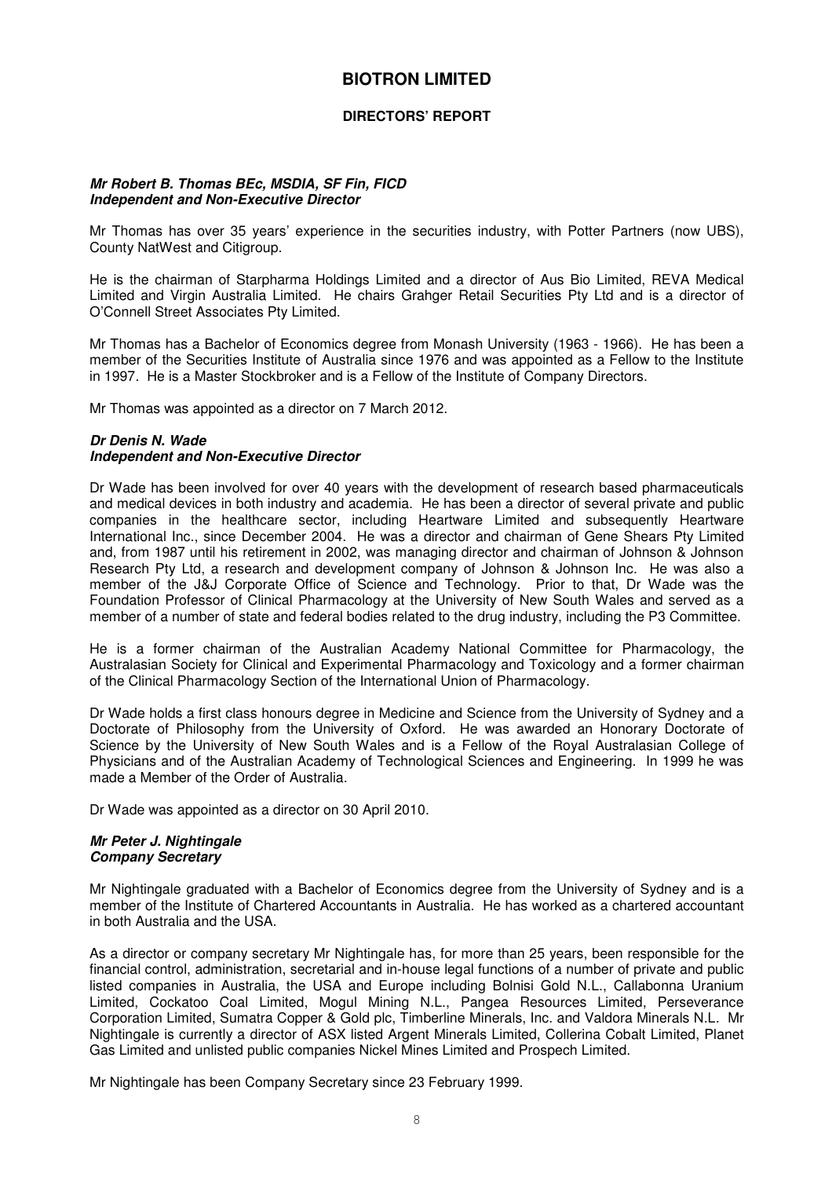# BIOTRON LIMITED

## DIRECTORS' REPORT

***Mr Robert B. Thomas BEc, MSDIA, SF Fin, FICD***
***Independent and Non-Executive Director***

Mr Thomas has over 35 years' experience in the securities industry, with Potter Partners (now UBS), County NatWest and Citigroup.

He is the chairman of Starpharma Holdings Limited and a director of Aus Bio Limited, REVA Medical Limited and Virgin Australia Limited. He chairs Grahger Retail Securities Pty Ltd and is a director of O'Connell Street Associates Pty Limited.

Mr Thomas has a Bachelor of Economics degree from Monash University (1963 - 1966). He has been a member of the Securities Institute of Australia since 1976 and was appointed as a Fellow to the Institute in 1997. He is a Master Stockbroker and is a Fellow of the Institute of Company Directors.

Mr Thomas was appointed as a director on 7 March 2012.

***Dr Denis N. Wade***
***Independent and Non-Executive Director***

Dr Wade has been involved for over 40 years with the development of research based pharmaceuticals and medical devices in both industry and academia. He has been a director of several private and public companies in the healthcare sector, including Heartware Limited and subsequently Heartware International Inc., since December 2004. He was a director and chairman of Gene Shears Pty Limited and, from 1987 until his retirement in 2002, was managing director and chairman of Johnson & Johnson Research Pty Ltd, a research and development company of Johnson & Johnson Inc. He was also a member of the J&J Corporate Office of Science and Technology. Prior to that, Dr Wade was the Foundation Professor of Clinical Pharmacology at the University of New South Wales and served as a member of a number of state and federal bodies related to the drug industry, including the P3 Committee.

He is a former chairman of the Australian Academy National Committee for Pharmacology, the Australasian Society for Clinical and Experimental Pharmacology and Toxicology and a former chairman of the Clinical Pharmacology Section of the International Union of Pharmacology.

Dr Wade holds a first class honours degree in Medicine and Science from the University of Sydney and a Doctorate of Philosophy from the University of Oxford. He was awarded an Honorary Doctorate of Science by the University of New South Wales and is a Fellow of the Royal Australasian College of Physicians and of the Australian Academy of Technological Sciences and Engineering. In 1999 he was made a Member of the Order of Australia.

Dr Wade was appointed as a director on 30 April 2010.

***Mr Peter J. Nightingale***
***Company Secretary***

Mr Nightingale graduated with a Bachelor of Economics degree from the University of Sydney and is a member of the Institute of Chartered Accountants in Australia. He has worked as a chartered accountant in both Australia and the USA.

As a director or company secretary Mr Nightingale has, for more than 25 years, been responsible for the financial control, administration, secretarial and in-house legal functions of a number of private and public listed companies in Australia, the USA and Europe including Bolnisi Gold N.L., Callabonna Uranium Limited, Cockatoo Coal Limited, Mogul Mining N.L., Pangea Resources Limited, Perseverance Corporation Limited, Sumatra Copper & Gold plc, Timberline Minerals, Inc. and Valdora Minerals N.L. Mr Nightingale is currently a director of ASX listed Argent Minerals Limited, Collerina Cobalt Limited, Planet Gas Limited and unlisted public companies Nickel Mines Limited and Prospech Limited.

Mr Nightingale has been Company Secretary since 23 February 1999.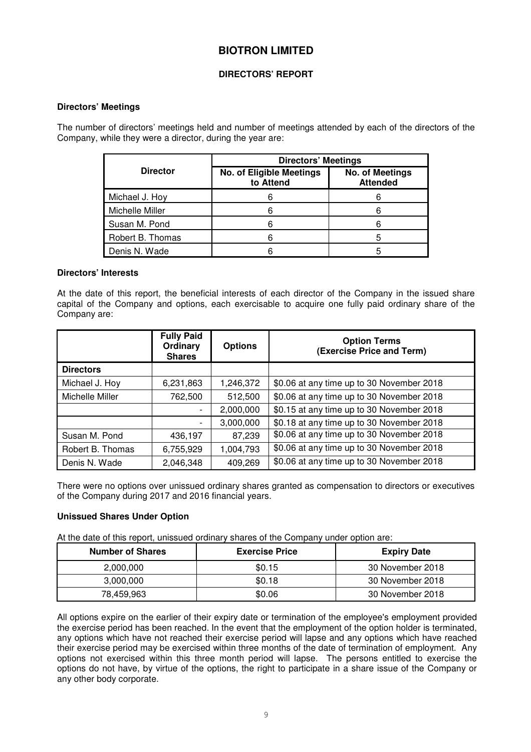# BIOTRON LIMITED

## DIRECTORS' REPORT

### Directors' Meetings

The number of directors' meetings held and number of meetings attended by each of the directors of the Company, while they were a director, during the year are:

| Director | Directors' Meetings | |
|---|---|---|
| | No. of Eligible Meetings to Attend | No. of Meetings Attended |
| Michael J. Hoy | 6 | 6 |
| Michelle Miller | 6 | 6 |
| Susan M. Pond | 6 | 6 |
| Robert B. Thomas | 6 | 5 |
| Denis N. Wade | 6 | 5 |

### Directors' Interests

At the date of this report, the beneficial interests of each director of the Company in the issued share capital of the Company and options, each exercisable to acquire one fully paid ordinary share of the Company are:

| | Fully Paid Ordinary Shares | Options | Option Terms (Exercise Price and Term) |
|---|---|---|---|
| **Directors** | | | |
| Michael J. Hoy | 6,231,863 | 1,246,372 | $0.06 at any time up to 30 November 2018 |
| Michelle Miller | 762,500 | 512,500 | $0.06 at any time up to 30 November 2018 |
| | - | 2,000,000 | $0.15 at any time up to 30 November 2018 |
| | - | 3,000,000 | $0.18 at any time up to 30 November 2018 |
| Susan M. Pond | 436,197 | 87,239 | $0.06 at any time up to 30 November 2018 |
| Robert B. Thomas | 6,755,929 | 1,004,793 | $0.06 at any time up to 30 November 2018 |
| Denis N. Wade | 2,046,348 | 409,269 | $0.06 at any time up to 30 November 2018 |

There were no options over unissued ordinary shares granted as compensation to directors or executives of the Company during 2017 and 2016 financial years.

### Unissued Shares Under Option

At the date of this report, unissued ordinary shares of the Company under option are:

| Number of Shares | Exercise Price | Expiry Date |
|---|---|---|
| 2,000,000 | $0.15 | 30 November 2018 |
| 3,000,000 | $0.18 | 30 November 2018 |
| 78,459,963 | $0.06 | 30 November 2018 |

All options expire on the earlier of their expiry date or termination of the employee's employment provided the exercise period has been reached. In the event that the employment of the option holder is terminated, any options which have not reached their exercise period will lapse and any options which have reached their exercise period may be exercised within three months of the date of termination of employment. Any options not exercised within this three month period will lapse. The persons entitled to exercise the options do not have, by virtue of the options, the right to participate in a share issue of the Company or any other body corporate.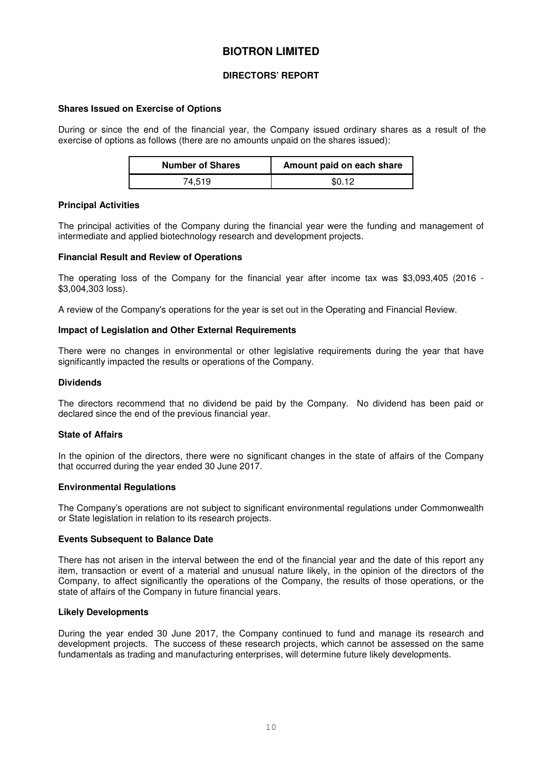# BIOTRON LIMITED

## DIRECTORS' REPORT

### Shares Issued on Exercise of Options

During or since the end of the financial year, the Company issued ordinary shares as a result of the exercise of options as follows (there are no amounts unpaid on the shares issued):

| Number of Shares | Amount paid on each share |
|---|---|
| 74,519 | $0.12 |

### Principal Activities

The principal activities of the Company during the financial year were the funding and management of intermediate and applied biotechnology research and development projects.

### Financial Result and Review of Operations

The operating loss of the Company for the financial year after income tax was $3,093,405 (2016 - $3,004,303 loss).

A review of the Company's operations for the year is set out in the Operating and Financial Review.

### Impact of Legislation and Other External Requirements

There were no changes in environmental or other legislative requirements during the year that have significantly impacted the results or operations of the Company.

### Dividends

The directors recommend that no dividend be paid by the Company. No dividend has been paid or declared since the end of the previous financial year.

### State of Affairs

In the opinion of the directors, there were no significant changes in the state of affairs of the Company that occurred during the year ended 30 June 2017.

### Environmental Regulations

The Company's operations are not subject to significant environmental regulations under Commonwealth or State legislation in relation to its research projects.

### Events Subsequent to Balance Date

There has not arisen in the interval between the end of the financial year and the date of this report any item, transaction or event of a material and unusual nature likely, in the opinion of the directors of the Company, to affect significantly the operations of the Company, the results of those operations, or the state of affairs of the Company in future financial years.

### Likely Developments

During the year ended 30 June 2017, the Company continued to fund and manage its research and development projects. The success of these research projects, which cannot be assessed on the same fundamentals as trading and manufacturing enterprises, will determine future likely developments.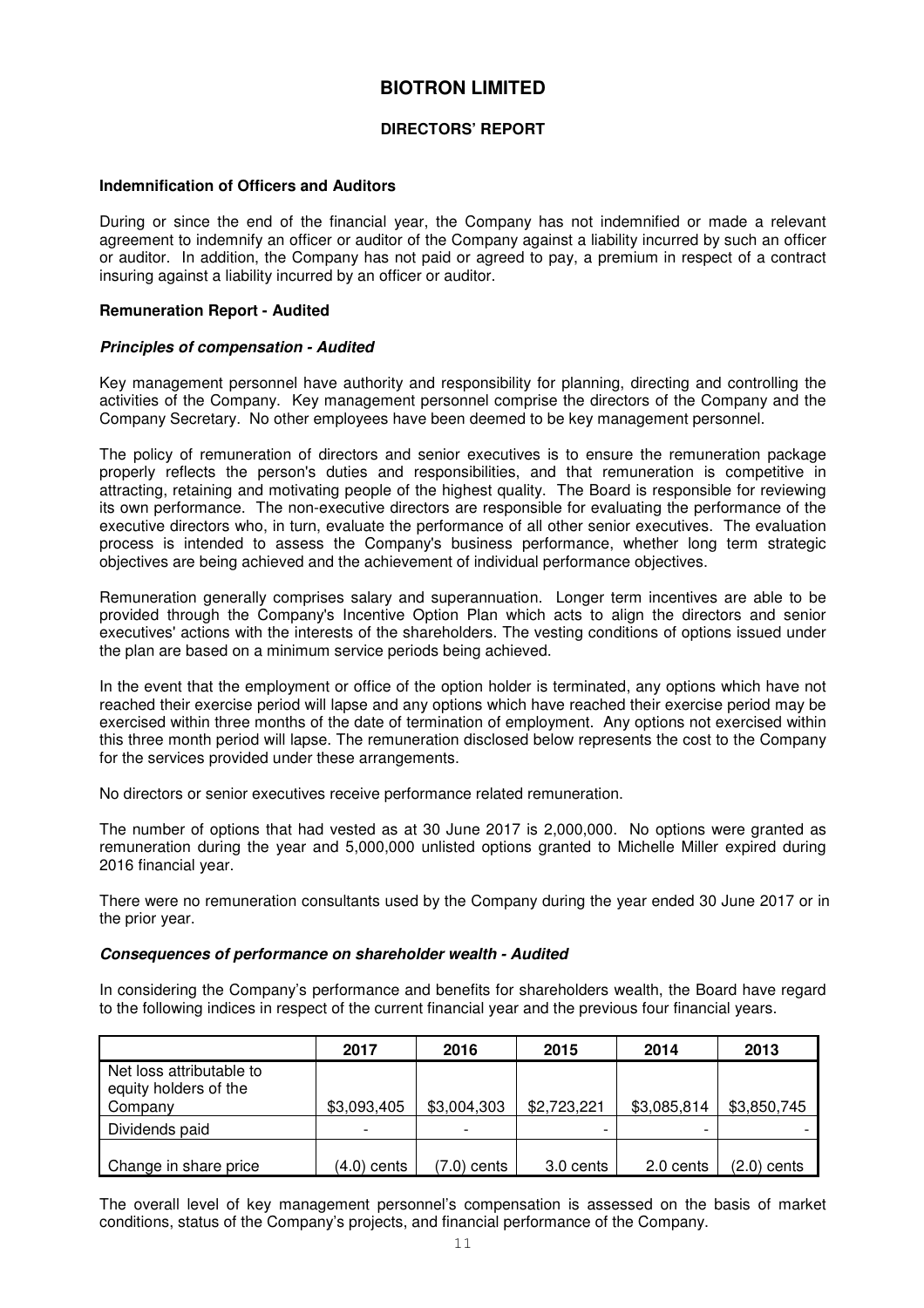# BIOTRON LIMITED

## DIRECTORS' REPORT

**Indemnification of Officers and Auditors**

During or since the end of the financial year, the Company has not indemnified or made a relevant agreement to indemnify an officer or auditor of the Company against a liability incurred by such an officer or auditor. In addition, the Company has not paid or agreed to pay, a premium in respect of a contract insuring against a liability incurred by an officer or auditor.

**Remuneration Report - Audited**

***Principles of compensation - Audited***

Key management personnel have authority and responsibility for planning, directing and controlling the activities of the Company. Key management personnel comprise the directors of the Company and the Company Secretary. No other employees have been deemed to be key management personnel.

The policy of remuneration of directors and senior executives is to ensure the remuneration package properly reflects the person's duties and responsibilities, and that remuneration is competitive in attracting, retaining and motivating people of the highest quality. The Board is responsible for reviewing its own performance. The non-executive directors are responsible for evaluating the performance of the executive directors who, in turn, evaluate the performance of all other senior executives. The evaluation process is intended to assess the Company's business performance, whether long term strategic objectives are being achieved and the achievement of individual performance objectives.

Remuneration generally comprises salary and superannuation. Longer term incentives are able to be provided through the Company's Incentive Option Plan which acts to align the directors and senior executives' actions with the interests of the shareholders. The vesting conditions of options issued under the plan are based on a minimum service periods being achieved.

In the event that the employment or office of the option holder is terminated, any options which have not reached their exercise period will lapse and any options which have reached their exercise period may be exercised within three months of the date of termination of employment. Any options not exercised within this three month period will lapse. The remuneration disclosed below represents the cost to the Company for the services provided under these arrangements.

No directors or senior executives receive performance related remuneration.

The number of options that had vested as at 30 June 2017 is 2,000,000. No options were granted as remuneration during the year and 5,000,000 unlisted options granted to Michelle Miller expired during 2016 financial year.

There were no remuneration consultants used by the Company during the year ended 30 June 2017 or in the prior year.

***Consequences of performance on shareholder wealth - Audited***

In considering the Company's performance and benefits for shareholders wealth, the Board have regard to the following indices in respect of the current financial year and the previous four financial years.

| | 2017 | 2016 | 2015 | 2014 | 2013 |
|---|---|---|---|---|---|
| Net loss attributable to equity holders of the Company | $3,093,405 | $3,004,303 | $2,723,221 | $3,085,814 | $3,850,745 |
| Dividends paid | - | - | - | - | - |
| Change in share price | (4.0) cents | (7.0) cents | 3.0 cents | 2.0 cents | (2.0) cents |

The overall level of key management personnel's compensation is assessed on the basis of market conditions, status of the Company's projects, and financial performance of the Company.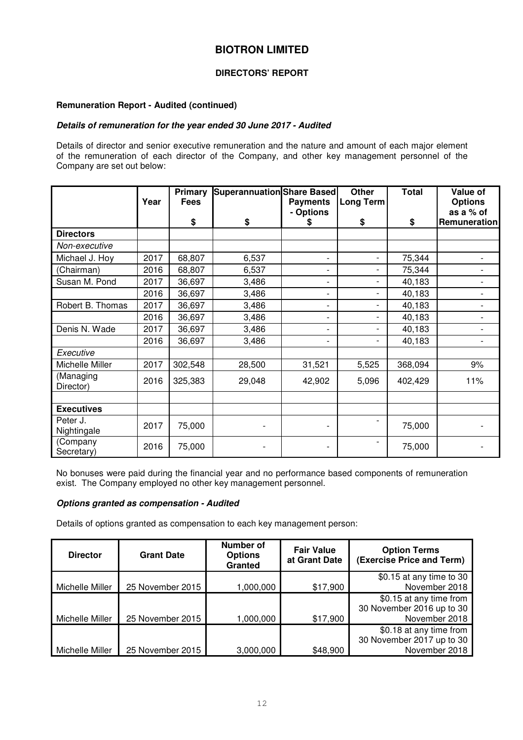# BIOTRON LIMITED

## DIRECTORS' REPORT

### Remuneration Report - Audited (continued)

#### *Details of remuneration for the year ended 30 June 2017 - Audited*

Details of director and senior executive remuneration and the nature and amount of each major element of the remuneration of each director of the Company, and other key management personnel of the Company are set out below:

| | Year | Primary Fees | Superannuation | Share Based Payments - Options | Other Long Term | Total | Value of Options as a % of Remuneration |
|---|---|---|---|---|---|---|---|
| | | $ | $ | $ | $ | $ | |
| **Directors** | | | | | | | |
| *Non-executive* | | | | | | | |
| Michael J. Hoy | 2017 | 68,807 | 6,537 | - | - | 75,344 | - |
| (Chairman) | 2016 | 68,807 | 6,537 | - | - | 75,344 | - |
| Susan M. Pond | 2017 | 36,697 | 3,486 | - | - | 40,183 | - |
| | 2016 | 36,697 | 3,486 | - | - | 40,183 | - |
| Robert B. Thomas | 2017 | 36,697 | 3,486 | - | - | 40,183 | - |
| | 2016 | 36,697 | 3,486 | - | - | 40,183 | - |
| Denis N. Wade | 2017 | 36,697 | 3,486 | - | - | 40,183 | - |
| | 2016 | 36,697 | 3,486 | - | - | 40,183 | - |
| *Executive* | | | | | | | |
| Michelle Miller | 2017 | 302,548 | 28,500 | 31,521 | 5,525 | 368,094 | 9% |
| (Managing Director) | 2016 | 325,383 | 29,048 | 42,902 | 5,096 | 402,429 | 11% |
| | | | | | | | |
| **Executives** | | | | | | | |
| Peter J. Nightingale | 2017 | 75,000 | - | - | - | 75,000 | - |
| (Company Secretary) | 2016 | 75,000 | - | - | - | 75,000 | - |

No bonuses were paid during the financial year and no performance based components of remuneration exist. The Company employed no other key management personnel.

#### *Options granted as compensation - Audited*

Details of options granted as compensation to each key management person:

| Director | Grant Date | Number of Options Granted | Fair Value at Grant Date | Option Terms (Exercise Price and Term) |
|---|---|---|---|---|
| Michelle Miller | 25 November 2015 | 1,000,000 | $17,900 | $0.15 at any time to 30 November 2018 |
| Michelle Miller | 25 November 2015 | 1,000,000 | $17,900 | $0.15 at any time from 30 November 2016 up to 30 November 2018 |
| Michelle Miller | 25 November 2015 | 3,000,000 | $48,900 | $0.18 at any time from 30 November 2017 up to 30 November 2018 |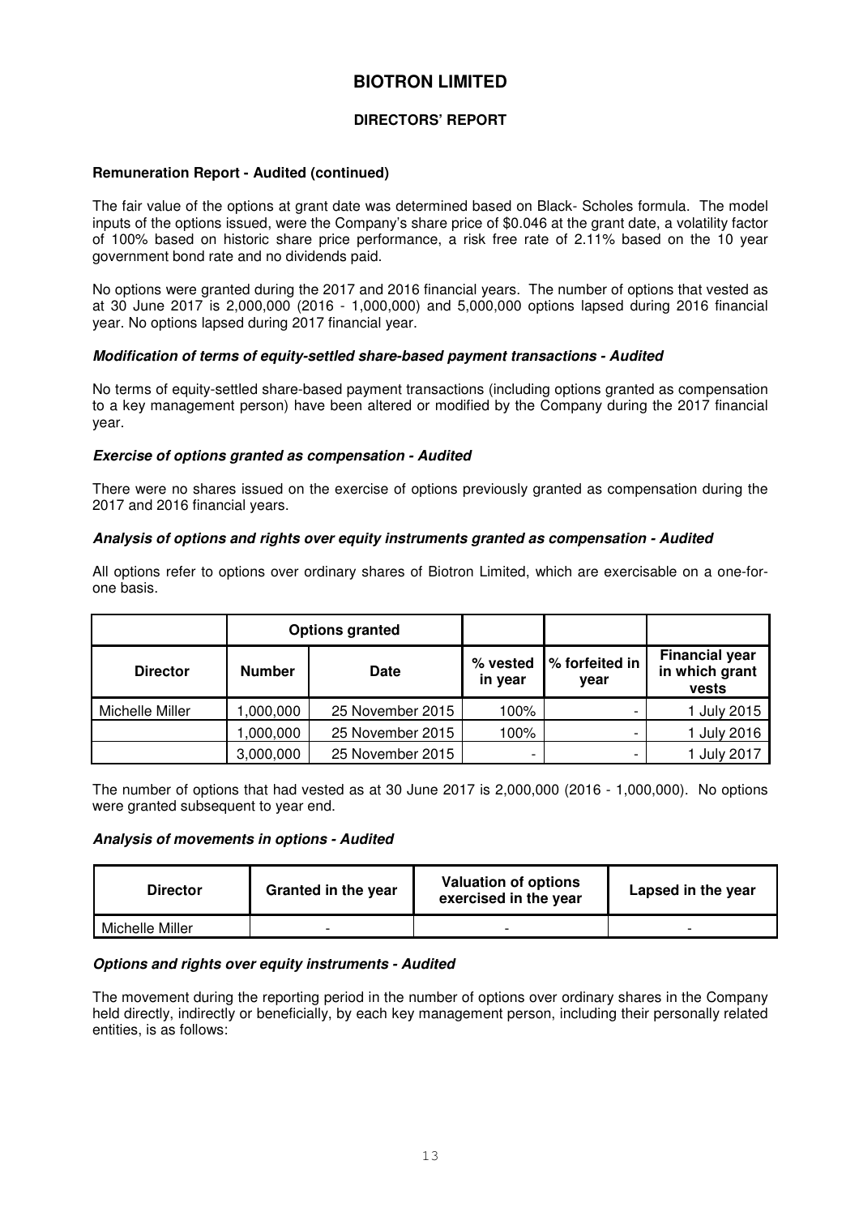# BIOTRON LIMITED

## DIRECTORS' REPORT

### Remuneration Report - Audited (continued)

The fair value of the options at grant date was determined based on Black- Scholes formula. The model inputs of the options issued, were the Company's share price of $0.046 at the grant date, a volatility factor of 100% based on historic share price performance, a risk free rate of 2.11% based on the 10 year government bond rate and no dividends paid.

No options were granted during the 2017 and 2016 financial years. The number of options that vested as at 30 June 2017 is 2,000,000 (2016 - 1,000,000) and 5,000,000 options lapsed during 2016 financial year. No options lapsed during 2017 financial year.

#### *Modification of terms of equity-settled share-based payment transactions - Audited*

No terms of equity-settled share-based payment transactions (including options granted as compensation to a key management person) have been altered or modified by the Company during the 2017 financial year.

#### *Exercise of options granted as compensation - Audited*

There were no shares issued on the exercise of options previously granted as compensation during the 2017 and 2016 financial years.

#### *Analysis of options and rights over equity instruments granted as compensation - Audited*

All options refer to options over ordinary shares of Biotron Limited, which are exercisable on a one-for-one basis.

| | Options granted | | | | |
|---|---|---|---|---|---|
| **Director** | **Number** | **Date** | **% vested in year** | **% forfeited in year** | **Financial year in which grant vests** |
| Michelle Miller | 1,000,000 | 25 November 2015 | 100% | - | 1 July 2015 |
| | 1,000,000 | 25 November 2015 | 100% | - | 1 July 2016 |
| | 3,000,000 | 25 November 2015 | - | - | 1 July 2017 |

The number of options that had vested as at 30 June 2017 is 2,000,000 (2016 - 1,000,000). No options were granted subsequent to year end.

#### *Analysis of movements in options - Audited*

| Director | Granted in the year | Valuation of options exercised in the year | Lapsed in the year |
|---|---|---|---|
| Michelle Miller | - | - | - |

#### *Options and rights over equity instruments - Audited*

The movement during the reporting period in the number of options over ordinary shares in the Company held directly, indirectly or beneficially, by each key management person, including their personally related entities, is as follows: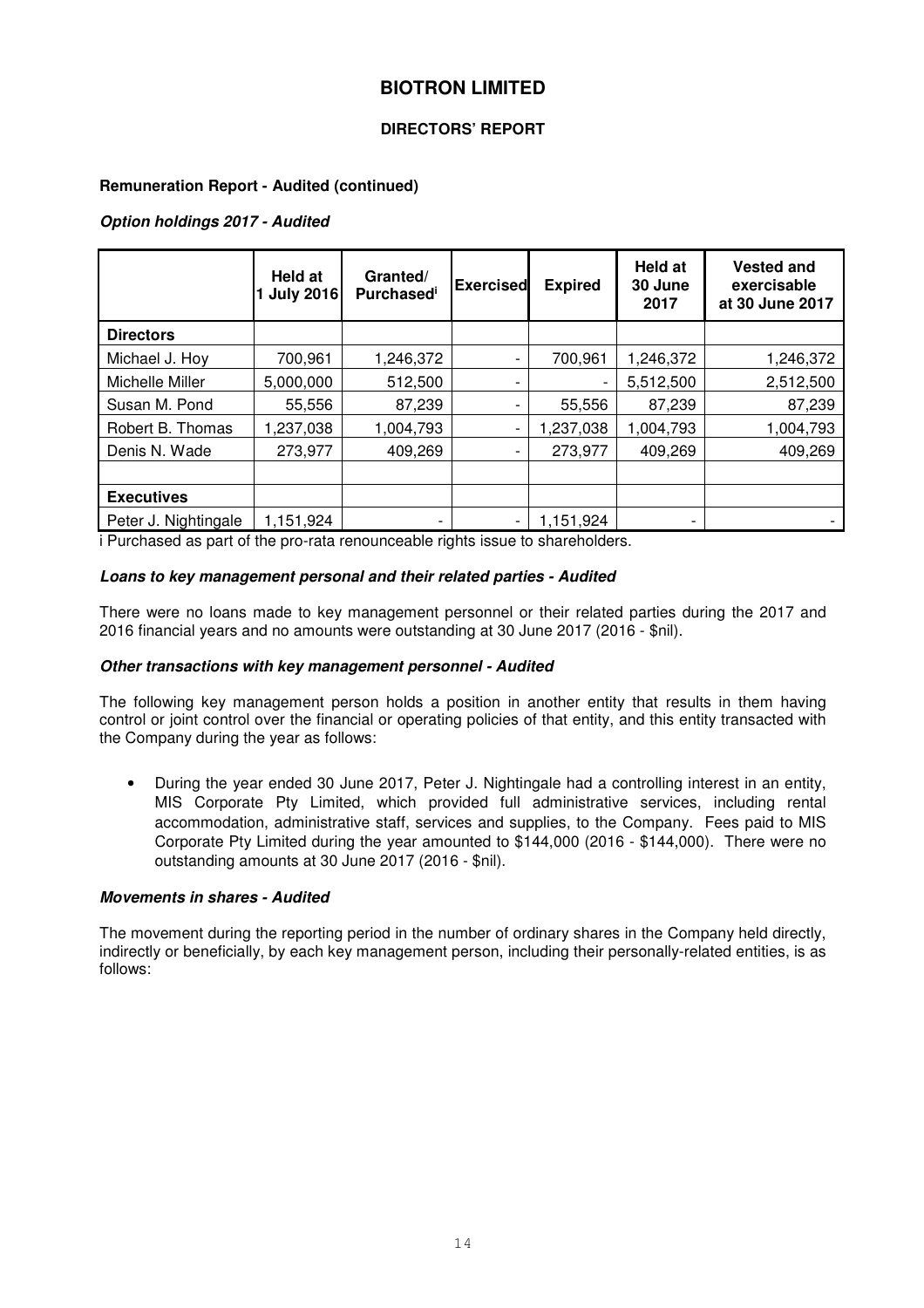# BIOTRON LIMITED

## DIRECTORS' REPORT

**Remuneration Report - Audited (continued)**

***Option holdings 2017 - Audited***

| | Held at 1 July 2016 | Granted/ Purchased[i] | Exercised | Expired | Held at 30 June 2017 | Vested and exercisable at 30 June 2017 |
|---|---|---|---|---|---|---|
| **Directors** | | | | | | |
| Michael J. Hoy | 700,961 | 1,246,372 | - | 700,961 | 1,246,372 | 1,246,372 |
| Michelle Miller | 5,000,000 | 512,500 | - | - | 5,512,500 | 2,512,500 |
| Susan M. Pond | 55,556 | 87,239 | - | 55,556 | 87,239 | 87,239 |
| Robert B. Thomas | 1,237,038 | 1,004,793 | - | 1,237,038 | 1,004,793 | 1,004,793 |
| Denis N. Wade | 273,977 | 409,269 | - | 273,977 | 409,269 | 409,269 |
| | | | | | | |
| **Executives** | | | | | | |
| Peter J. Nightingale | 1,151,924 | - | - | 1,151,924 | - | - |

i Purchased as part of the pro-rata renounceable rights issue to shareholders.

***Loans to key management personal and their related parties - Audited***

There were no loans made to key management personnel or their related parties during the 2017 and 2016 financial years and no amounts were outstanding at 30 June 2017 (2016 - $nil).

***Other transactions with key management personnel - Audited***

The following key management person holds a position in another entity that results in them having control or joint control over the financial or operating policies of that entity, and this entity transacted with the Company during the year as follows:

- During the year ended 30 June 2017, Peter J. Nightingale had a controlling interest in an entity, MIS Corporate Pty Limited, which provided full administrative services, including rental accommodation, administrative staff, services and supplies, to the Company. Fees paid to MIS Corporate Pty Limited during the year amounted to $144,000 (2016 - $144,000). There were no outstanding amounts at 30 June 2017 (2016 - $nil).

***Movements in shares - Audited***

The movement during the reporting period in the number of ordinary shares in the Company held directly, indirectly or beneficially, by each key management person, including their personally-related entities, is as follows: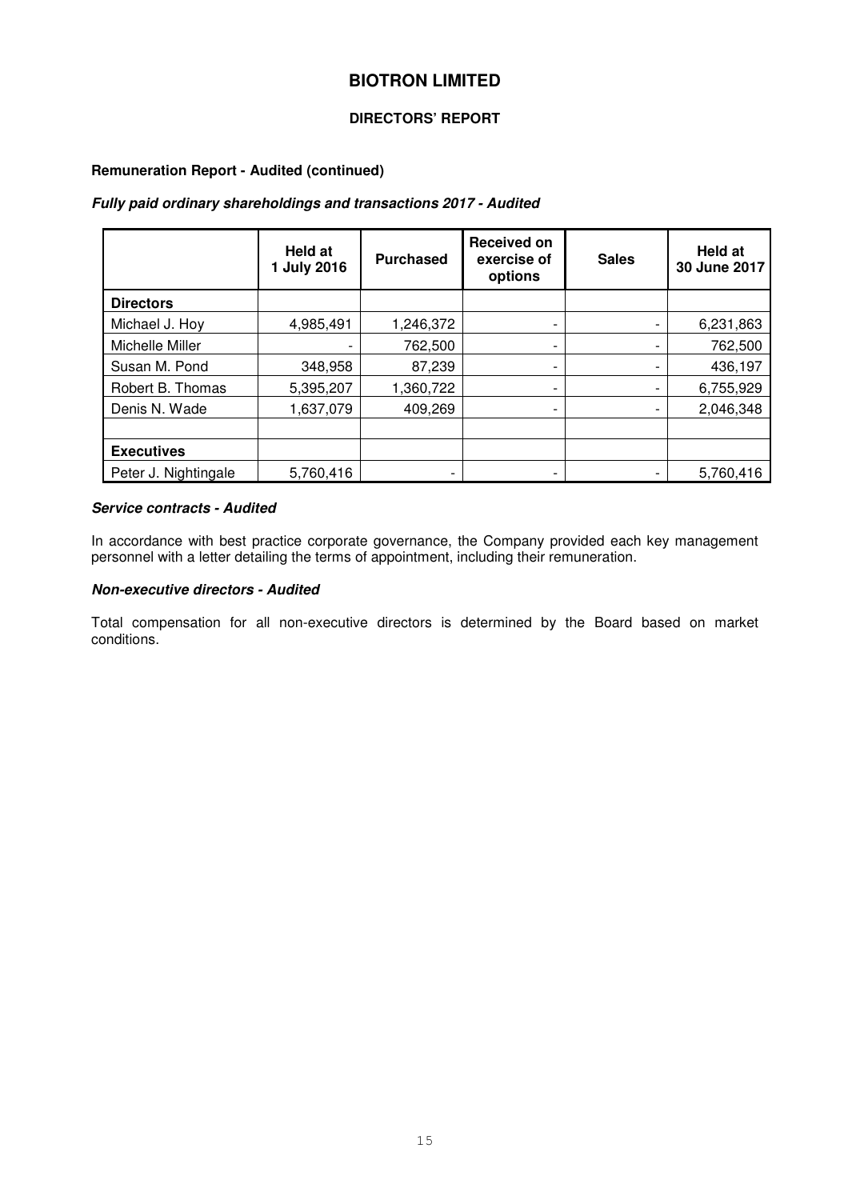# BIOTRON LIMITED

## DIRECTORS' REPORT

**Remuneration Report - Audited (continued)**

***Fully paid ordinary shareholdings and transactions 2017 - Audited***

| | Held at 1 July 2016 | Purchased | Received on exercise of options | Sales | Held at 30 June 2017 |
|---|---|---|---|---|---|
| **Directors** | | | | | |
| Michael J. Hoy | 4,985,491 | 1,246,372 | - | - | 6,231,863 |
| Michelle Miller | - | 762,500 | - | - | 762,500 |
| Susan M. Pond | 348,958 | 87,239 | - | - | 436,197 |
| Robert B. Thomas | 5,395,207 | 1,360,722 | - | - | 6,755,929 |
| Denis N. Wade | 1,637,079 | 409,269 | - | - | 2,046,348 |
| | | | | | |
| **Executives** | | | | | |
| Peter J. Nightingale | 5,760,416 | - | - | - | 5,760,416 |

***Service contracts - Audited***

In accordance with best practice corporate governance, the Company provided each key management personnel with a letter detailing the terms of appointment, including their remuneration.

***Non-executive directors - Audited***

Total compensation for all non-executive directors is determined by the Board based on market conditions.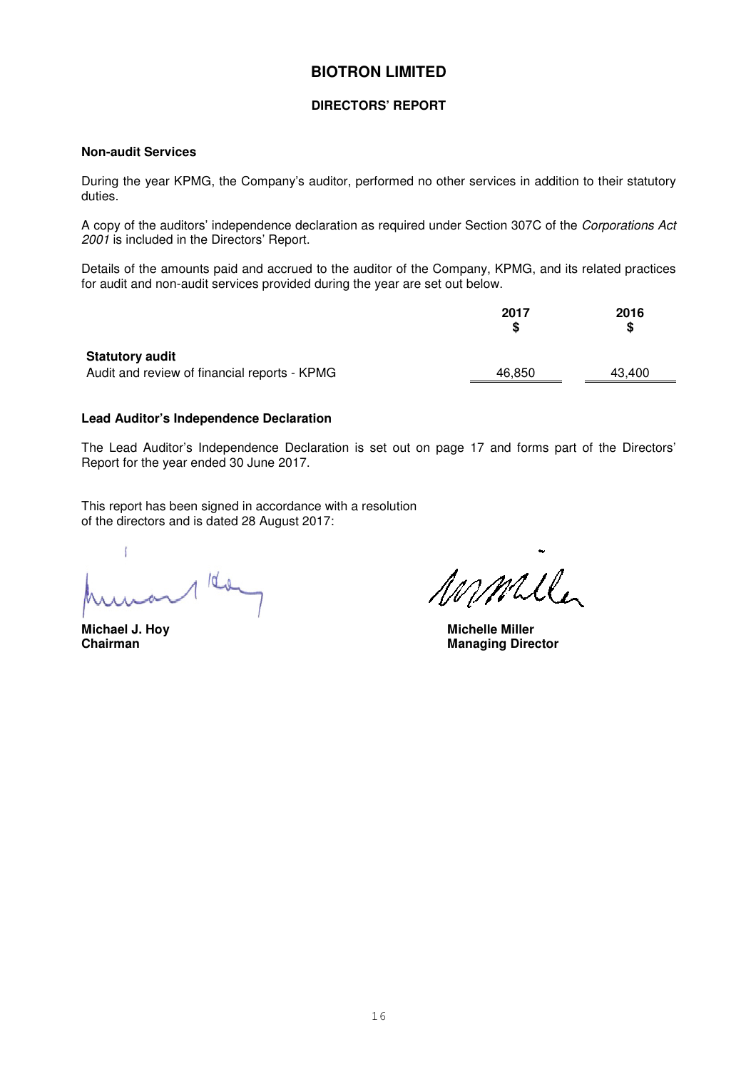# BIOTRON LIMITED

## DIRECTORS' REPORT

### Non-audit Services

During the year KPMG, the Company's auditor, performed no other services in addition to their statutory duties.

A copy of the auditors' independence declaration as required under Section 307C of the *Corporations Act 2001* is included in the Directors' Report.

Details of the amounts paid and accrued to the auditor of the Company, KPMG, and its related practices for audit and non-audit services provided during the year are set out below.

| | 2017 $ | 2016 $ |
|---|---|---|
| **Statutory audit** | | |
| Audit and review of financial reports - KPMG | 46,850 | 43,400 |

### Lead Auditor's Independence Declaration

The Lead Auditor's Independence Declaration is set out on page 17 and forms part of the Directors' Report for the year ended 30 June 2017.

This report has been signed in accordance with a resolution of the directors and is dated 28 August 2017:

**Michael J. Hoy**
**Chairman**

**Michelle Miller**
**Managing Director**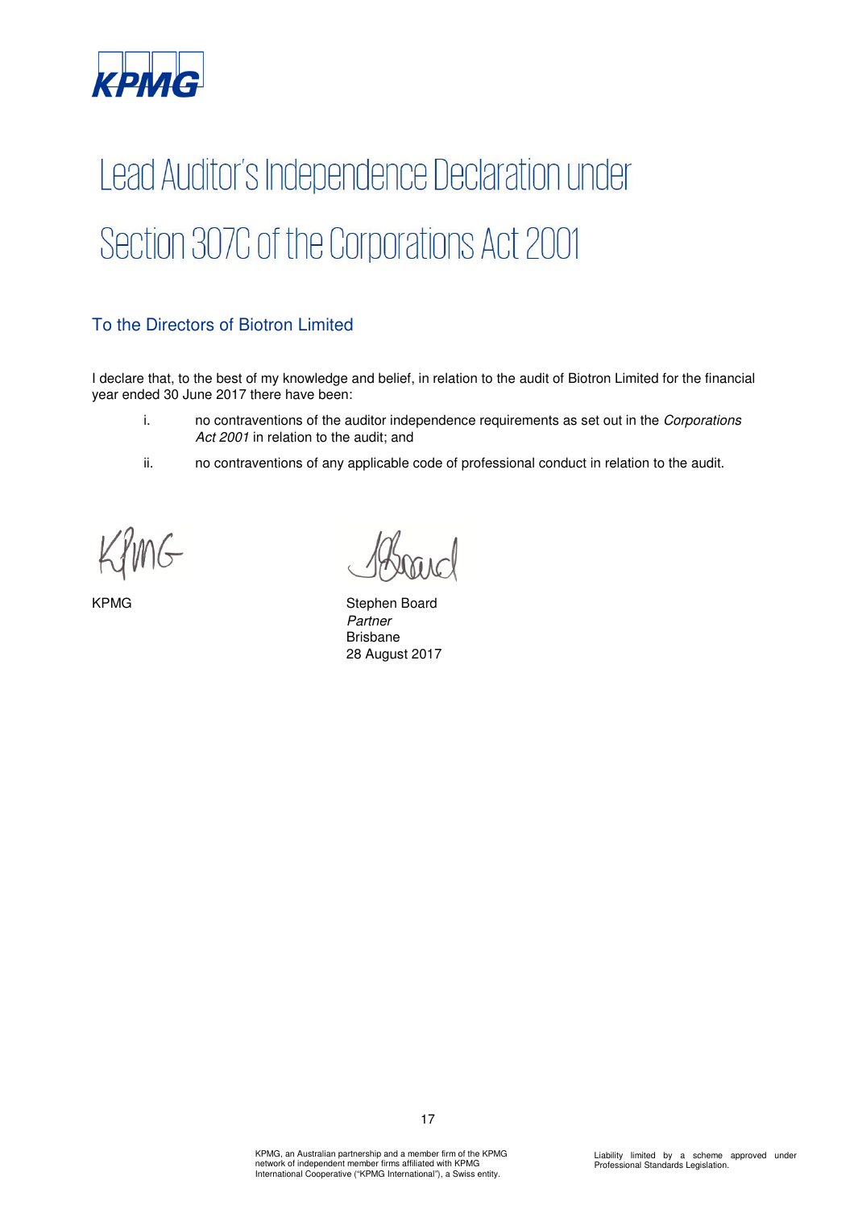KPMG

# Lead Auditor's Independence Declaration under Section 307C of the Corporations Act 2001

## To the Directors of Biotron Limited

I declare that, to the best of my knowledge and belief, in relation to the audit of Biotron Limited for the financial year ended 30 June 2017 there have been:

i. no contraventions of the auditor independence requirements as set out in the *Corporations Act 2001* in relation to the audit; and

ii. no contraventions of any applicable code of professional conduct in relation to the audit.

KPMG

Stephen Board
*Partner*
Brisbane
28 August 2017

KPMG, an Australian partnership and a member firm of the KPMG network of independent member firms affiliated with KPMG International Cooperative ("KPMG International"), a Swiss entity.

Liability limited by a scheme approved under Professional Standards Legislation.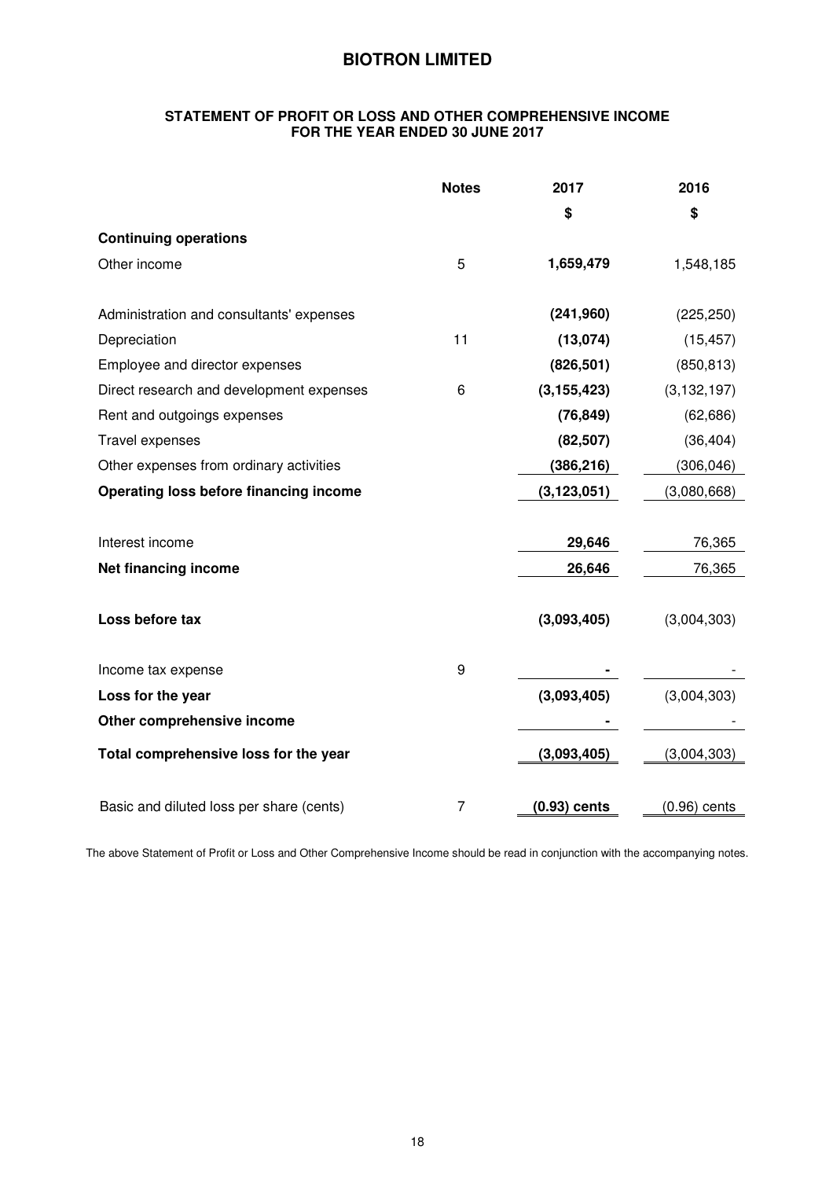# BIOTRON LIMITED

## STATEMENT OF PROFIT OR LOSS AND OTHER COMPREHENSIVE INCOME FOR THE YEAR ENDED 30 JUNE 2017

| | Notes | 2017 | 2016 |
|---|---|---|---|
| | | **$** | **$** |
| **Continuing operations** | | | |
| Other income | 5 | **1,659,479** | 1,548,185 |
| | | | |
| Administration and consultants' expenses | | **(241,960)** | (225,250) |
| Depreciation | 11 | **(13,074)** | (15,457) |
| Employee and director expenses | | **(826,501)** | (850,813) |
| Direct research and development expenses | 6 | **(3,155,423)** | (3,132,197) |
| Rent and outgoings expenses | | **(76,849)** | (62,686) |
| Travel expenses | | **(82,507)** | (36,404) |
| Other expenses from ordinary activities | | **(386,216)** | (306,046) |
| **Operating loss before financing income** | | **(3,123,051)** | (3,080,668) |
| | | | |
| Interest income | | **29,646** | 76,365 |
| **Net financing income** | | **26,646** | 76,365 |
| | | | |
| **Loss before tax** | | **(3,093,405)** | (3,004,303) |
| | | | |
| Income tax expense | 9 | **-** | - |
| **Loss for the year** | | **(3,093,405)** | (3,004,303) |
| **Other comprehensive income** | | **-** | - |
| **Total comprehensive loss for the year** | | **(3,093,405)** | (3,004,303) |
| | | | |
| Basic and diluted loss per share (cents) | 7 | **(0.93) cents** | (0.96) cents |

The above Statement of Profit or Loss and Other Comprehensive Income should be read in conjunction with the accompanying notes.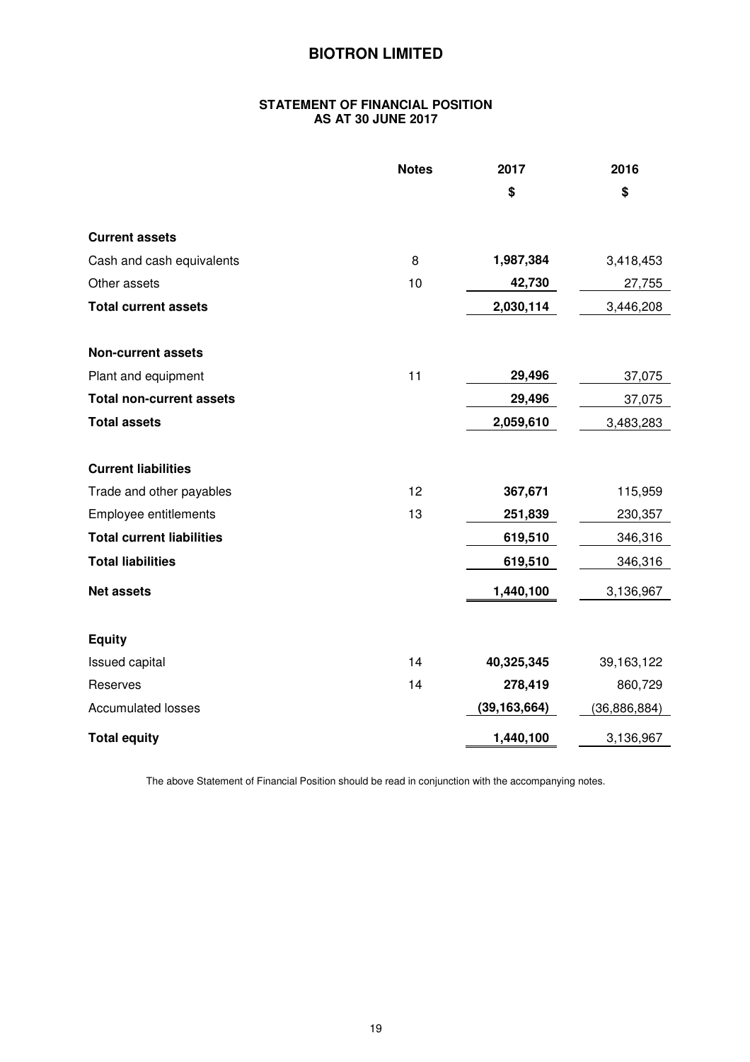# BIOTRON LIMITED

## STATEMENT OF FINANCIAL POSITION
## AS AT 30 JUNE 2017

| | Notes | 2017 | 2016 |
|---|---|---|---|
| | | **$** | **$** |
| **Current assets** | | | |
| Cash and cash equivalents | 8 | **1,987,384** | 3,418,453 |
| Other assets | 10 | **42,730** | 27,755 |
| **Total current assets** | | **2,030,114** | 3,446,208 |
| **Non-current assets** | | | |
| Plant and equipment | 11 | **29,496** | 37,075 |
| **Total non-current assets** | | **29,496** | 37,075 |
| **Total assets** | | **2,059,610** | 3,483,283 |
| **Current liabilities** | | | |
| Trade and other payables | 12 | **367,671** | 115,959 |
| Employee entitlements | 13 | **251,839** | 230,357 |
| **Total current liabilities** | | **619,510** | 346,316 |
| **Total liabilities** | | **619,510** | 346,316 |
| **Net assets** | | **1,440,100** | 3,136,967 |
| **Equity** | | | |
| Issued capital | 14 | **40,325,345** | 39,163,122 |
| Reserves | 14 | **278,419** | 860,729 |
| Accumulated losses | | **(39,163,664)** | (36,886,884) |
| **Total equity** | | **1,440,100** | 3,136,967 |

The above Statement of Financial Position should be read in conjunction with the accompanying notes.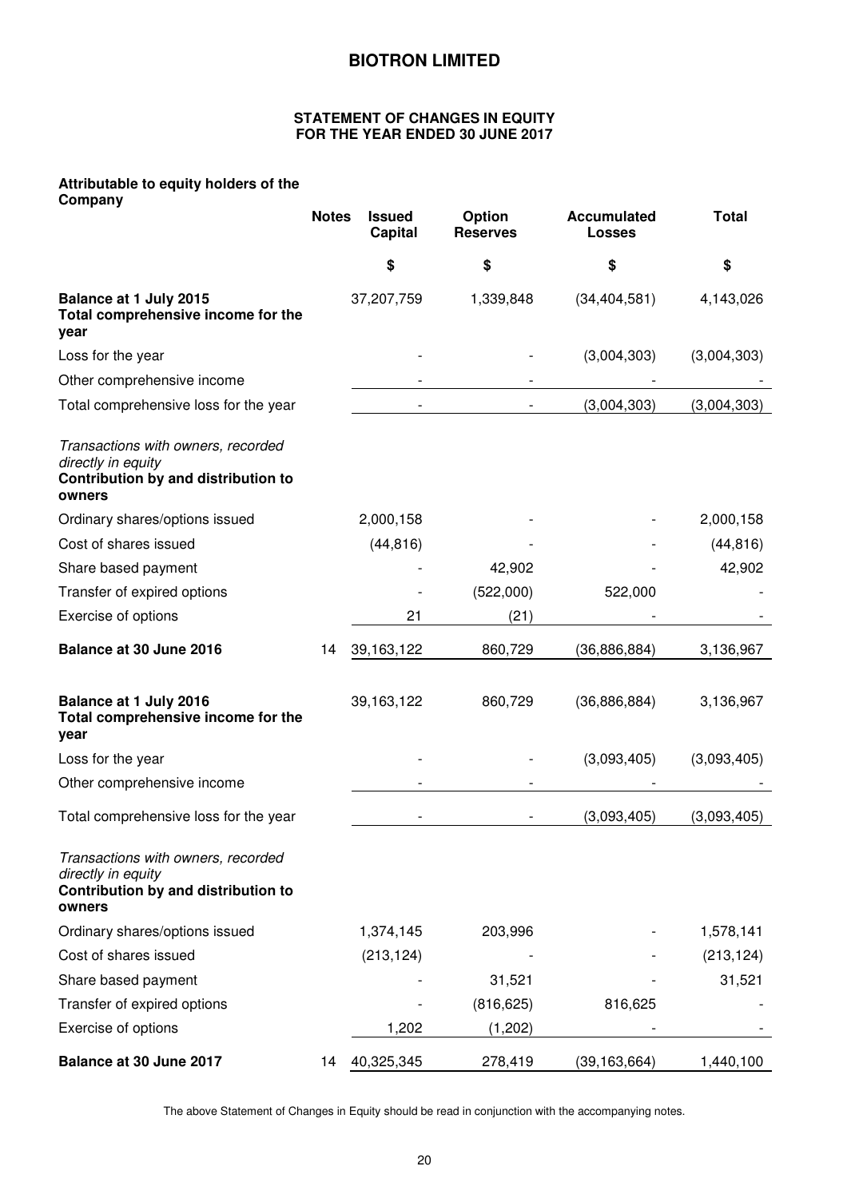# BIOTRON LIMITED

## STATEMENT OF CHANGES IN EQUITY
## FOR THE YEAR ENDED 30 JUNE 2017

**Attributable to equity holders of the Company**

| | Notes | Issued Capital | Option Reserves | Accumulated Losses | Total |
|---|---|---|---|---|---|
| | | $ | $ | $ | $ |
| **Balance at 1 July 2015** | | 37,207,759 | 1,339,848 | (34,404,581) | 4,143,026 |
| **Total comprehensive income for the year** | | | | | |
| Loss for the year | | - | - | (3,004,303) | (3,004,303) |
| Other comprehensive income | | - | - | - | - |
| Total comprehensive loss for the year | | - | - | (3,004,303) | (3,004,303) |
| *Transactions with owners, recorded directly in equity* | | | | | |
| **Contribution by and distribution to owners** | | | | | |
| Ordinary shares/options issued | | 2,000,158 | - | - | 2,000,158 |
| Cost of shares issued | | (44,816) | - | - | (44,816) |
| Share based payment | | - | 42,902 | - | 42,902 |
| Transfer of expired options | | - | (522,000) | 522,000 | - |
| Exercise of options | | 21 | (21) | - | - |
| **Balance at 30 June 2016** | 14 | 39,163,122 | 860,729 | (36,886,884) | 3,136,967 |
| | | | | | |
| **Balance at 1 July 2016** | | 39,163,122 | 860,729 | (36,886,884) | 3,136,967 |
| **Total comprehensive income for the year** | | | | | |
| Loss for the year | | - | - | (3,093,405) | (3,093,405) |
| Other comprehensive income | | - | - | - | - |
| Total comprehensive loss for the year | | - | - | (3,093,405) | (3,093,405) |
| *Transactions with owners, recorded directly in equity* | | | | | |
| **Contribution by and distribution to owners** | | | | | |
| Ordinary shares/options issued | | 1,374,145 | 203,996 | - | 1,578,141 |
| Cost of shares issued | | (213,124) | - | - | (213,124) |
| Share based payment | | - | 31,521 | - | 31,521 |
| Transfer of expired options | | - | (816,625) | 816,625 | - |
| Exercise of options | | 1,202 | (1,202) | - | - |
| **Balance at 30 June 2017** | 14 | 40,325,345 | 278,419 | (39,163,664) | 1,440,100 |

The above Statement of Changes in Equity should be read in conjunction with the accompanying notes.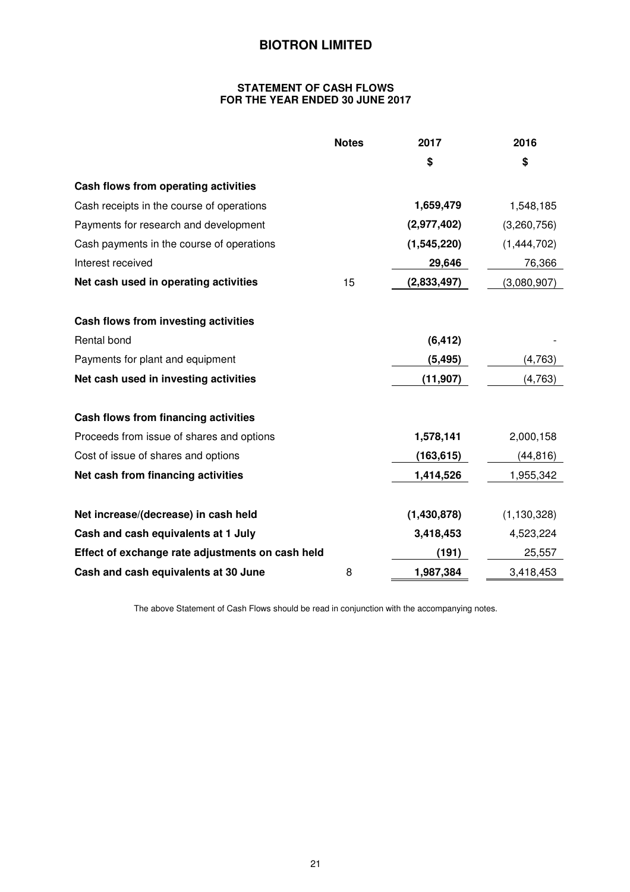# BIOTRON LIMITED

## STATEMENT OF CASH FLOWS
## FOR THE YEAR ENDED 30 JUNE 2017

| | Notes | 2017 | 2016 |
|---|---|---|---|
| | | $ | $ |
| **Cash flows from operating activities** | | | |
| Cash receipts in the course of operations | | **1,659,479** | 1,548,185 |
| Payments for research and development | | **(2,977,402)** | (3,260,756) |
| Cash payments in the course of operations | | **(1,545,220)** | (1,444,702) |
| Interest received | | **29,646** | 76,366 |
| **Net cash used in operating activities** | 15 | **(2,833,497)** | (3,080,907) |
| **Cash flows from investing activities** | | | |
| Rental bond | | **(6,412)** | - |
| Payments for plant and equipment | | **(5,495)** | (4,763) |
| **Net cash used in investing activities** | | **(11,907)** | (4,763) |
| **Cash flows from financing activities** | | | |
| Proceeds from issue of shares and options | | **1,578,141** | 2,000,158 |
| Cost of issue of shares and options | | **(163,615)** | (44,816) |
| **Net cash from financing activities** | | **1,414,526** | 1,955,342 |
| **Net increase/(decrease) in cash held** | | **(1,430,878)** | (1,130,328) |
| **Cash and cash equivalents at 1 July** | | **3,418,453** | 4,523,224 |
| **Effect of exchange rate adjustments on cash held** | | **(191)** | 25,557 |
| **Cash and cash equivalents at 30 June** | 8 | **1,987,384** | 3,418,453 |

The above Statement of Cash Flows should be read in conjunction with the accompanying notes.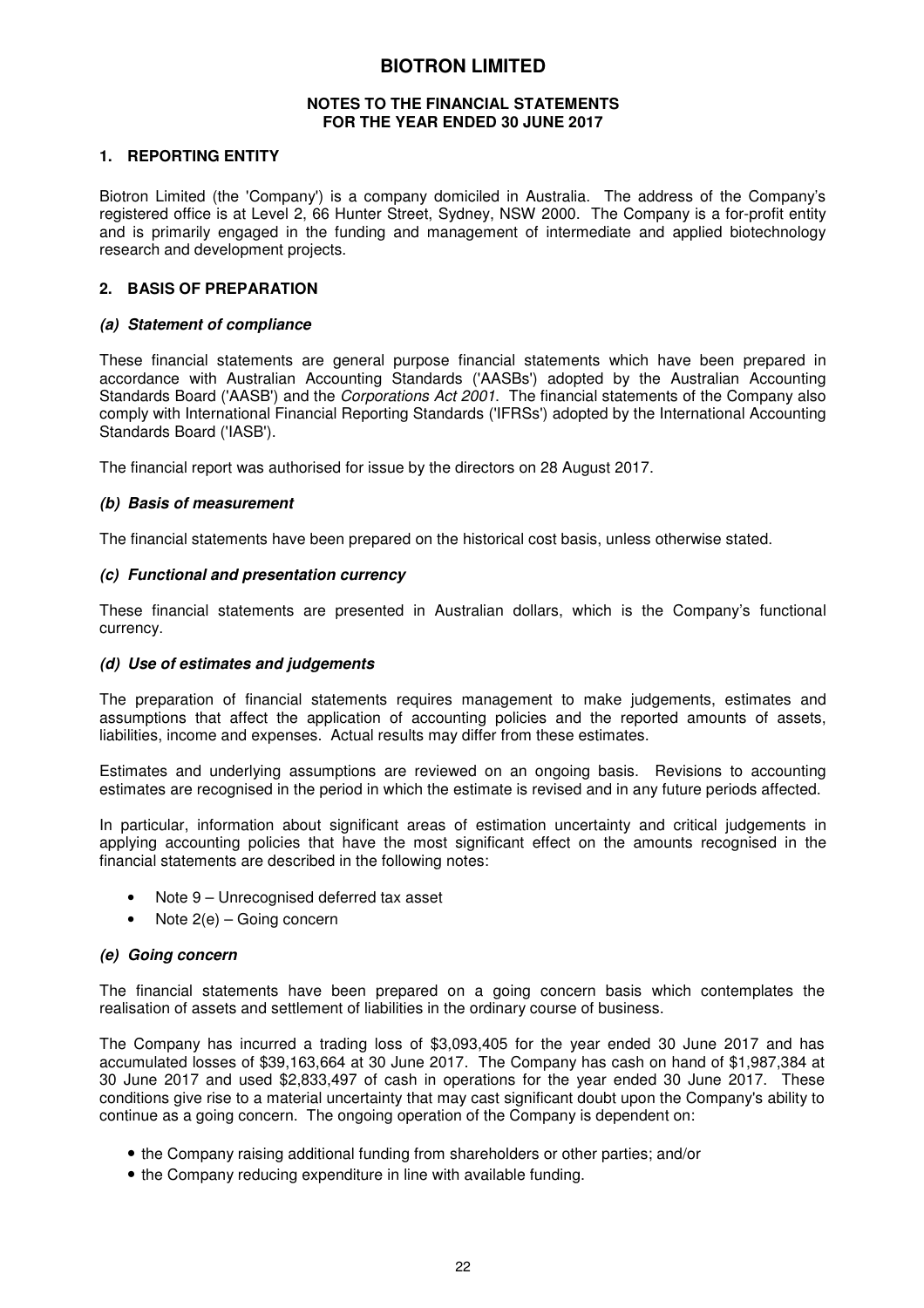# BIOTRON LIMITED

## NOTES TO THE FINANCIAL STATEMENTS FOR THE YEAR ENDED 30 JUNE 2017

### 1. REPORTING ENTITY

Biotron Limited (the 'Company') is a company domiciled in Australia. The address of the Company's registered office is at Level 2, 66 Hunter Street, Sydney, NSW 2000. The Company is a for-profit entity and is primarily engaged in the funding and management of intermediate and applied biotechnology research and development projects.

### 2. BASIS OF PREPARATION

#### *(a) Statement of compliance*

These financial statements are general purpose financial statements which have been prepared in accordance with Australian Accounting Standards ('AASBs') adopted by the Australian Accounting Standards Board ('AASB') and the *Corporations Act 2001*. The financial statements of the Company also comply with International Financial Reporting Standards ('IFRSs') adopted by the International Accounting Standards Board ('IASB').

The financial report was authorised for issue by the directors on 28 August 2017.

#### *(b) Basis of measurement*

The financial statements have been prepared on the historical cost basis, unless otherwise stated.

#### *(c) Functional and presentation currency*

These financial statements are presented in Australian dollars, which is the Company's functional currency.

#### *(d) Use of estimates and judgements*

The preparation of financial statements requires management to make judgements, estimates and assumptions that affect the application of accounting policies and the reported amounts of assets, liabilities, income and expenses. Actual results may differ from these estimates.

Estimates and underlying assumptions are reviewed on an ongoing basis. Revisions to accounting estimates are recognised in the period in which the estimate is revised and in any future periods affected.

In particular, information about significant areas of estimation uncertainty and critical judgements in applying accounting policies that have the most significant effect on the amounts recognised in the financial statements are described in the following notes:

- Note 9 – Unrecognised deferred tax asset
- Note 2(e) – Going concern

#### *(e) Going concern*

The financial statements have been prepared on a going concern basis which contemplates the realisation of assets and settlement of liabilities in the ordinary course of business.

The Company has incurred a trading loss of $3,093,405 for the year ended 30 June 2017 and has accumulated losses of $39,163,664 at 30 June 2017. The Company has cash on hand of $1,987,384 at 30 June 2017 and used $2,833,497 of cash in operations for the year ended 30 June 2017. These conditions give rise to a material uncertainty that may cast significant doubt upon the Company's ability to continue as a going concern. The ongoing operation of the Company is dependent on:

- the Company raising additional funding from shareholders or other parties; and/or
- the Company reducing expenditure in line with available funding.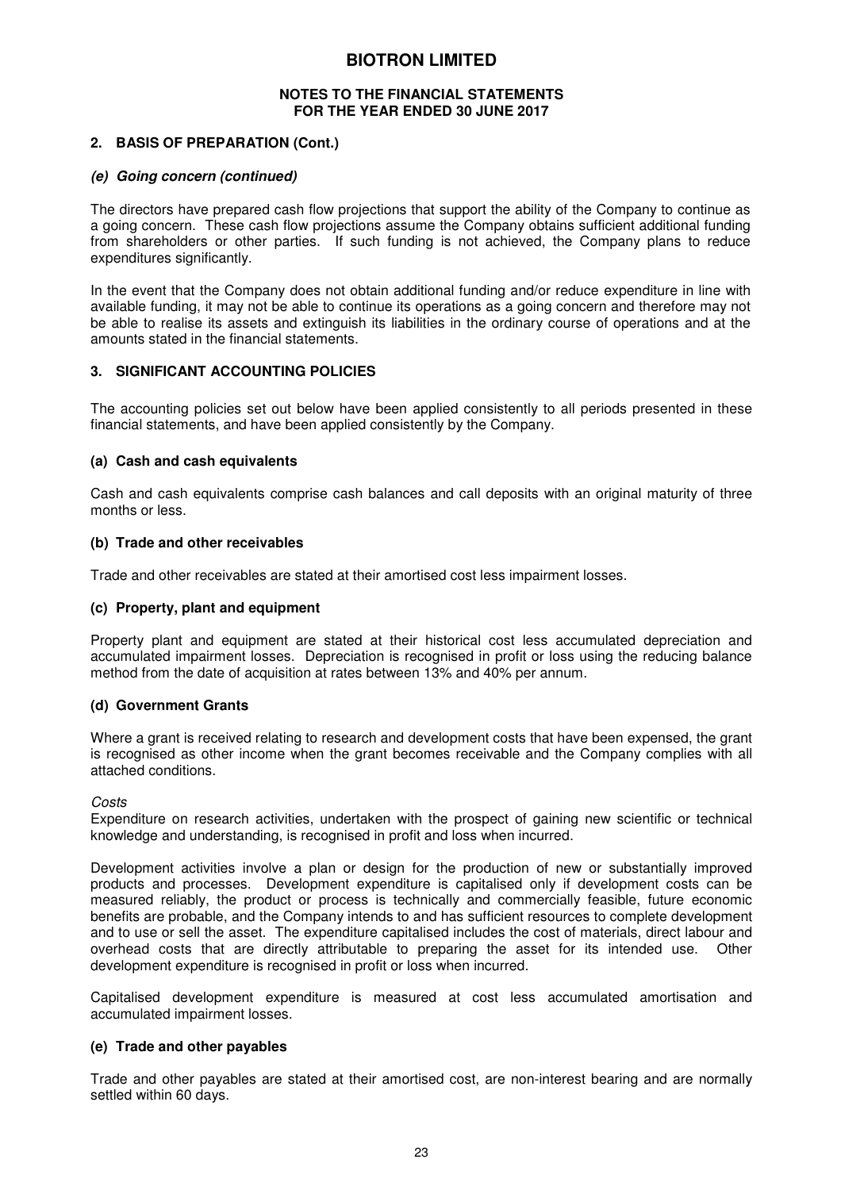## 2. BASIS OF PREPARATION (Cont.)

### *(e) Going concern (continued)*

The directors have prepared cash flow projections that support the ability of the Company to continue as a going concern. These cash flow projections assume the Company obtains sufficient additional funding from shareholders or other parties. If such funding is not achieved, the Company plans to reduce expenditures significantly.

In the event that the Company does not obtain additional funding and/or reduce expenditure in line with available funding, it may not be able to continue its operations as a going concern and therefore may not be able to realise its assets and extinguish its liabilities in the ordinary course of operations and at the amounts stated in the financial statements.

## 3. SIGNIFICANT ACCOUNTING POLICIES

The accounting policies set out below have been applied consistently to all periods presented in these financial statements, and have been applied consistently by the Company.

### (a) Cash and cash equivalents

Cash and cash equivalents comprise cash balances and call deposits with an original maturity of three months or less.

### (b) Trade and other receivables

Trade and other receivables are stated at their amortised cost less impairment losses.

### (c) Property, plant and equipment

Property plant and equipment are stated at their historical cost less accumulated depreciation and accumulated impairment losses. Depreciation is recognised in profit or loss using the reducing balance method from the date of acquisition at rates between 13% and 40% per annum.

### (d) Government Grants

Where a grant is received relating to research and development costs that have been expensed, the grant is recognised as other income when the grant becomes receivable and the Company complies with all attached conditions.

*Costs*

Expenditure on research activities, undertaken with the prospect of gaining new scientific or technical knowledge and understanding, is recognised in profit and loss when incurred.

Development activities involve a plan or design for the production of new or substantially improved products and processes. Development expenditure is capitalised only if development costs can be measured reliably, the product or process is technically and commercially feasible, future economic benefits are probable, and the Company intends to and has sufficient resources to complete development and to use or sell the asset. The expenditure capitalised includes the cost of materials, direct labour and overhead costs that are directly attributable to preparing the asset for its intended use. Other development expenditure is recognised in profit or loss when incurred.

Capitalised development expenditure is measured at cost less accumulated amortisation and accumulated impairment losses.

### (e) Trade and other payables

Trade and other payables are stated at their amortised cost, are non-interest bearing and are normally settled within 60 days.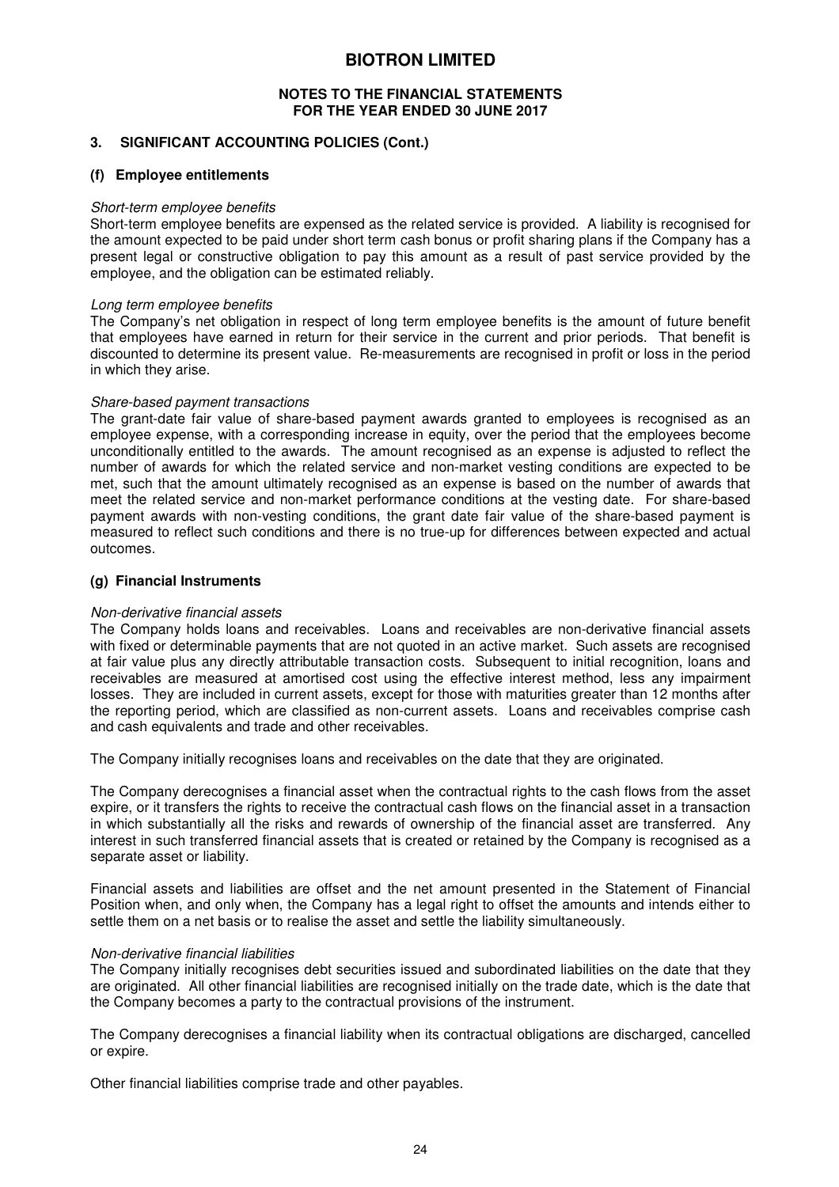## 3. SIGNIFICANT ACCOUNTING POLICIES (Cont.)

### (f) Employee entitlements

*Short-term employee benefits*

Short-term employee benefits are expensed as the related service is provided. A liability is recognised for the amount expected to be paid under short term cash bonus or profit sharing plans if the Company has a present legal or constructive obligation to pay this amount as a result of past service provided by the employee, and the obligation can be estimated reliably.

*Long term employee benefits*

The Company's net obligation in respect of long term employee benefits is the amount of future benefit that employees have earned in return for their service in the current and prior periods. That benefit is discounted to determine its present value. Re-measurements are recognised in profit or loss in the period in which they arise.

*Share-based payment transactions*

The grant-date fair value of share-based payment awards granted to employees is recognised as an employee expense, with a corresponding increase in equity, over the period that the employees become unconditionally entitled to the awards. The amount recognised as an expense is adjusted to reflect the number of awards for which the related service and non-market vesting conditions are expected to be met, such that the amount ultimately recognised as an expense is based on the number of awards that meet the related service and non-market performance conditions at the vesting date. For share-based payment awards with non-vesting conditions, the grant date fair value of the share-based payment is measured to reflect such conditions and there is no true-up for differences between expected and actual outcomes.

### (g) Financial Instruments

*Non-derivative financial assets*

The Company holds loans and receivables. Loans and receivables are non-derivative financial assets with fixed or determinable payments that are not quoted in an active market. Such assets are recognised at fair value plus any directly attributable transaction costs. Subsequent to initial recognition, loans and receivables are measured at amortised cost using the effective interest method, less any impairment losses. They are included in current assets, except for those with maturities greater than 12 months after the reporting period, which are classified as non-current assets. Loans and receivables comprise cash and cash equivalents and trade and other receivables.

The Company initially recognises loans and receivables on the date that they are originated.

The Company derecognises a financial asset when the contractual rights to the cash flows from the asset expire, or it transfers the rights to receive the contractual cash flows on the financial asset in a transaction in which substantially all the risks and rewards of ownership of the financial asset are transferred. Any interest in such transferred financial assets that is created or retained by the Company is recognised as a separate asset or liability.

Financial assets and liabilities are offset and the net amount presented in the Statement of Financial Position when, and only when, the Company has a legal right to offset the amounts and intends either to settle them on a net basis or to realise the asset and settle the liability simultaneously.

*Non-derivative financial liabilities*

The Company initially recognises debt securities issued and subordinated liabilities on the date that they are originated. All other financial liabilities are recognised initially on the trade date, which is the date that the Company becomes a party to the contractual provisions of the instrument.

The Company derecognises a financial liability when its contractual obligations are discharged, cancelled or expire.

Other financial liabilities comprise trade and other payables.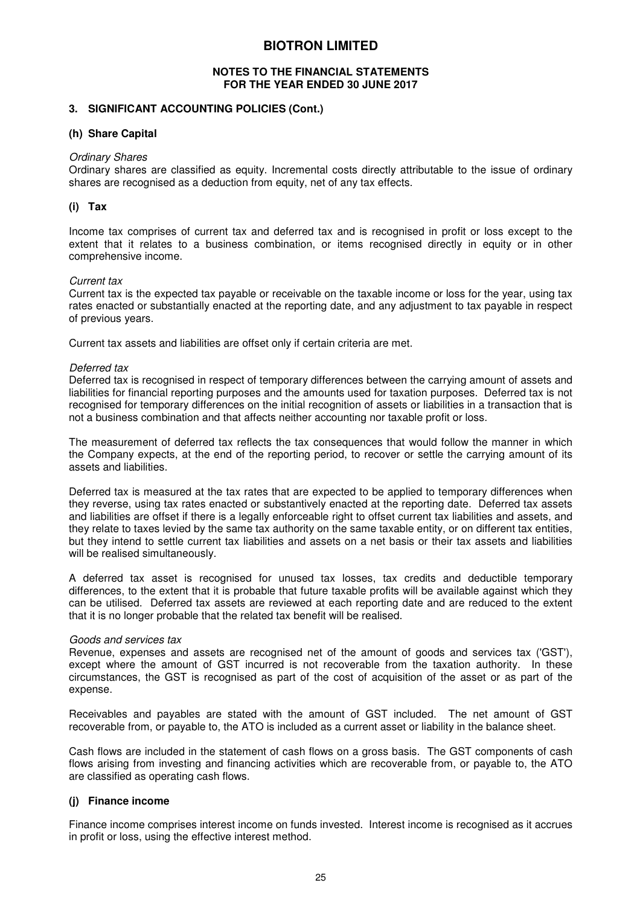# BIOTRON LIMITED

**NOTES TO THE FINANCIAL STATEMENTS**
**FOR THE YEAR ENDED 30 JUNE 2017**

## 3. SIGNIFICANT ACCOUNTING POLICIES (Cont.)

### (h) Share Capital

*Ordinary Shares*
Ordinary shares are classified as equity. Incremental costs directly attributable to the issue of ordinary shares are recognised as a deduction from equity, net of any tax effects.

### (i) Tax

Income tax comprises of current tax and deferred tax and is recognised in profit or loss except to the extent that it relates to a business combination, or items recognised directly in equity or in other comprehensive income.

*Current tax*
Current tax is the expected tax payable or receivable on the taxable income or loss for the year, using tax rates enacted or substantially enacted at the reporting date, and any adjustment to tax payable in respect of previous years.

Current tax assets and liabilities are offset only if certain criteria are met.

*Deferred tax*
Deferred tax is recognised in respect of temporary differences between the carrying amount of assets and liabilities for financial reporting purposes and the amounts used for taxation purposes. Deferred tax is not recognised for temporary differences on the initial recognition of assets or liabilities in a transaction that is not a business combination and that affects neither accounting nor taxable profit or loss.

The measurement of deferred tax reflects the tax consequences that would follow the manner in which the Company expects, at the end of the reporting period, to recover or settle the carrying amount of its assets and liabilities.

Deferred tax is measured at the tax rates that are expected to be applied to temporary differences when they reverse, using tax rates enacted or substantively enacted at the reporting date. Deferred tax assets and liabilities are offset if there is a legally enforceable right to offset current tax liabilities and assets, and they relate to taxes levied by the same tax authority on the same taxable entity, or on different tax entities, but they intend to settle current tax liabilities and assets on a net basis or their tax assets and liabilities will be realised simultaneously.

A deferred tax asset is recognised for unused tax losses, tax credits and deductible temporary differences, to the extent that it is probable that future taxable profits will be available against which they can be utilised. Deferred tax assets are reviewed at each reporting date and are reduced to the extent that it is no longer probable that the related tax benefit will be realised.

*Goods and services tax*
Revenue, expenses and assets are recognised net of the amount of goods and services tax ('GST'), except where the amount of GST incurred is not recoverable from the taxation authority. In these circumstances, the GST is recognised as part of the cost of acquisition of the asset or as part of the expense.

Receivables and payables are stated with the amount of GST included. The net amount of GST recoverable from, or payable to, the ATO is included as a current asset or liability in the balance sheet.

Cash flows are included in the statement of cash flows on a gross basis. The GST components of cash flows arising from investing and financing activities which are recoverable from, or payable to, the ATO are classified as operating cash flows.

### (j) Finance income

Finance income comprises interest income on funds invested. Interest income is recognised as it accrues in profit or loss, using the effective interest method.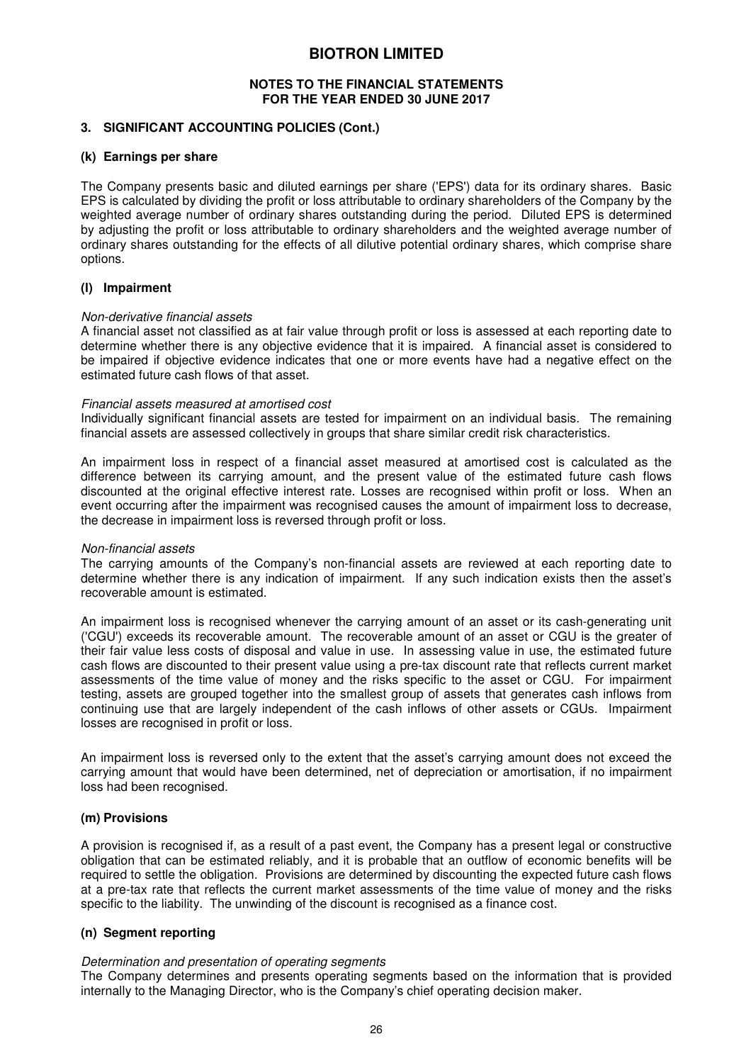# BIOTRON LIMITED

**NOTES TO THE FINANCIAL STATEMENTS**
**FOR THE YEAR ENDED 30 JUNE 2017**

## 3. SIGNIFICANT ACCOUNTING POLICIES (Cont.)

### (k) Earnings per share

The Company presents basic and diluted earnings per share ('EPS') data for its ordinary shares. Basic EPS is calculated by dividing the profit or loss attributable to ordinary shareholders of the Company by the weighted average number of ordinary shares outstanding during the period. Diluted EPS is determined by adjusting the profit or loss attributable to ordinary shareholders and the weighted average number of ordinary shares outstanding for the effects of all dilutive potential ordinary shares, which comprise share options.

### (l) Impairment

*Non-derivative financial assets*
A financial asset not classified as at fair value through profit or loss is assessed at each reporting date to determine whether there is any objective evidence that it is impaired. A financial asset is considered to be impaired if objective evidence indicates that one or more events have had a negative effect on the estimated future cash flows of that asset.

*Financial assets measured at amortised cost*
Individually significant financial assets are tested for impairment on an individual basis. The remaining financial assets are assessed collectively in groups that share similar credit risk characteristics.

An impairment loss in respect of a financial asset measured at amortised cost is calculated as the difference between its carrying amount, and the present value of the estimated future cash flows discounted at the original effective interest rate. Losses are recognised within profit or loss. When an event occurring after the impairment was recognised causes the amount of impairment loss to decrease, the decrease in impairment loss is reversed through profit or loss.

*Non-financial assets*
The carrying amounts of the Company's non-financial assets are reviewed at each reporting date to determine whether there is any indication of impairment. If any such indication exists then the asset's recoverable amount is estimated.

An impairment loss is recognised whenever the carrying amount of an asset or its cash-generating unit ('CGU') exceeds its recoverable amount. The recoverable amount of an asset or CGU is the greater of their fair value less costs of disposal and value in use. In assessing value in use, the estimated future cash flows are discounted to their present value using a pre-tax discount rate that reflects current market assessments of the time value of money and the risks specific to the asset or CGU. For impairment testing, assets are grouped together into the smallest group of assets that generates cash inflows from continuing use that are largely independent of the cash inflows of other assets or CGUs. Impairment losses are recognised in profit or loss.

An impairment loss is reversed only to the extent that the asset's carrying amount does not exceed the carrying amount that would have been determined, net of depreciation or amortisation, if no impairment loss had been recognised.

### (m) Provisions

A provision is recognised if, as a result of a past event, the Company has a present legal or constructive obligation that can be estimated reliably, and it is probable that an outflow of economic benefits will be required to settle the obligation. Provisions are determined by discounting the expected future cash flows at a pre-tax rate that reflects the current market assessments of the time value of money and the risks specific to the liability. The unwinding of the discount is recognised as a finance cost.

### (n) Segment reporting

*Determination and presentation of operating segments*
The Company determines and presents operating segments based on the information that is provided internally to the Managing Director, who is the Company's chief operating decision maker.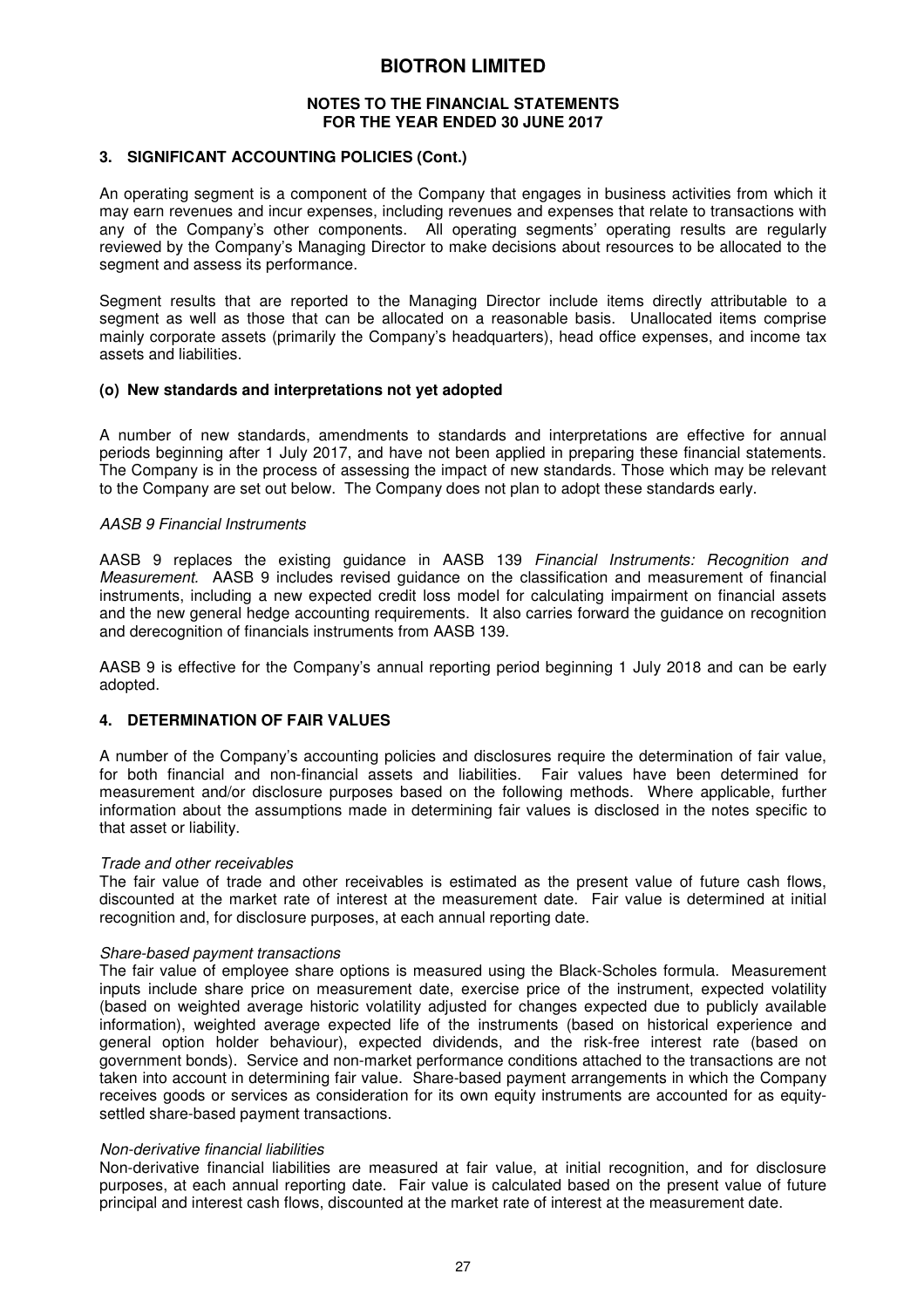## 3. SIGNIFICANT ACCOUNTING POLICIES (Cont.)

An operating segment is a component of the Company that engages in business activities from which it may earn revenues and incur expenses, including revenues and expenses that relate to transactions with any of the Company's other components. All operating segments' operating results are regularly reviewed by the Company's Managing Director to make decisions about resources to be allocated to the segment and assess its performance.

Segment results that are reported to the Managing Director include items directly attributable to a segment as well as those that can be allocated on a reasonable basis. Unallocated items comprise mainly corporate assets (primarily the Company's headquarters), head office expenses, and income tax assets and liabilities.

### (o) New standards and interpretations not yet adopted

A number of new standards, amendments to standards and interpretations are effective for annual periods beginning after 1 July 2017, and have not been applied in preparing these financial statements. The Company is in the process of assessing the impact of new standards. Those which may be relevant to the Company are set out below. The Company does not plan to adopt these standards early.

*AASB 9 Financial Instruments*

AASB 9 replaces the existing guidance in AASB 139 *Financial Instruments: Recognition and Measurement.* AASB 9 includes revised guidance on the classification and measurement of financial instruments, including a new expected credit loss model for calculating impairment on financial assets and the new general hedge accounting requirements. It also carries forward the guidance on recognition and derecognition of financials instruments from AASB 139.

AASB 9 is effective for the Company's annual reporting period beginning 1 July 2018 and can be early adopted.

## 4. DETERMINATION OF FAIR VALUES

A number of the Company's accounting policies and disclosures require the determination of fair value, for both financial and non-financial assets and liabilities. Fair values have been determined for measurement and/or disclosure purposes based on the following methods. Where applicable, further information about the assumptions made in determining fair values is disclosed in the notes specific to that asset or liability.

*Trade and other receivables*

The fair value of trade and other receivables is estimated as the present value of future cash flows, discounted at the market rate of interest at the measurement date. Fair value is determined at initial recognition and, for disclosure purposes, at each annual reporting date.

*Share-based payment transactions*

The fair value of employee share options is measured using the Black-Scholes formula. Measurement inputs include share price on measurement date, exercise price of the instrument, expected volatility (based on weighted average historic volatility adjusted for changes expected due to publicly available information), weighted average expected life of the instruments (based on historical experience and general option holder behaviour), expected dividends, and the risk-free interest rate (based on government bonds). Service and non-market performance conditions attached to the transactions are not taken into account in determining fair value. Share-based payment arrangements in which the Company receives goods or services as consideration for its own equity instruments are accounted for as equity-settled share-based payment transactions.

*Non-derivative financial liabilities*

Non-derivative financial liabilities are measured at fair value, at initial recognition, and for disclosure purposes, at each annual reporting date. Fair value is calculated based on the present value of future principal and interest cash flows, discounted at the market rate of interest at the measurement date.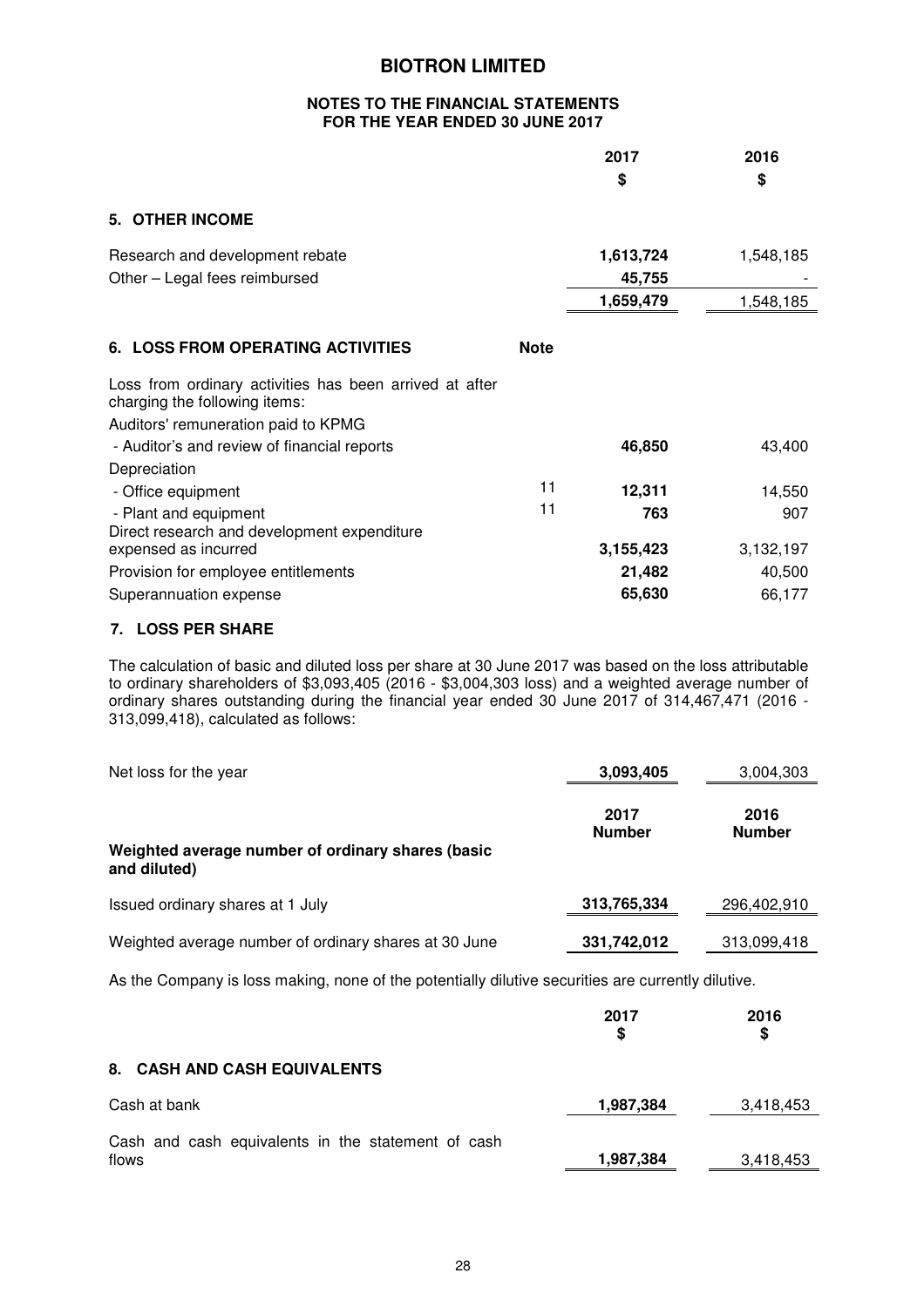# BIOTRON LIMITED

## NOTES TO THE FINANCIAL STATEMENTS FOR THE YEAR ENDED 30 JUNE 2017

| | | 2017 | 2016 |
|---|---|---|---|
| | | $ | $ |
| **5. OTHER INCOME** | | | |
| Research and development rebate | | **1,613,724** | 1,548,185 |
| Other – Legal fees reimbursed | | **45,755** | - |
| | | **1,659,479** | 1,548,185 |
| **6. LOSS FROM OPERATING ACTIVITIES** | **Note** | | |
| Loss from ordinary activities has been arrived at after charging the following items: | | | |
| Auditors' remuneration paid to KPMG | | | |
| - Auditor's and review of financial reports | | **46,850** | 43,400 |
| Depreciation | | | |
| - Office equipment | 11 | **12,311** | 14,550 |
| - Plant and equipment | 11 | **763** | 907 |
| Direct research and development expenditure expensed as incurred | | **3,155,423** | 3,132,197 |
| Provision for employee entitlements | | **21,482** | 40,500 |
| Superannuation expense | | **65,630** | 66,177 |

### 7. LOSS PER SHARE

The calculation of basic and diluted loss per share at 30 June 2017 was based on the loss attributable to ordinary shareholders of $3,093,405 (2016 - $3,004,303 loss) and a weighted average number of ordinary shares outstanding during the financial year ended 30 June 2017 of 314,467,471 (2016 - 313,099,418), calculated as follows:

| | 2017 | 2016 |
|---|---|---|
| Net loss for the year | **3,093,405** | 3,004,303 |
| | **2017 Number** | **2016 Number** |
| **Weighted average number of ordinary shares (basic and diluted)** | | |
| Issued ordinary shares at 1 July | **313,765,334** | 296,402,910 |
| Weighted average number of ordinary shares at 30 June | **331,742,012** | 313,099,418 |

As the Company is loss making, none of the potentially dilutive securities are currently dilutive.

| | 2017 $ | 2016 $ |
|---|---|---|
| **8. CASH AND CASH EQUIVALENTS** | | |
| Cash at bank | **1,987,384** | 3,418,453 |
| Cash and cash equivalents in the statement of cash flows | **1,987,384** | 3,418,453 |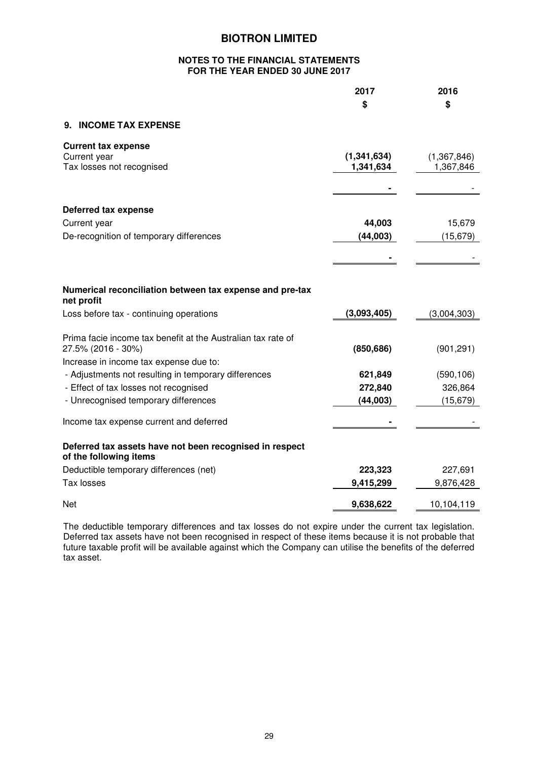# BIOTRON LIMITED

**NOTES TO THE FINANCIAL STATEMENTS**
**FOR THE YEAR ENDED 30 JUNE 2017**

| | 2017 | 2016 |
|---|---|---|
| | **$** | **$** |
| **9. INCOME TAX EXPENSE** | | |
| **Current tax expense** | | |
| Current year | **(1,341,634)** | (1,367,846) |
| Tax losses not recognised | **1,341,634** | 1,367,846 |
| | **-** | - |
| **Deferred tax expense** | | |
| Current year | **44,003** | 15,679 |
| De-recognition of temporary differences | **(44,003)** | (15,679) |
| | **-** | - |
| **Numerical reconciliation between tax expense and pre-tax net profit** | | |
| Loss before tax - continuing operations | **(3,093,405)** | (3,004,303) |
| Prima facie income tax benefit at the Australian tax rate of 27.5% (2016 - 30%) | **(850,686)** | (901,291) |
| Increase in income tax expense due to: | | |
| - Adjustments not resulting in temporary differences | **621,849** | (590,106) |
| - Effect of tax losses not recognised | **272,840** | 326,864 |
| - Unrecognised temporary differences | **(44,003)** | (15,679) |
| Income tax expense current and deferred | **-** | - |
| **Deferred tax assets have not been recognised in respect of the following items** | | |
| Deductible temporary differences (net) | **223,323** | 227,691 |
| Tax losses | **9,415,299** | 9,876,428 |
| Net | **9,638,622** | 10,104,119 |

The deductible temporary differences and tax losses do not expire under the current tax legislation. Deferred tax assets have not been recognised in respect of these items because it is not probable that future taxable profit will be available against which the Company can utilise the benefits of the deferred tax asset.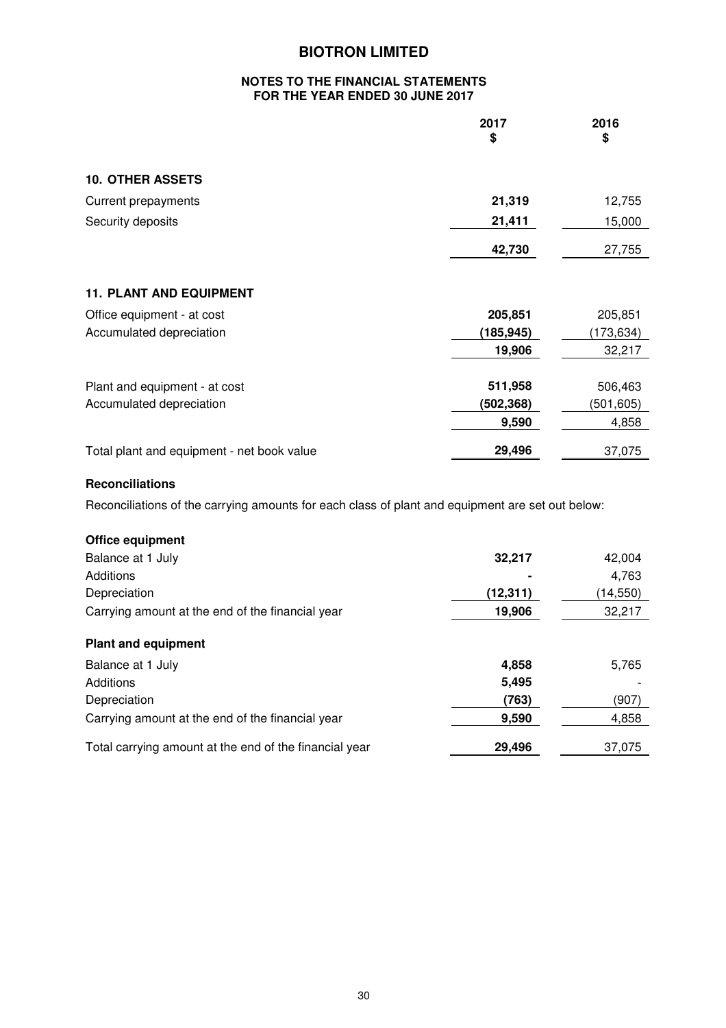# BIOTRON LIMITED

**NOTES TO THE FINANCIAL STATEMENTS**
**FOR THE YEAR ENDED 30 JUNE 2017**

| | 2017<br>$ | 2016<br>$ |
|---|---|---|
| **10. OTHER ASSETS** | | |
| Current prepayments | **21,319** | 12,755 |
| Security deposits | **21,411** | 15,000 |
| | **42,730** | 27,755 |
| | | |
| **11. PLANT AND EQUIPMENT** | | |
| Office equipment - at cost | **205,851** | 205,851 |
| Accumulated depreciation | **(185,945)** | (173,634) |
| | **19,906** | 32,217 |
| | | |
| Plant and equipment - at cost | **511,958** | 506,463 |
| Accumulated depreciation | **(502,368)** | (501,605) |
| | **9,590** | 4,858 |
| | | |
| Total plant and equipment - net book value | **29,496** | 37,075 |

**Reconciliations**

Reconciliations of the carrying amounts for each class of plant and equipment are set out below:

| | 2017<br>$ | 2016<br>$ |
|---|---|---|
| **Office equipment** | | |
| Balance at 1 July | **32,217** | 42,004 |
| Additions | **-** | 4,763 |
| Depreciation | **(12,311)** | (14,550) |
| Carrying amount at the end of the financial year | **19,906** | 32,217 |
| | | |
| **Plant and equipment** | | |
| Balance at 1 July | **4,858** | 5,765 |
| Additions | **5,495** | - |
| Depreciation | **(763)** | (907) |
| Carrying amount at the end of the financial year | **9,590** | 4,858 |
| | | |
| Total carrying amount at the end of the financial year | **29,496** | 37,075 |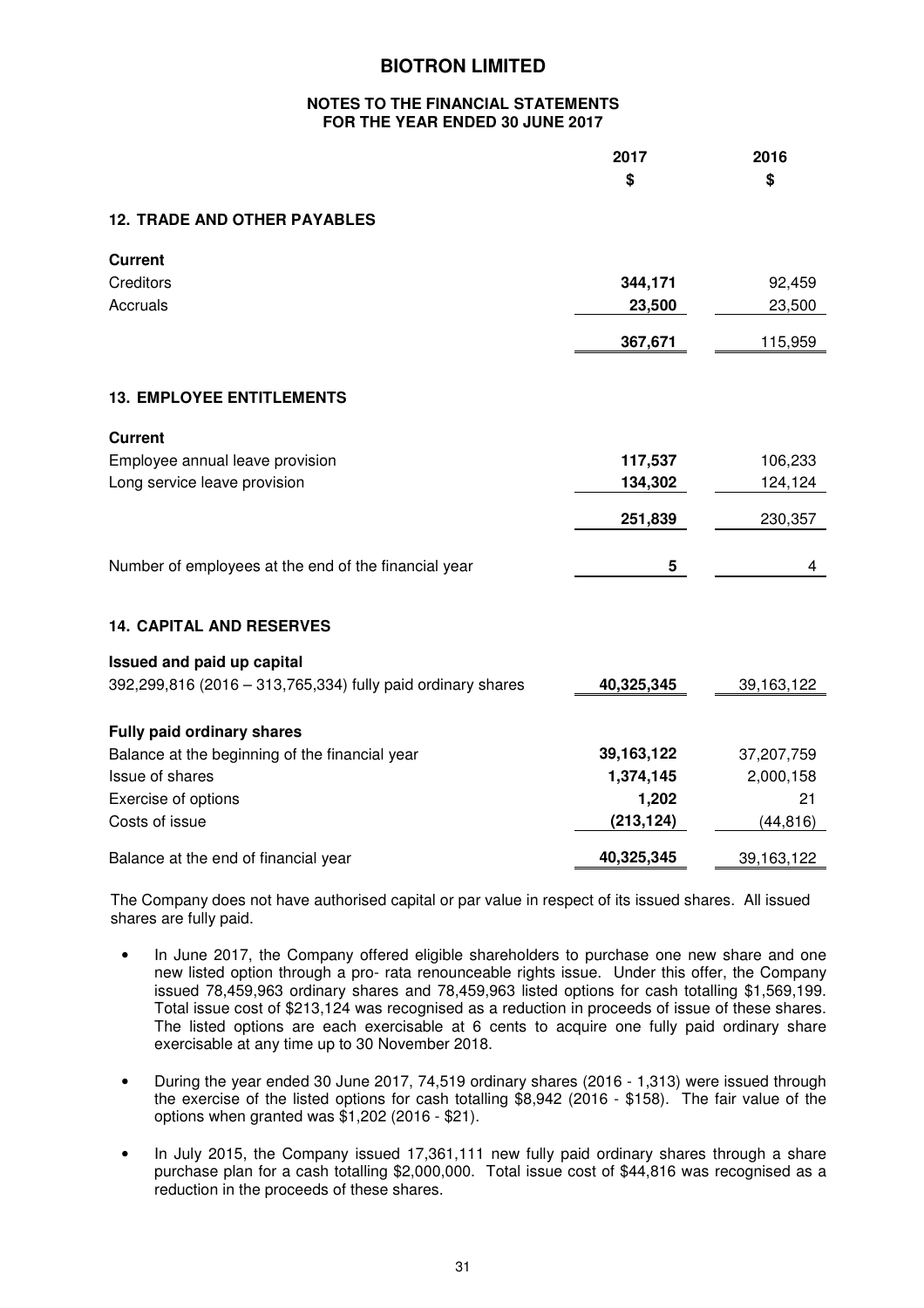# BIOTRON LIMITED

**NOTES TO THE FINANCIAL STATEMENTS FOR THE YEAR ENDED 30 JUNE 2017**

| | 2017 $ | 2016 $ |
|---|---|---|
| **12. TRADE AND OTHER PAYABLES** | | |
| **Current** | | |
| Creditors | **344,171** | 92,459 |
| Accruals | **23,500** | 23,500 |
| | **367,671** | 115,959 |
| **13. EMPLOYEE ENTITLEMENTS** | | |
| **Current** | | |
| Employee annual leave provision | **117,537** | 106,233 |
| Long service leave provision | **134,302** | 124,124 |
| | **251,839** | 230,357 |
| Number of employees at the end of the financial year | **5** | 4 |
| **14. CAPITAL AND RESERVES** | | |
| **Issued and paid up capital** | | |
| 392,299,816 (2016 – 313,765,334) fully paid ordinary shares | **40,325,345** | 39,163,122 |
| **Fully paid ordinary shares** | | |
| Balance at the beginning of the financial year | **39,163,122** | 37,207,759 |
| Issue of shares | **1,374,145** | 2,000,158 |
| Exercise of options | **1,202** | 21 |
| Costs of issue | **(213,124)** | (44,816) |
| Balance at the end of financial year | **40,325,345** | 39,163,122 |

The Company does not have authorised capital or par value in respect of its issued shares. All issued shares are fully paid.

- In June 2017, the Company offered eligible shareholders to purchase one new share and one new listed option through a pro- rata renounceable rights issue. Under this offer, the Company issued 78,459,963 ordinary shares and 78,459,963 listed options for cash totalling $1,569,199. Total issue cost of $213,124 was recognised as a reduction in proceeds of issue of these shares. The listed options are each exercisable at 6 cents to acquire one fully paid ordinary share exercisable at any time up to 30 November 2018.
- During the year ended 30 June 2017, 74,519 ordinary shares (2016 - 1,313) were issued through the exercise of the listed options for cash totalling $8,942 (2016 - $158). The fair value of the options when granted was $1,202 (2016 - $21).
- In July 2015, the Company issued 17,361,111 new fully paid ordinary shares through a share purchase plan for a cash totalling $2,000,000. Total issue cost of $44,816 was recognised as a reduction in the proceeds of these shares.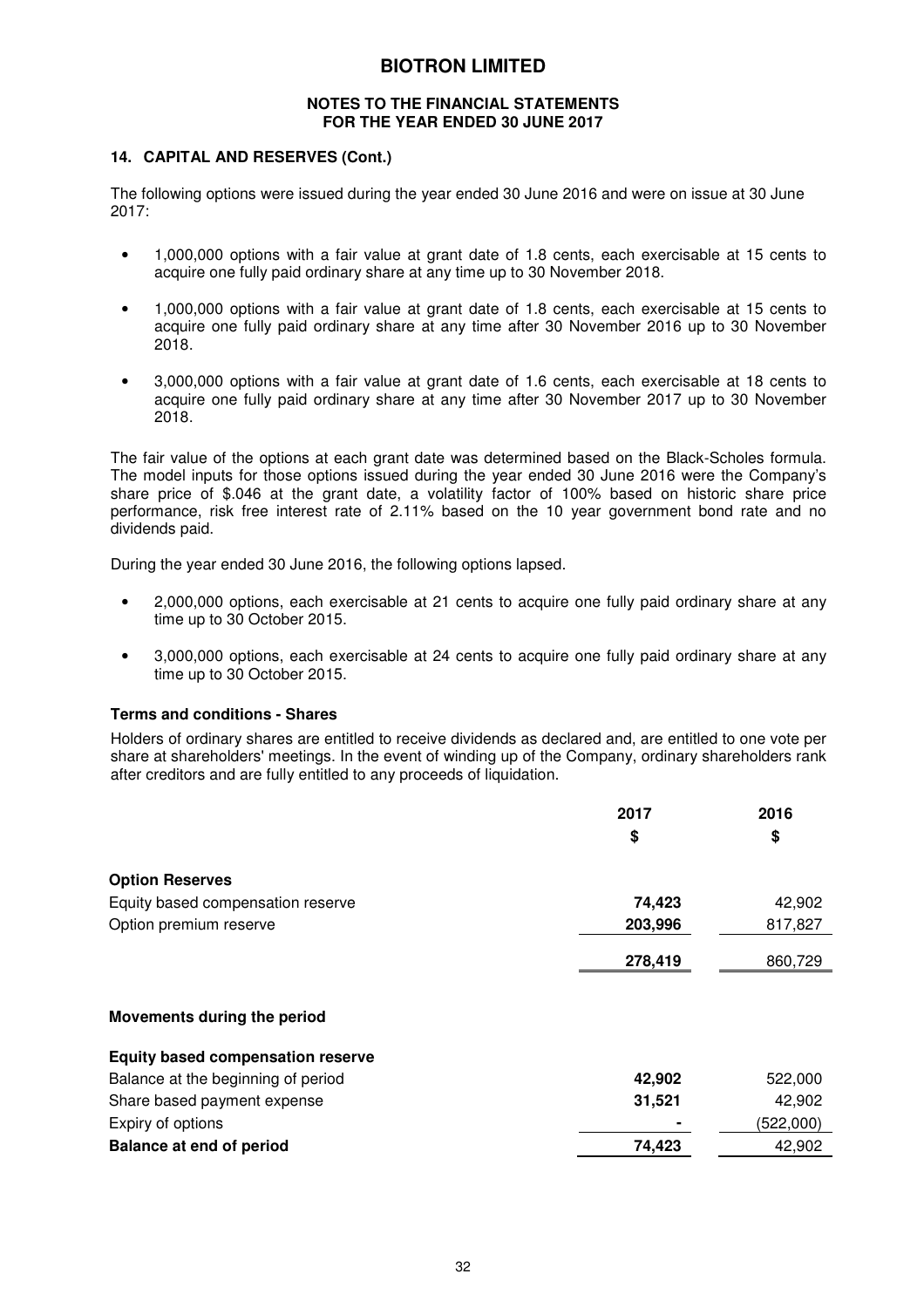## 14. CAPITAL AND RESERVES (Cont.)

The following options were issued during the year ended 30 June 2016 and were on issue at 30 June 2017:

- 1,000,000 options with a fair value at grant date of 1.8 cents, each exercisable at 15 cents to acquire one fully paid ordinary share at any time up to 30 November 2018.
- 1,000,000 options with a fair value at grant date of 1.8 cents, each exercisable at 15 cents to acquire one fully paid ordinary share at any time after 30 November 2016 up to 30 November 2018.
- 3,000,000 options with a fair value at grant date of 1.6 cents, each exercisable at 18 cents to acquire one fully paid ordinary share at any time after 30 November 2017 up to 30 November 2018.

The fair value of the options at each grant date was determined based on the Black-Scholes formula. The model inputs for those options issued during the year ended 30 June 2016 were the Company's share price of $.046 at the grant date, a volatility factor of 100% based on historic share price performance, risk free interest rate of 2.11% based on the 10 year government bond rate and no dividends paid.

During the year ended 30 June 2016, the following options lapsed.

- 2,000,000 options, each exercisable at 21 cents to acquire one fully paid ordinary share at any time up to 30 October 2015.
- 3,000,000 options, each exercisable at 24 cents to acquire one fully paid ordinary share at any time up to 30 October 2015.

### Terms and conditions - Shares

Holders of ordinary shares are entitled to receive dividends as declared and, are entitled to one vote per share at shareholders' meetings. In the event of winding up of the Company, ordinary shareholders rank after creditors and are fully entitled to any proceeds of liquidation.

| | 2017 $ | 2016 $ |
|---|---|---|
| **Option Reserves** | | |
| Equity based compensation reserve | **74,423** | 42,902 |
| Option premium reserve | **203,996** | 817,827 |
| | **278,419** | 860,729 |
| | | |
| **Movements during the period** | | |
| **Equity based compensation reserve** | | |
| Balance at the beginning of period | **42,902** | 522,000 |
| Share based payment expense | **31,521** | 42,902 |
| Expiry of options | **-** | (522,000) |
| **Balance at end of period** | **74,423** | 42,902 |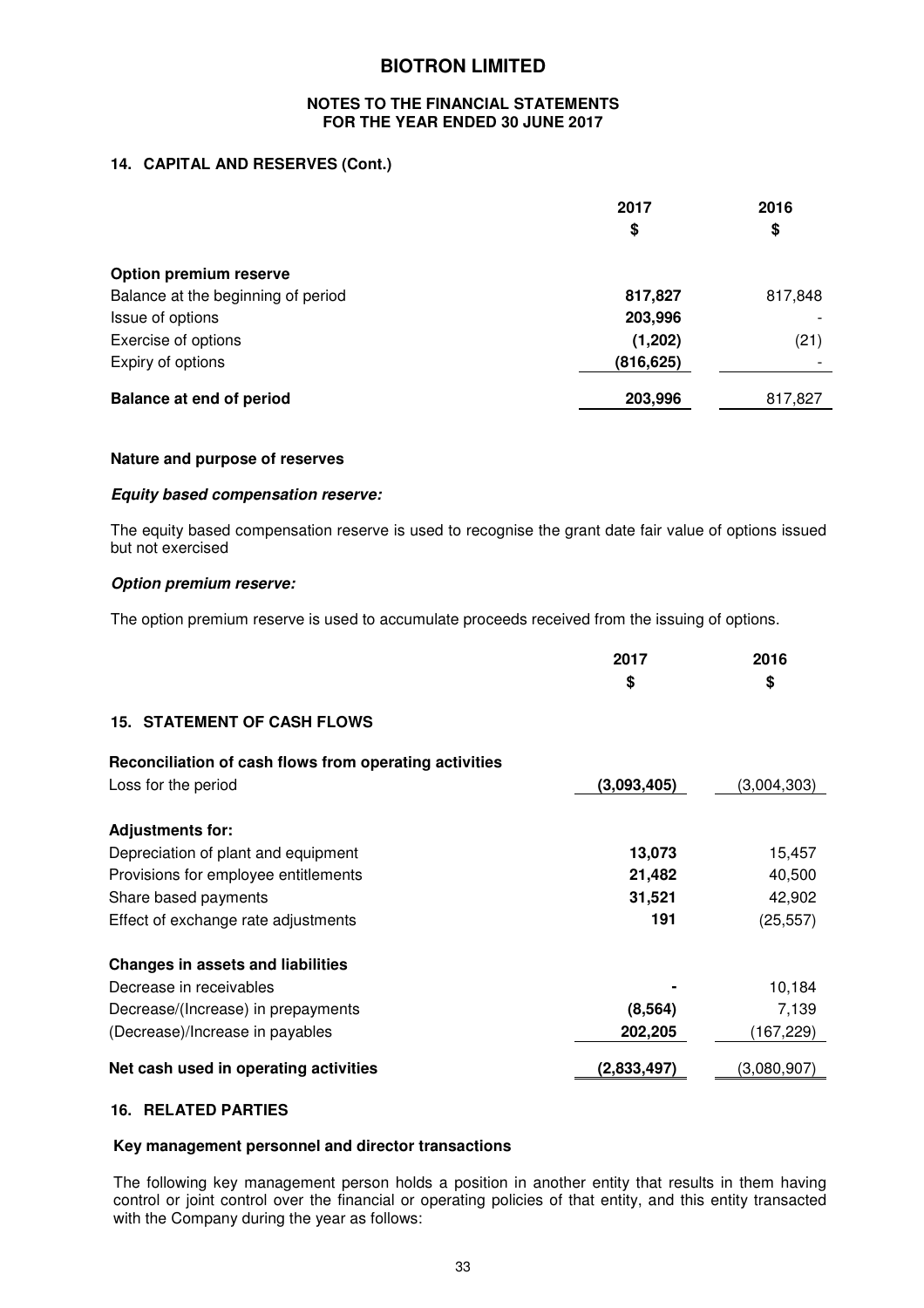# BIOTRON LIMITED

**NOTES TO THE FINANCIAL STATEMENTS**
**FOR THE YEAR ENDED 30 JUNE 2017**

## 14. CAPITAL AND RESERVES (Cont.)

| | 2017 $ | 2016 $ |
|---|---|---|
| **Option premium reserve** | | |
| Balance at the beginning of period | **817,827** | 817,848 |
| Issue of options | **203,996** | - |
| Exercise of options | **(1,202)** | (21) |
| Expiry of options | **(816,625)** | - |
| **Balance at end of period** | **203,996** | 817,827 |

**Nature and purpose of reserves**

***Equity based compensation reserve:***

The equity based compensation reserve is used to recognise the grant date fair value of options issued but not exercised

***Option premium reserve:***

The option premium reserve is used to accumulate proceeds received from the issuing of options.

## 15. STATEMENT OF CASH FLOWS

| | 2017 $ | 2016 $ |
|---|---|---|
| **Reconciliation of cash flows from operating activities** | | |
| Loss for the period | **(3,093,405)** | (3,004,303) |
| **Adjustments for:** | | |
| Depreciation of plant and equipment | **13,073** | 15,457 |
| Provisions for employee entitlements | **21,482** | 40,500 |
| Share based payments | **31,521** | 42,902 |
| Effect of exchange rate adjustments | **191** | (25,557) |
| **Changes in assets and liabilities** | | |
| Decrease in receivables | **-** | 10,184 |
| Decrease/(Increase) in prepayments | **(8,564)** | 7,139 |
| (Decrease)/Increase in payables | **202,205** | (167,229) |
| **Net cash used in operating activities** | **(2,833,497)** | (3,080,907) |

## 16. RELATED PARTIES

**Key management personnel and director transactions**

The following key management person holds a position in another entity that results in them having control or joint control over the financial or operating policies of that entity, and this entity transacted with the Company during the year as follows: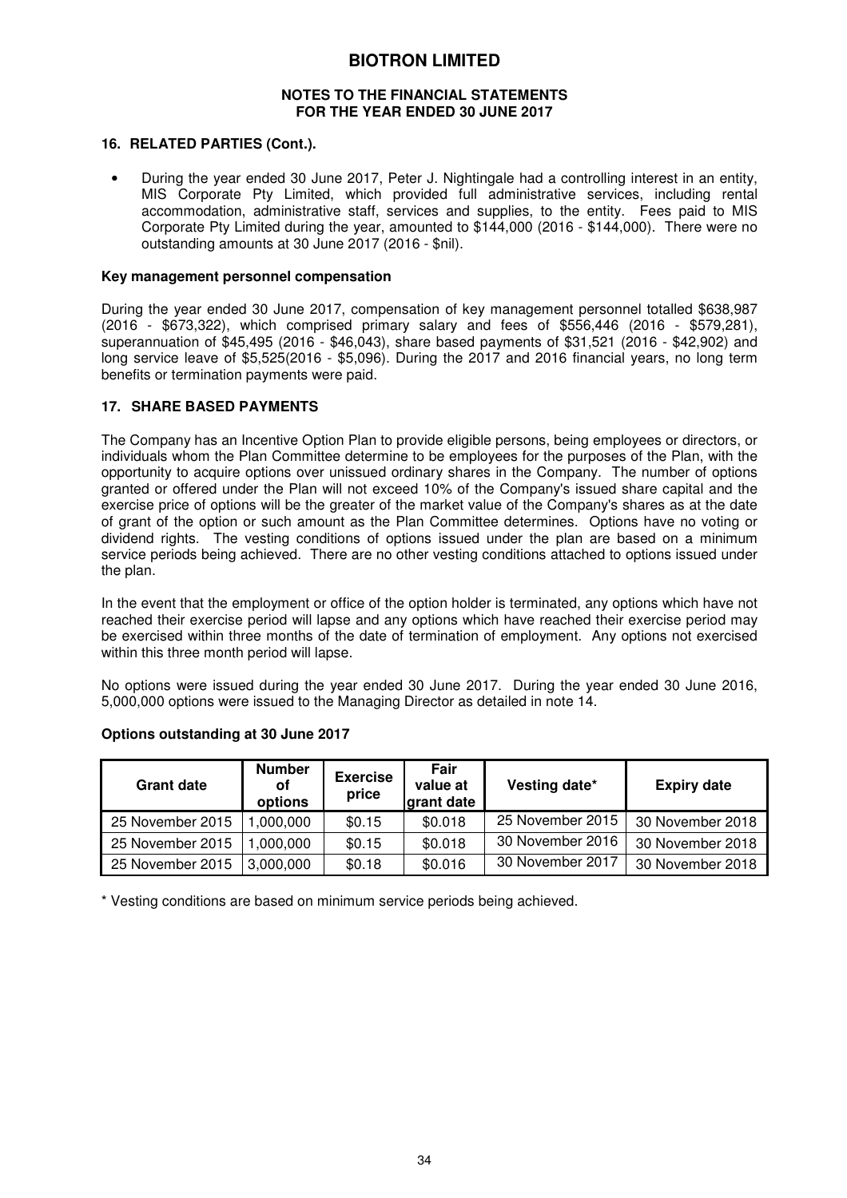## 16. RELATED PARTIES (Cont.).

- During the year ended 30 June 2017, Peter J. Nightingale had a controlling interest in an entity, MIS Corporate Pty Limited, which provided full administrative services, including rental accommodation, administrative staff, services and supplies, to the entity. Fees paid to MIS Corporate Pty Limited during the year, amounted to $144,000 (2016 - $144,000). There were no outstanding amounts at 30 June 2017 (2016 - $nil).

### Key management personnel compensation

During the year ended 30 June 2017, compensation of key management personnel totalled $638,987 (2016 - $673,322), which comprised primary salary and fees of $556,446 (2016 - $579,281), superannuation of $45,495 (2016 - $46,043), share based payments of $31,521 (2016 - $42,902) and long service leave of $5,525(2016 - $5,096). During the 2017 and 2016 financial years, no long term benefits or termination payments were paid.

## 17. SHARE BASED PAYMENTS

The Company has an Incentive Option Plan to provide eligible persons, being employees or directors, or individuals whom the Plan Committee determine to be employees for the purposes of the Plan, with the opportunity to acquire options over unissued ordinary shares in the Company. The number of options granted or offered under the Plan will not exceed 10% of the Company's issued share capital and the exercise price of options will be the greater of the market value of the Company's shares as at the date of grant of the option or such amount as the Plan Committee determines. Options have no voting or dividend rights. The vesting conditions of options issued under the plan are based on a minimum service periods being achieved. There are no other vesting conditions attached to options issued under the plan.

In the event that the employment or office of the option holder is terminated, any options which have not reached their exercise period will lapse and any options which have reached their exercise period may be exercised within three months of the date of termination of employment. Any options not exercised within this three month period will lapse.

No options were issued during the year ended 30 June 2017. During the year ended 30 June 2016, 5,000,000 options were issued to the Managing Director as detailed in note 14.

### Options outstanding at 30 June 2017

| Grant date | Number of options | Exercise price | Fair value at grant date | Vesting date* | Expiry date |
|---|---|---|---|---|---|
| 25 November 2015 | 1,000,000 | $0.15 | $0.018 | 25 November 2015 | 30 November 2018 |
| 25 November 2015 | 1,000,000 | $0.15 | $0.018 | 30 November 2016 | 30 November 2018 |
| 25 November 2015 | 3,000,000 | $0.18 | $0.016 | 30 November 2017 | 30 November 2018 |

* Vesting conditions are based on minimum service periods being achieved.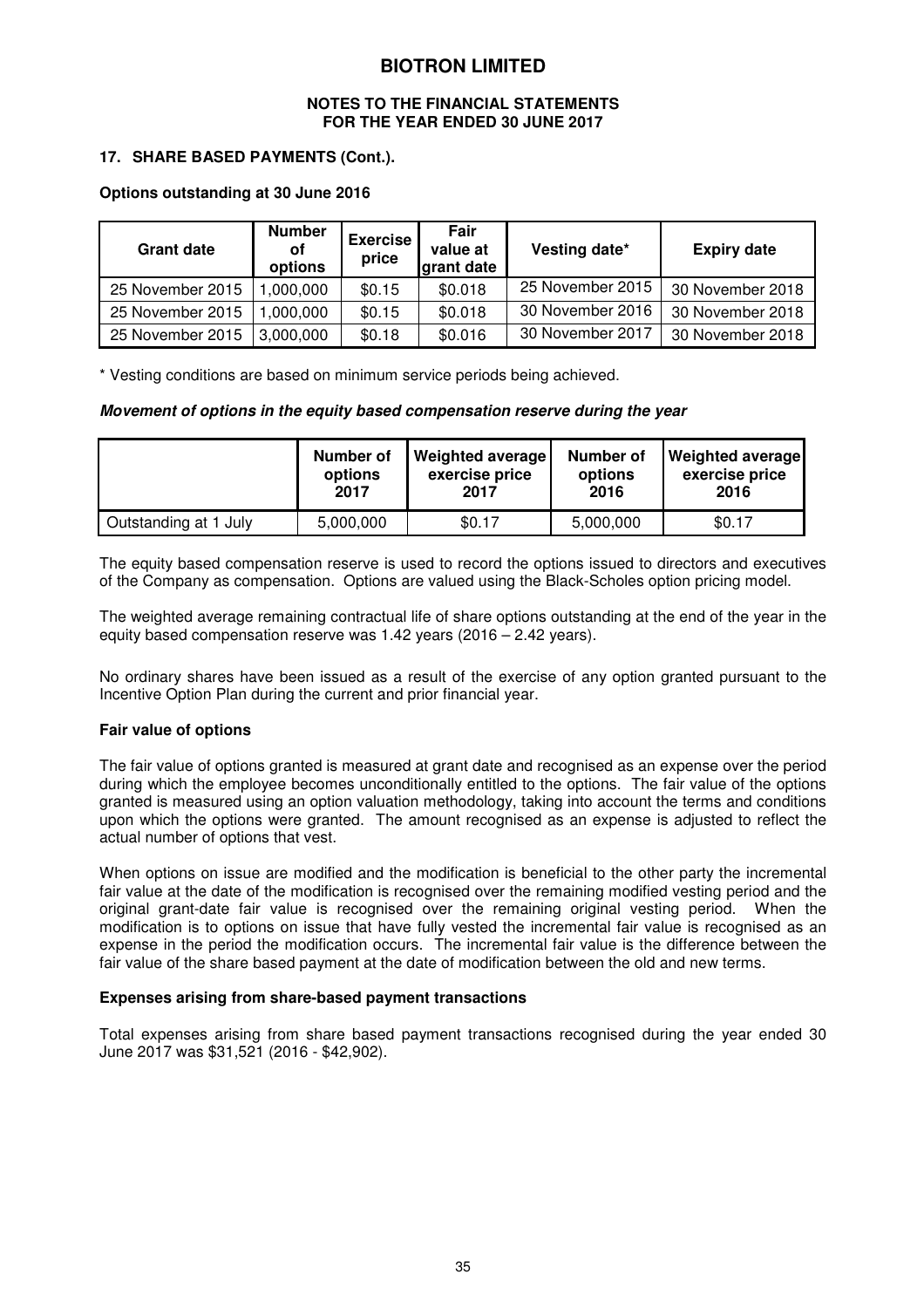# BIOTRON LIMITED

**NOTES TO THE FINANCIAL STATEMENTS**
**FOR THE YEAR ENDED 30 JUNE 2017**

## 17. SHARE BASED PAYMENTS (Cont.).

### Options outstanding at 30 June 2016

| Grant date | Number of options | Exercise price | Fair value at grant date | Vesting date* | Expiry date |
|---|---|---|---|---|---|
| 25 November 2015 | 1,000,000 | $0.15 | $0.018 | 25 November 2015 | 30 November 2018 |
| 25 November 2015 | 1,000,000 | $0.15 | $0.018 | 30 November 2016 | 30 November 2018 |
| 25 November 2015 | 3,000,000 | $0.18 | $0.016 | 30 November 2017 | 30 November 2018 |

* Vesting conditions are based on minimum service periods being achieved.

***Movement of options in the equity based compensation reserve during the year***

| | Number of options 2017 | Weighted average exercise price 2017 | Number of options 2016 | Weighted average exercise price 2016 |
|---|---|---|---|---|
| Outstanding at 1 July | 5,000,000 | $0.17 | 5,000,000 | $0.17 |

The equity based compensation reserve is used to record the options issued to directors and executives of the Company as compensation. Options are valued using the Black-Scholes option pricing model.

The weighted average remaining contractual life of share options outstanding at the end of the year in the equity based compensation reserve was 1.42 years (2016 – 2.42 years).

No ordinary shares have been issued as a result of the exercise of any option granted pursuant to the Incentive Option Plan during the current and prior financial year.

### Fair value of options

The fair value of options granted is measured at grant date and recognised as an expense over the period during which the employee becomes unconditionally entitled to the options. The fair value of the options granted is measured using an option valuation methodology, taking into account the terms and conditions upon which the options were granted. The amount recognised as an expense is adjusted to reflect the actual number of options that vest.

When options on issue are modified and the modification is beneficial to the other party the incremental fair value at the date of the modification is recognised over the remaining modified vesting period and the original grant-date fair value is recognised over the remaining original vesting period. When the modification is to options on issue that have fully vested the incremental fair value is recognised as an expense in the period the modification occurs. The incremental fair value is the difference between the fair value of the share based payment at the date of modification between the old and new terms.

### Expenses arising from share-based payment transactions

Total expenses arising from share based payment transactions recognised during the year ended 30 June 2017 was $31,521 (2016 - $42,902).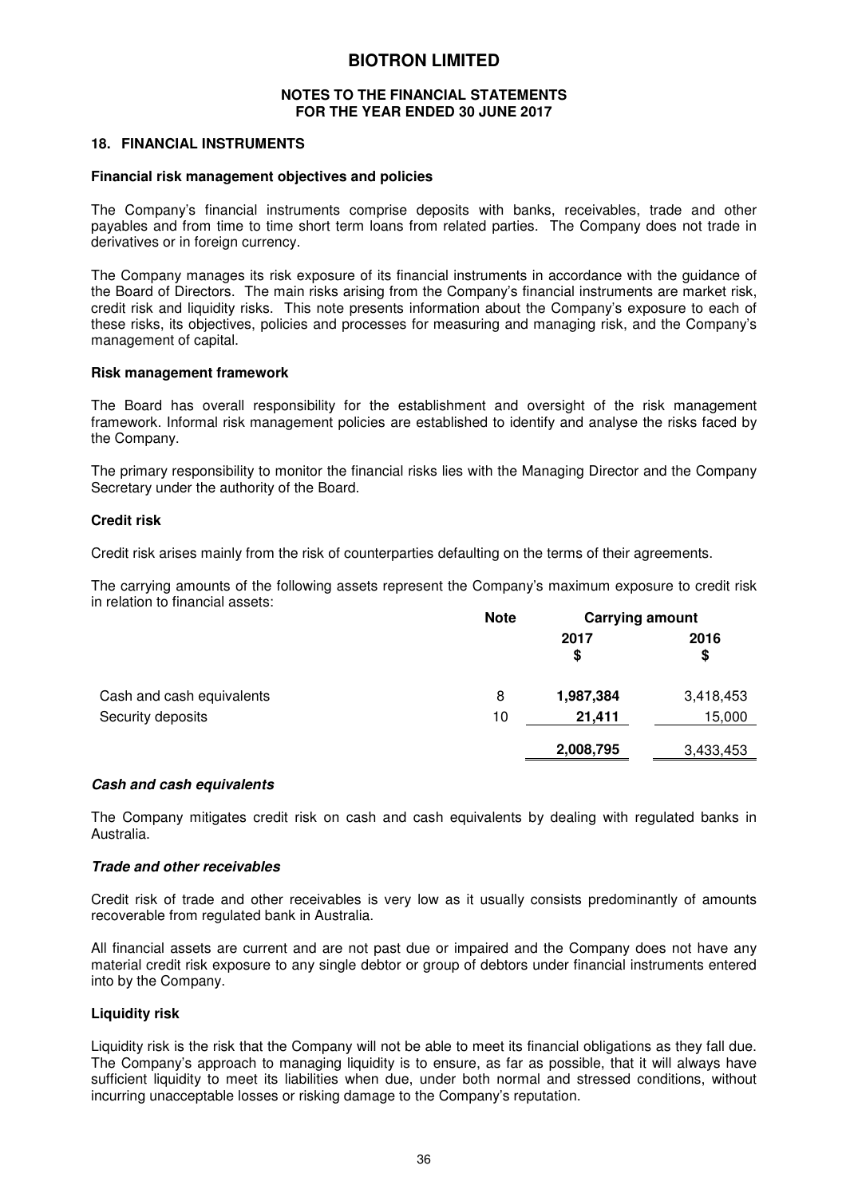## 18. FINANCIAL INSTRUMENTS

### Financial risk management objectives and policies

The Company's financial instruments comprise deposits with banks, receivables, trade and other payables and from time to time short term loans from related parties. The Company does not trade in derivatives or in foreign currency.

The Company manages its risk exposure of its financial instruments in accordance with the guidance of the Board of Directors. The main risks arising from the Company's financial instruments are market risk, credit risk and liquidity risks. This note presents information about the Company's exposure to each of these risks, its objectives, policies and processes for measuring and managing risk, and the Company's management of capital.

### Risk management framework

The Board has overall responsibility for the establishment and oversight of the risk management framework. Informal risk management policies are established to identify and analyse the risks faced by the Company.

The primary responsibility to monitor the financial risks lies with the Managing Director and the Company Secretary under the authority of the Board.

### Credit risk

Credit risk arises mainly from the risk of counterparties defaulting on the terms of their agreements.

The carrying amounts of the following assets represent the Company's maximum exposure to credit risk in relation to financial assets:

| | Note | Carrying amount | |
|---|---|---|---|
| | | **2017 $** | **2016 $** |
| Cash and cash equivalents | 8 | **1,987,384** | 3,418,453 |
| Security deposits | 10 | **21,411** | 15,000 |
| | | **2,008,795** | 3,433,453 |

***Cash and cash equivalents***

The Company mitigates credit risk on cash and cash equivalents by dealing with regulated banks in Australia.

***Trade and other receivables***

Credit risk of trade and other receivables is very low as it usually consists predominantly of amounts recoverable from regulated bank in Australia.

All financial assets are current and are not past due or impaired and the Company does not have any material credit risk exposure to any single debtor or group of debtors under financial instruments entered into by the Company.

### Liquidity risk

Liquidity risk is the risk that the Company will not be able to meet its financial obligations as they fall due. The Company's approach to managing liquidity is to ensure, as far as possible, that it will always have sufficient liquidity to meet its liabilities when due, under both normal and stressed conditions, without incurring unacceptable losses or risking damage to the Company's reputation.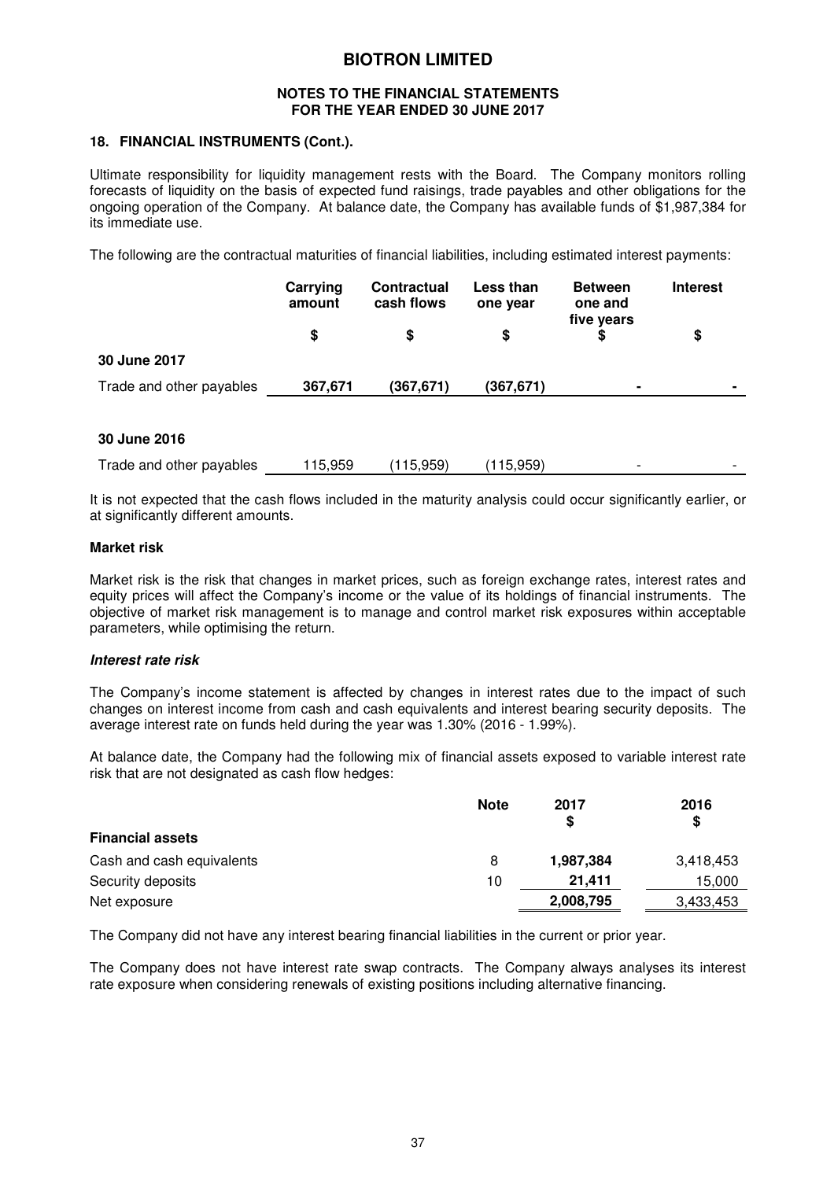# BIOTRON LIMITED

**NOTES TO THE FINANCIAL STATEMENTS**
**FOR THE YEAR ENDED 30 JUNE 2017**

### 18. FINANCIAL INSTRUMENTS (Cont.).

Ultimate responsibility for liquidity management rests with the Board. The Company monitors rolling forecasts of liquidity on the basis of expected fund raisings, trade payables and other obligations for the ongoing operation of the Company. At balance date, the Company has available funds of $1,987,384 for its immediate use.

The following are the contractual maturities of financial liabilities, including estimated interest payments:

| | Carrying amount | Contractual cash flows | Less than one year | Between one and five years | Interest |
|---|---|---|---|---|---|
| | $ | $ | $ | $ | $ |
| **30 June 2017** | | | | | |
| Trade and other payables | **367,671** | **(367,671)** | **(367,671)** | **-** | **-** |
| **30 June 2016** | | | | | |
| Trade and other payables | 115,959 | (115,959) | (115,959) | - | - |

It is not expected that the cash flows included in the maturity analysis could occur significantly earlier, or at significantly different amounts.

#### Market risk

Market risk is the risk that changes in market prices, such as foreign exchange rates, interest rates and equity prices will affect the Company's income or the value of its holdings of financial instruments. The objective of market risk management is to manage and control market risk exposures within acceptable parameters, while optimising the return.

#### *Interest rate risk*

The Company's income statement is affected by changes in interest rates due to the impact of such changes on interest income from cash and cash equivalents and interest bearing security deposits. The average interest rate on funds held during the year was 1.30% (2016 - 1.99%).

At balance date, the Company had the following mix of financial assets exposed to variable interest rate risk that are not designated as cash flow hedges:

| | Note | 2017 $ | 2016 $ |
|---|---|---|---|
| **Financial assets** | | | |
| Cash and cash equivalents | 8 | **1,987,384** | 3,418,453 |
| Security deposits | 10 | **21,411** | 15,000 |
| Net exposure | | **2,008,795** | 3,433,453 |

The Company did not have any interest bearing financial liabilities in the current or prior year.

The Company does not have interest rate swap contracts. The Company always analyses its interest rate exposure when considering renewals of existing positions including alternative financing.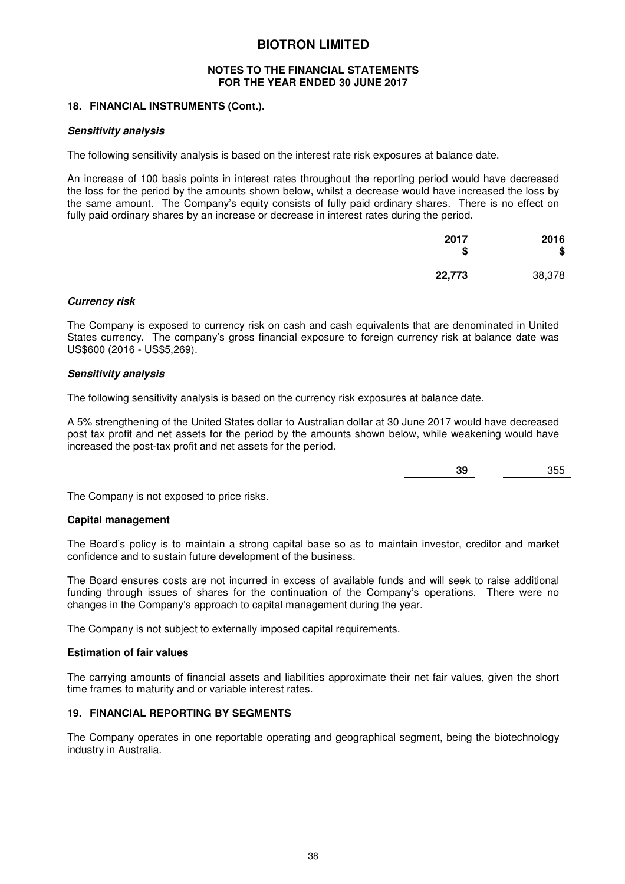## 18. FINANCIAL INSTRUMENTS (Cont.).

***Sensitivity analysis***

The following sensitivity analysis is based on the interest rate risk exposures at balance date.

An increase of 100 basis points in interest rates throughout the reporting period would have decreased the loss for the period by the amounts shown below, whilst a decrease would have increased the loss by the same amount. The Company's equity consists of fully paid ordinary shares. There is no effect on fully paid ordinary shares by an increase or decrease in interest rates during the period.

| | 2017<br>$ | 2016<br>$ |
|---|---|---|
| | **22,773** | 38,378 |

***Currency risk***

The Company is exposed to currency risk on cash and cash equivalents that are denominated in United States currency. The company's gross financial exposure to foreign currency risk at balance date was US$600 (2016 - US$5,269).

***Sensitivity analysis***

The following sensitivity analysis is based on the currency risk exposures at balance date.

A 5% strengthening of the United States dollar to Australian dollar at 30 June 2017 would have decreased post tax profit and net assets for the period by the amounts shown below, while weakening would have increased the post-tax profit and net assets for the period.

| | 2017 | 2016 |
|---|---|---|
| | **39** | 355 |

The Company is not exposed to price risks.

**Capital management**

The Board's policy is to maintain a strong capital base so as to maintain investor, creditor and market confidence and to sustain future development of the business.

The Board ensures costs are not incurred in excess of available funds and will seek to raise additional funding through issues of shares for the continuation of the Company's operations. There were no changes in the Company's approach to capital management during the year.

The Company is not subject to externally imposed capital requirements.

**Estimation of fair values**

The carrying amounts of financial assets and liabilities approximate their net fair values, given the short time frames to maturity and or variable interest rates.

## 19. FINANCIAL REPORTING BY SEGMENTS

The Company operates in one reportable operating and geographical segment, being the biotechnology industry in Australia.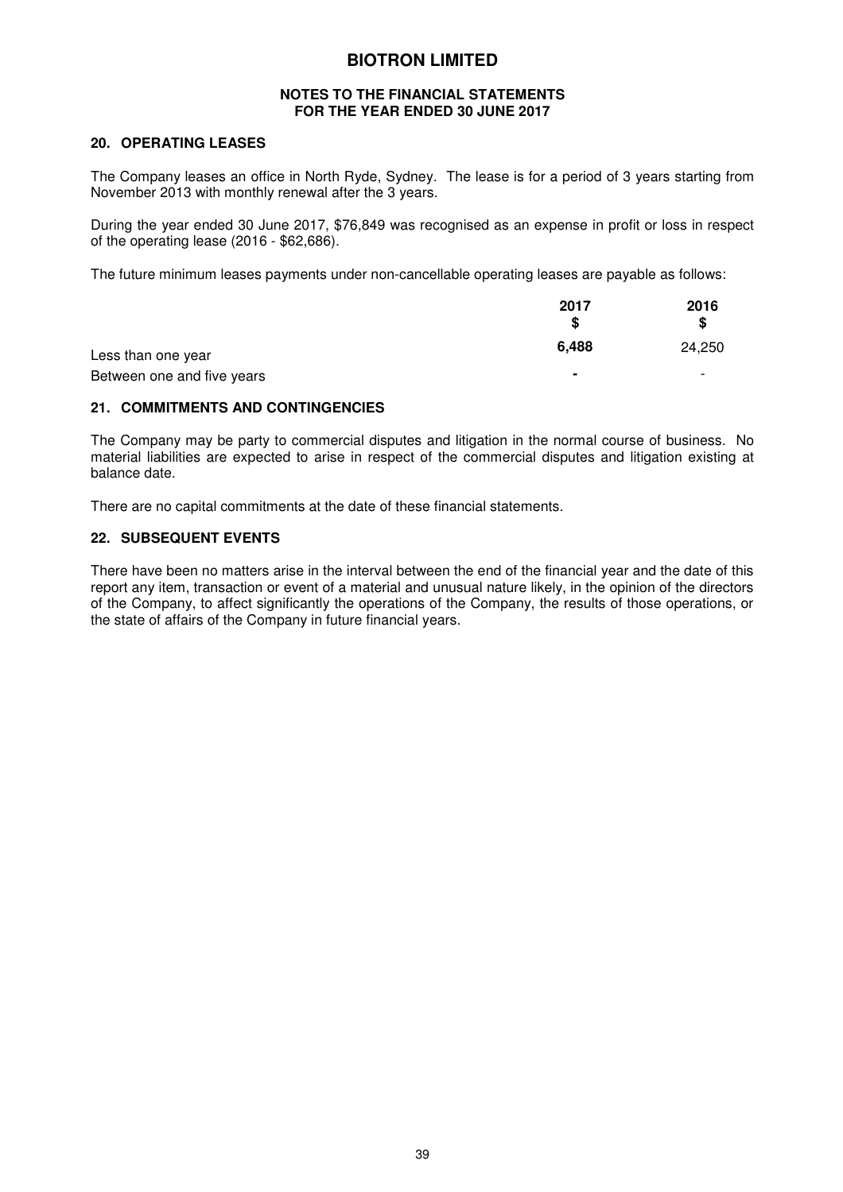# BIOTRON LIMITED

**NOTES TO THE FINANCIAL STATEMENTS**
**FOR THE YEAR ENDED 30 JUNE 2017**

## 20. OPERATING LEASES

The Company leases an office in North Ryde, Sydney. The lease is for a period of 3 years starting from November 2013 with monthly renewal after the 3 years.

During the year ended 30 June 2017, $76,849 was recognised as an expense in profit or loss in respect of the operating lease (2016 - $62,686).

The future minimum leases payments under non-cancellable operating leases are payable as follows:

| | 2017<br>$ | 2016<br>$ |
|---|---|---|
| Less than one year | **6,488** | 24,250 |
| Between one and five years | **-** | - |

## 21. COMMITMENTS AND CONTINGENCIES

The Company may be party to commercial disputes and litigation in the normal course of business. No material liabilities are expected to arise in respect of the commercial disputes and litigation existing at balance date.

There are no capital commitments at the date of these financial statements.

## 22. SUBSEQUENT EVENTS

There have been no matters arise in the interval between the end of the financial year and the date of this report any item, transaction or event of a material and unusual nature likely, in the opinion of the directors of the Company, to affect significantly the operations of the Company, the results of those operations, or the state of affairs of the Company in future financial years.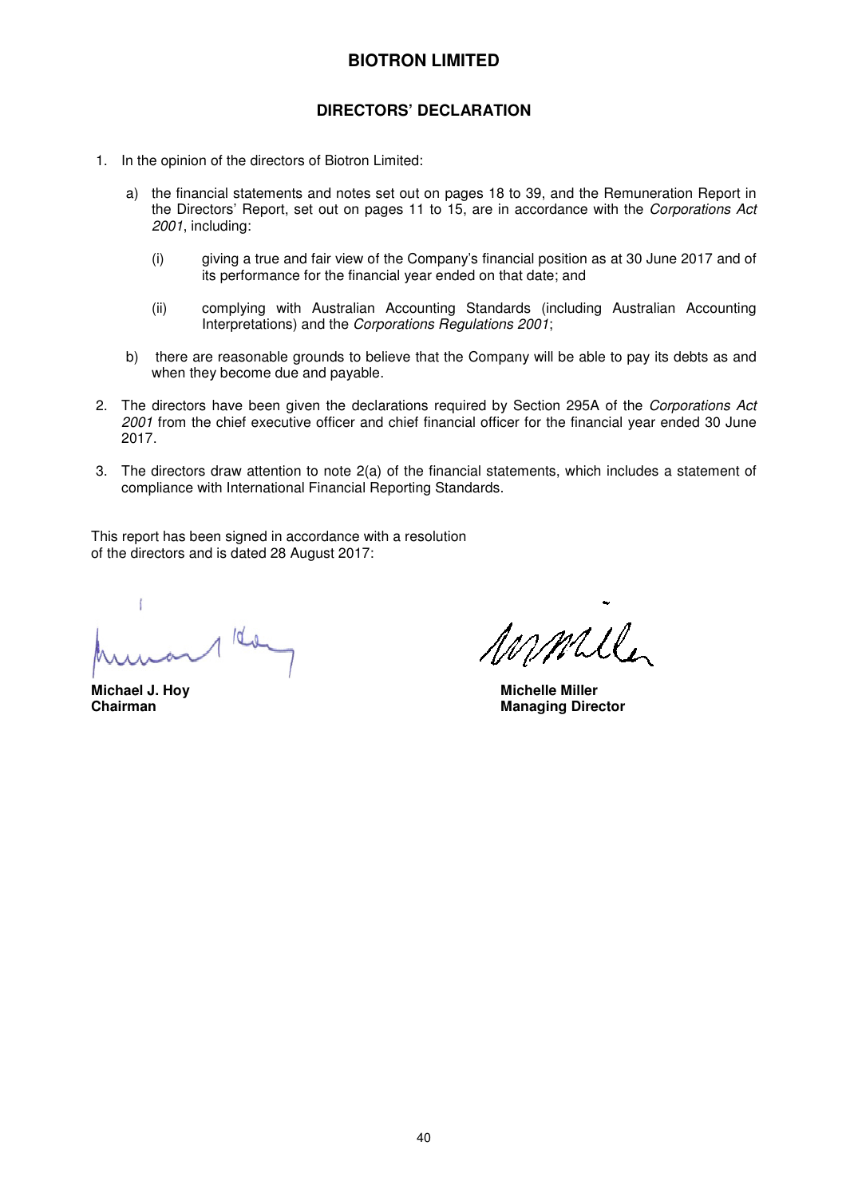# BIOTRON LIMITED

## DIRECTORS' DECLARATION

1. In the opinion of the directors of Biotron Limited:

   a) the financial statements and notes set out on pages 18 to 39, and the Remuneration Report in the Directors' Report, set out on pages 11 to 15, are in accordance with the *Corporations Act 2001*, including:

      (i) giving a true and fair view of the Company's financial position as at 30 June 2017 and of its performance for the financial year ended on that date; and

      (ii) complying with Australian Accounting Standards (including Australian Accounting Interpretations) and the *Corporations Regulations 2001*;

   b) there are reasonable grounds to believe that the Company will be able to pay its debts as and when they become due and payable.

2. The directors have been given the declarations required by Section 295A of the *Corporations Act 2001* from the chief executive officer and chief financial officer for the financial year ended 30 June 2017.

3. The directors draw attention to note 2(a) of the financial statements, which includes a statement of compliance with International Financial Reporting Standards.

This report has been signed in accordance with a resolution of the directors and is dated 28 August 2017:

**Michael J. Hoy**
**Chairman**

**Michelle Miller**
**Managing Director**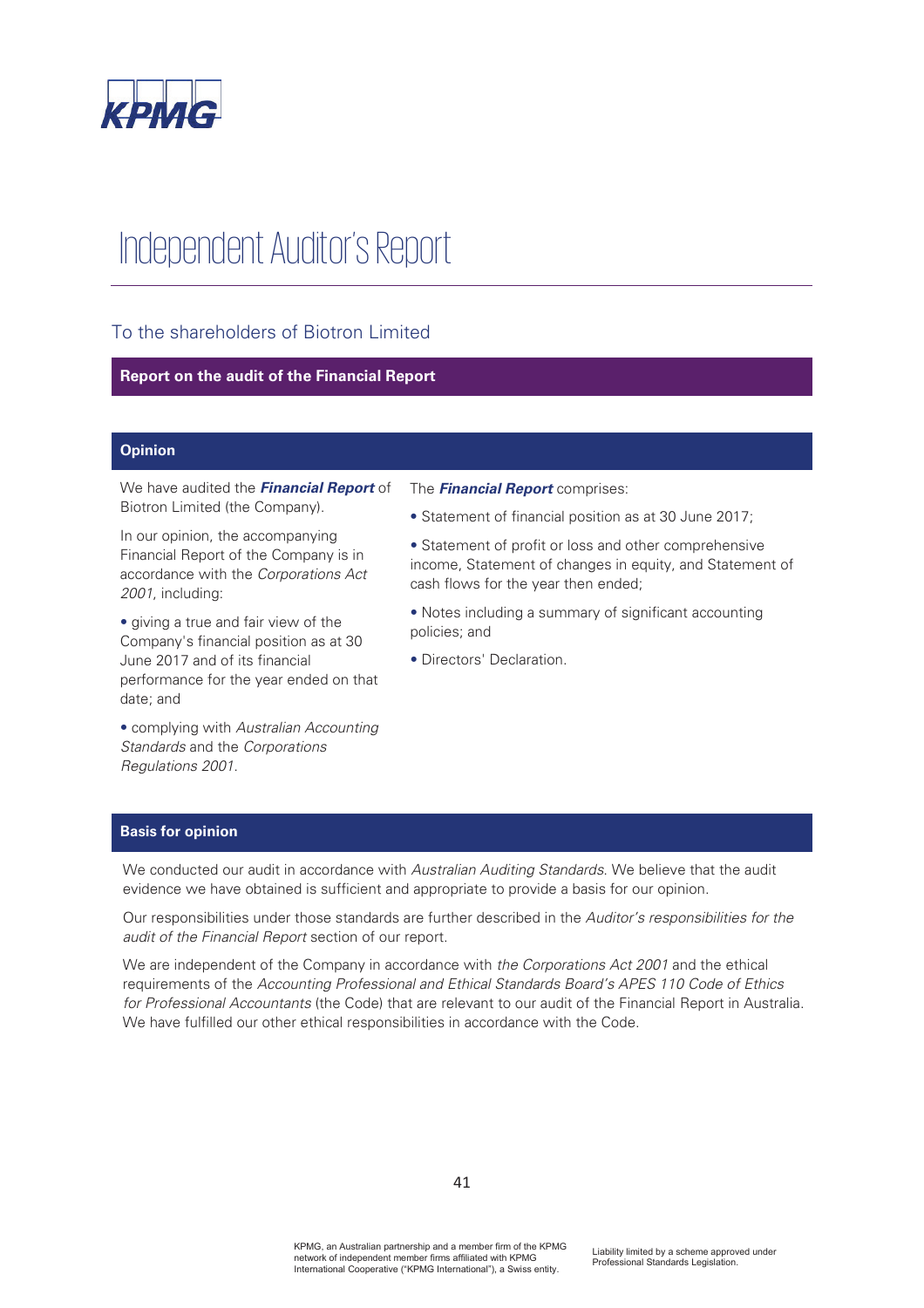# Independent Auditor's Report

## To the shareholders of Biotron Limited

### Report on the audit of the Financial Report

### Opinion

We have audited the ***Financial Report*** of Biotron Limited (the Company).

In our opinion, the accompanying Financial Report of the Company is in accordance with the *Corporations Act 2001*, including:

- giving a true and fair view of the Company's financial position as at 30 June 2017 and of its financial performance for the year ended on that date; and
- complying with *Australian Accounting Standards* and the *Corporations Regulations 2001*.

The ***Financial Report*** comprises:

- Statement of financial position as at 30 June 2017;
- Statement of profit or loss and other comprehensive income, Statement of changes in equity, and Statement of cash flows for the year then ended;
- Notes including a summary of significant accounting policies; and
- Directors' Declaration.

### Basis for opinion

We conducted our audit in accordance with *Australian Auditing Standards*. We believe that the audit evidence we have obtained is sufficient and appropriate to provide a basis for our opinion.

Our responsibilities under those standards are further described in the *Auditor's responsibilities for the audit of the Financial Report* section of our report.

We are independent of the Company in accordance with *the Corporations Act 2001* and the ethical requirements of the *Accounting Professional and Ethical Standards Board's APES 110 Code of Ethics for Professional Accountants* (the Code) that are relevant to our audit of the Financial Report in Australia. We have fulfilled our other ethical responsibilities in accordance with the Code.

KPMG, an Australian partnership and a member firm of the KPMG network of independent member firms affiliated with KPMG International Cooperative ("KPMG International"), a Swiss entity.

Liability limited by a scheme approved under Professional Standards Legislation.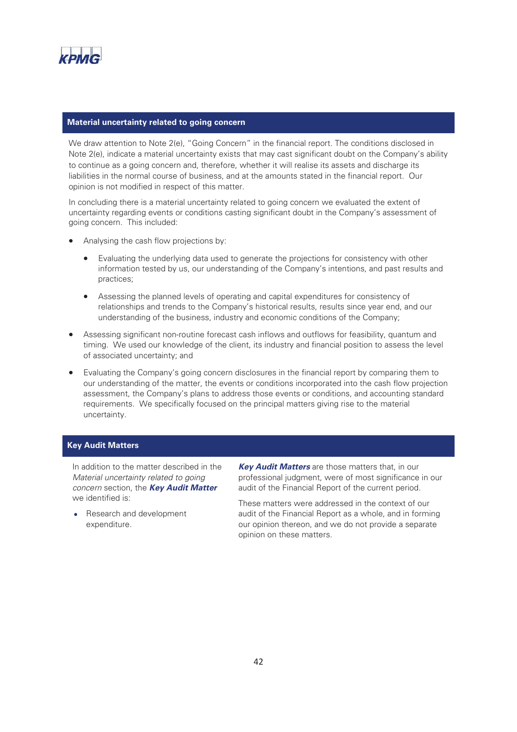## Material uncertainty related to going concern

We draw attention to Note 2(e), "Going Concern" in the financial report. The conditions disclosed in Note 2(e), indicate a material uncertainty exists that may cast significant doubt on the Company's ability to continue as a going concern and, therefore, whether it will realise its assets and discharge its liabilities in the normal course of business, and at the amounts stated in the financial report. Our opinion is not modified in respect of this matter.

In concluding there is a material uncertainty related to going concern we evaluated the extent of uncertainty regarding events or conditions casting significant doubt in the Company's assessment of going concern. This included:

- Analysing the cash flow projections by:
  - Evaluating the underlying data used to generate the projections for consistency with other information tested by us, our understanding of the Company's intentions, and past results and practices;
  - Assessing the planned levels of operating and capital expenditures for consistency of relationships and trends to the Company's historical results, results since year end, and our understanding of the business, industry and economic conditions of the Company;
- Assessing significant non-routine forecast cash inflows and outflows for feasibility, quantum and timing. We used our knowledge of the client, its industry and financial position to assess the level of associated uncertainty; and
- Evaluating the Company's going concern disclosures in the financial report by comparing them to our understanding of the matter, the events or conditions incorporated into the cash flow projection assessment, the Company's plans to address those events or conditions, and accounting standard requirements. We specifically focused on the principal matters giving rise to the material uncertainty.

## Key Audit Matters

In addition to the matter described in the *Material uncertainty related to going concern* section, the ***Key Audit Matter*** we identified is:

- Research and development expenditure.

***Key Audit Matters*** are those matters that, in our professional judgment, were of most significance in our audit of the Financial Report of the current period.

These matters were addressed in the context of our audit of the Financial Report as a whole, and in forming our opinion thereon, and we do not provide a separate opinion on these matters.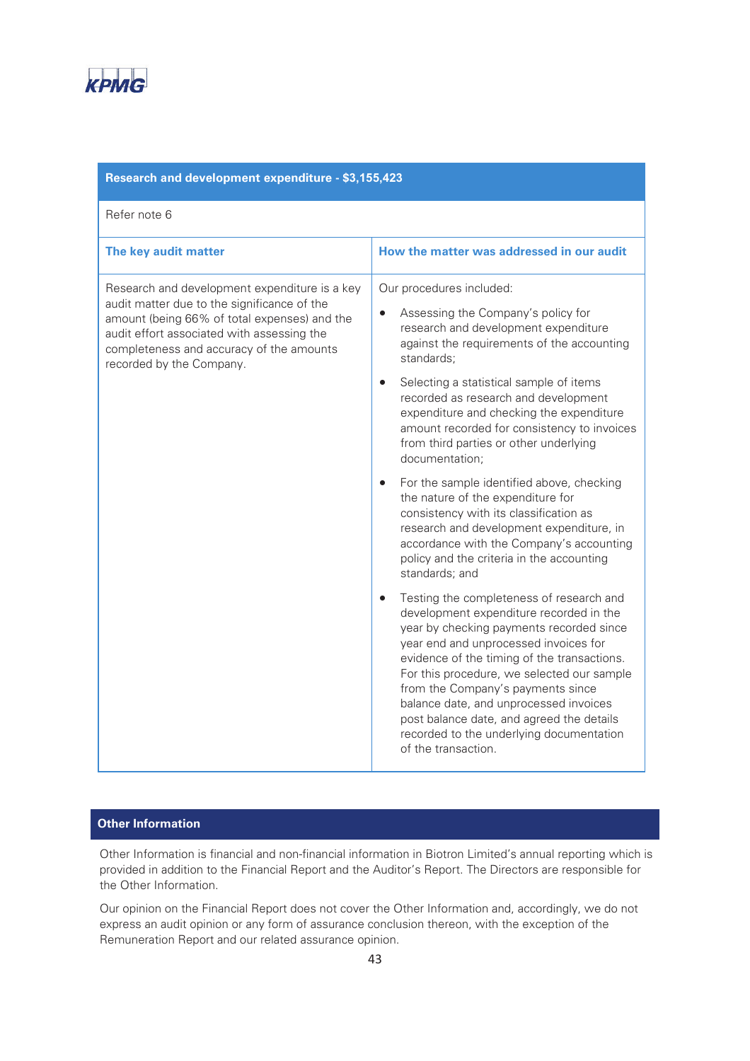## Research and development expenditure - $3,155,423

Refer note 6

| The key audit matter | How the matter was addressed in our audit |
| --- | --- |
| Research and development expenditure is a key audit matter due to the significance of the amount (being 66% of total expenses) and the audit effort associated with assessing the completeness and accuracy of the amounts recorded by the Company. | Our procedures included:<br>• Assessing the Company's policy for research and development expenditure against the requirements of the accounting standards;<br>• Selecting a statistical sample of items recorded as research and development expenditure and checking the expenditure amount recorded for consistency to invoices from third parties or other underlying documentation;<br>• For the sample identified above, checking the nature of the expenditure for consistency with its classification as research and development expenditure, in accordance with the Company's accounting policy and the criteria in the accounting standards; and<br>• Testing the completeness of research and development expenditure recorded in the year by checking payments recorded since year end and unprocessed invoices for evidence of the timing of the transactions. For this procedure, we selected our sample from the Company's payments since balance date, and unprocessed invoices post balance date, and agreed the details recorded to the underlying documentation of the transaction. |

## Other Information

Other Information is financial and non-financial information in Biotron Limited's annual reporting which is provided in addition to the Financial Report and the Auditor's Report. The Directors are responsible for the Other Information.

Our opinion on the Financial Report does not cover the Other Information and, accordingly, we do not express an audit opinion or any form of assurance conclusion thereon, with the exception of the Remuneration Report and our related assurance opinion.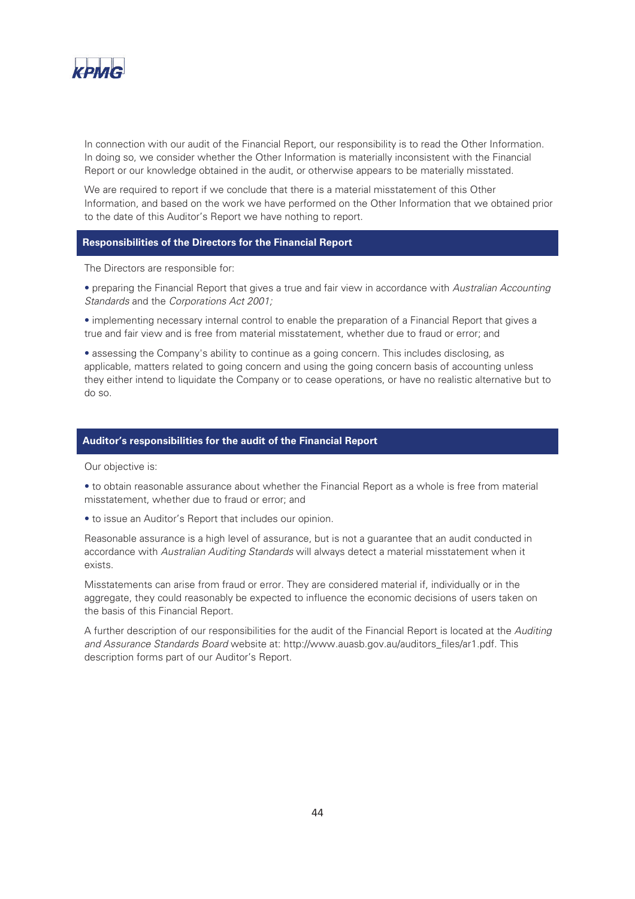In connection with our audit of the Financial Report, our responsibility is to read the Other Information. In doing so, we consider whether the Other Information is materially inconsistent with the Financial Report or our knowledge obtained in the audit, or otherwise appears to be materially misstated.

We are required to report if we conclude that there is a material misstatement of this Other Information, and based on the work we have performed on the Other Information that we obtained prior to the date of this Auditor's Report we have nothing to report.

## Responsibilities of the Directors for the Financial Report

The Directors are responsible for:

- preparing the Financial Report that gives a true and fair view in accordance with *Australian Accounting Standards* and the *Corporations Act 2001;*
- implementing necessary internal control to enable the preparation of a Financial Report that gives a true and fair view and is free from material misstatement, whether due to fraud or error; and
- assessing the Company's ability to continue as a going concern. This includes disclosing, as applicable, matters related to going concern and using the going concern basis of accounting unless they either intend to liquidate the Company or to cease operations, or have no realistic alternative but to do so.

## Auditor's responsibilities for the audit of the Financial Report

Our objective is:

- to obtain reasonable assurance about whether the Financial Report as a whole is free from material misstatement, whether due to fraud or error; and
- to issue an Auditor's Report that includes our opinion.

Reasonable assurance is a high level of assurance, but is not a guarantee that an audit conducted in accordance with *Australian Auditing Standards* will always detect a material misstatement when it exists.

Misstatements can arise from fraud or error. They are considered material if, individually or in the aggregate, they could reasonably be expected to influence the economic decisions of users taken on the basis of this Financial Report.

A further description of our responsibilities for the audit of the Financial Report is located at the *Auditing and Assurance Standards Board* website at: http://www.auasb.gov.au/auditors_files/ar1.pdf. This description forms part of our Auditor's Report.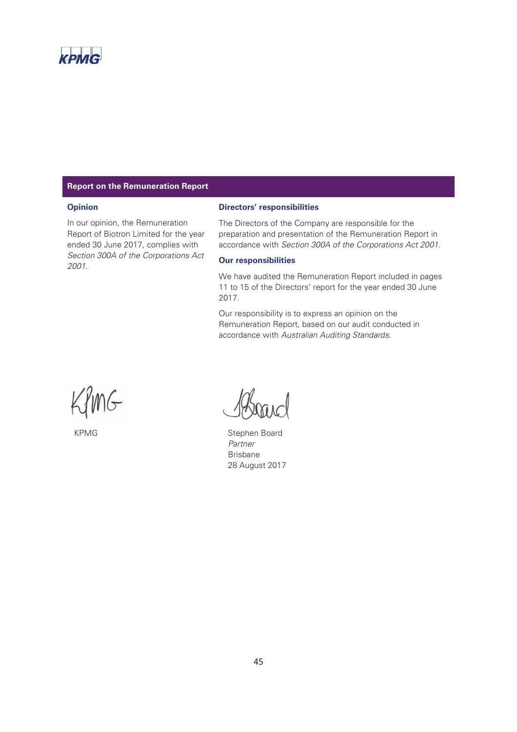## Report on the Remuneration Report

### Opinion

In our opinion, the Remuneration Report of Biotron Limited for the year ended 30 June 2017, complies with *Section 300A of the Corporations Act 2001*.

### Directors' responsibilities

The Directors of the Company are responsible for the preparation and presentation of the Remuneration Report in accordance with *Section 300A of the Corporations Act 2001*.

### Our responsibilities

We have audited the Remuneration Report included in pages 11 to 15 of the Directors' report for the year ended 30 June 2017.

Our responsibility is to express an opinion on the Remuneration Report, based on our audit conducted in accordance with *Australian Auditing Standards*.

KPMG

Stephen Board
*Partner*
Brisbane
28 August 2017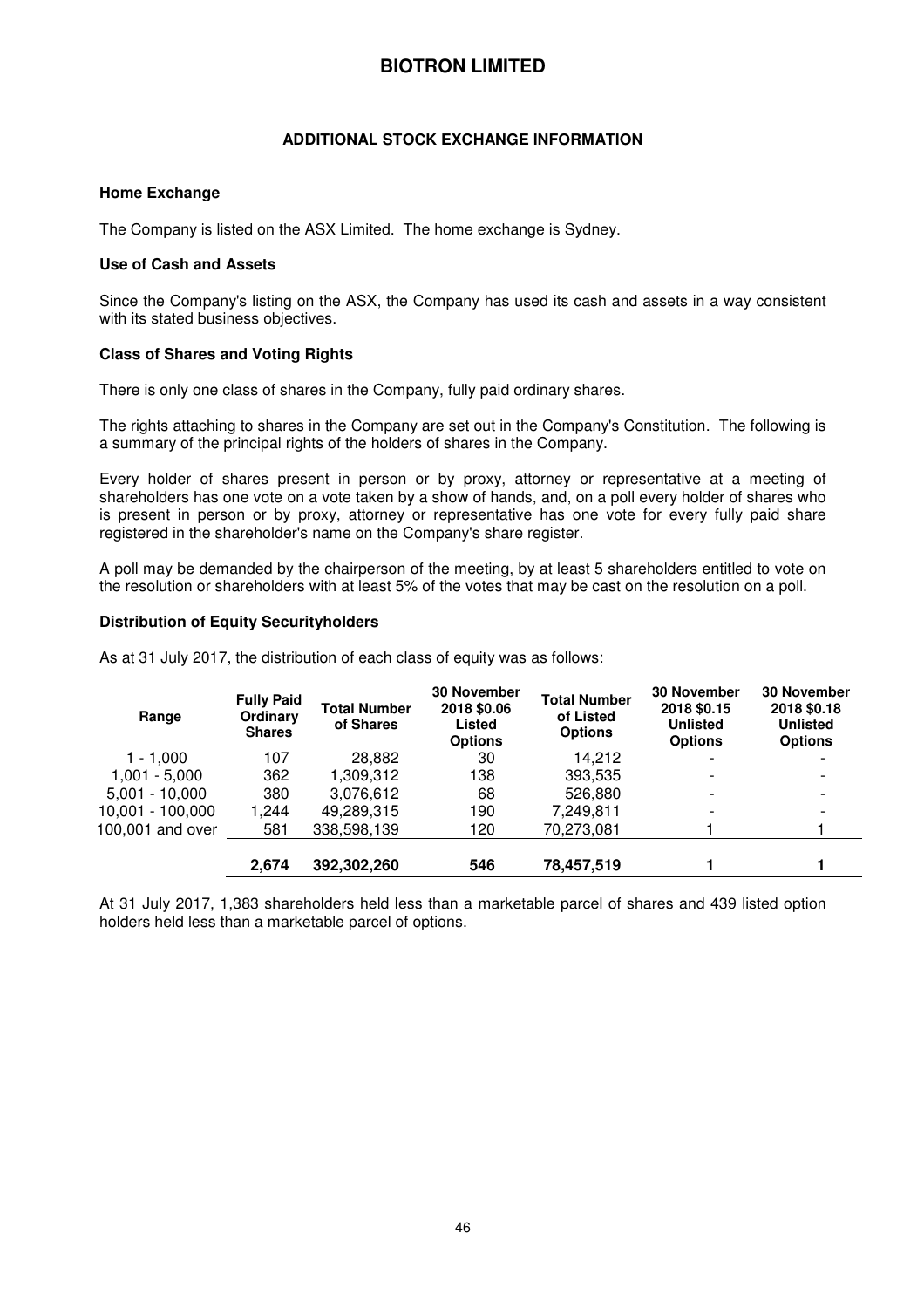# BIOTRON LIMITED

## ADDITIONAL STOCK EXCHANGE INFORMATION

### Home Exchange

The Company is listed on the ASX Limited. The home exchange is Sydney.

### Use of Cash and Assets

Since the Company's listing on the ASX, the Company has used its cash and assets in a way consistent with its stated business objectives.

### Class of Shares and Voting Rights

There is only one class of shares in the Company, fully paid ordinary shares.

The rights attaching to shares in the Company are set out in the Company's Constitution. The following is a summary of the principal rights of the holders of shares in the Company.

Every holder of shares present in person or by proxy, attorney or representative at a meeting of shareholders has one vote on a vote taken by a show of hands, and, on a poll every holder of shares who is present in person or by proxy, attorney or representative has one vote for every fully paid share registered in the shareholder's name on the Company's share register.

A poll may be demanded by the chairperson of the meeting, by at least 5 shareholders entitled to vote on the resolution or shareholders with at least 5% of the votes that may be cast on the resolution on a poll.

### Distribution of Equity Securityholders

As at 31 July 2017, the distribution of each class of equity was as follows:

| Range | Fully Paid Ordinary Shares | Total Number of Shares | 30 November 2018 $0.06 Listed Options | Total Number of Listed Options | 30 November 2018 $0.15 Unlisted Options | 30 November 2018 $0.18 Unlisted Options |
|---|---|---|---|---|---|---|
| 1 - 1,000 | 107 | 28,882 | 30 | 14,212 | - | - |
| 1,001 - 5,000 | 362 | 1,309,312 | 138 | 393,535 | - | - |
| 5,001 - 10,000 | 380 | 3,076,612 | 68 | 526,880 | - | - |
| 10,001 - 100,000 | 1,244 | 49,289,315 | 190 | 7,249,811 | - | - |
| 100,001 and over | 581 | 338,598,139 | 120 | 70,273,081 | 1 | 1 |
| | **2,674** | **392,302,260** | **546** | **78,457,519** | **1** | **1** |

At 31 July 2017, 1,383 shareholders held less than a marketable parcel of shares and 439 listed option holders held less than a marketable parcel of options.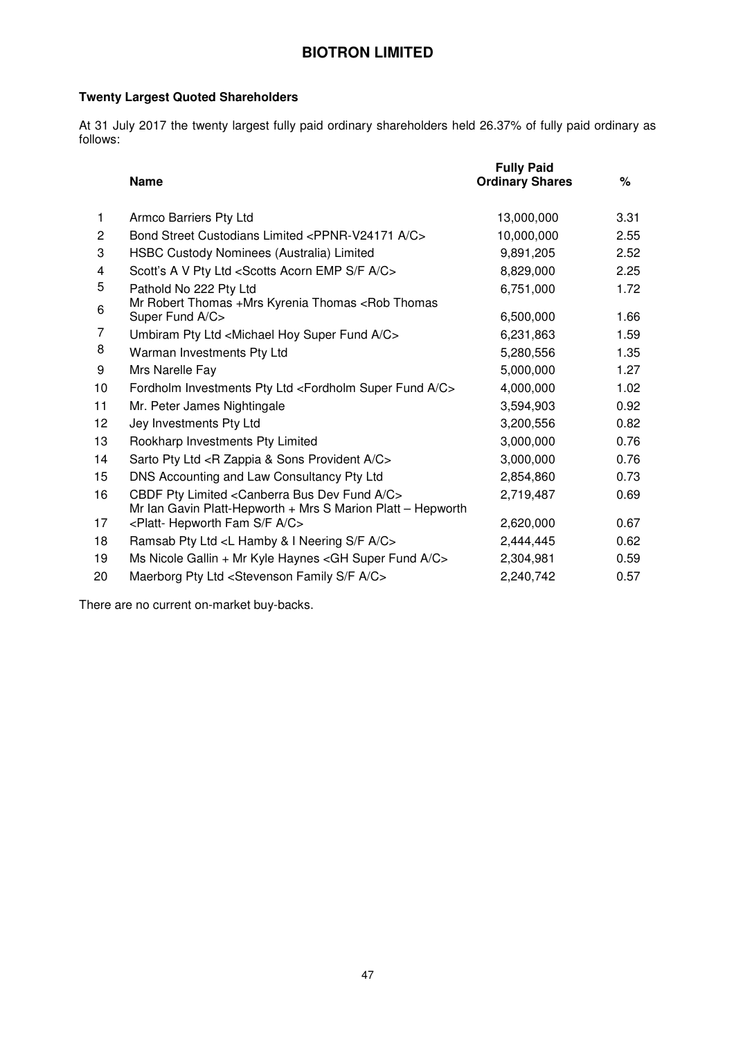## BIOTRON LIMITED

**Twenty Largest Quoted Shareholders**

At 31 July 2017 the twenty largest fully paid ordinary shareholders held 26.37% of fully paid ordinary as follows:

| | Name | Fully Paid Ordinary Shares | % |
|---|---|---|---|
| 1 | Armco Barriers Pty Ltd | 13,000,000 | 3.31 |
| 2 | Bond Street Custodians Limited <PPNR-V24171 A/C> | 10,000,000 | 2.55 |
| 3 | HSBC Custody Nominees (Australia) Limited | 9,891,205 | 2.52 |
| 4 | Scott's A V Pty Ltd <Scotts Acorn EMP S/F A/C> | 8,829,000 | 2.25 |
| 5 | Pathold No 222 Pty Ltd | 6,751,000 | 1.72 |
| 6 | Mr Robert Thomas +Mrs Kyrenia Thomas <Rob Thomas Super Fund A/C> | 6,500,000 | 1.66 |
| 7 | Umbiram Pty Ltd <Michael Hoy Super Fund A/C> | 6,231,863 | 1.59 |
| 8 | Warman Investments Pty Ltd | 5,280,556 | 1.35 |
| 9 | Mrs Narelle Fay | 5,000,000 | 1.27 |
| 10 | Fordholm Investments Pty Ltd <Fordholm Super Fund A/C> | 4,000,000 | 1.02 |
| 11 | Mr. Peter James Nightingale | 3,594,903 | 0.92 |
| 12 | Jey Investments Pty Ltd | 3,200,556 | 0.82 |
| 13 | Rookharp Investments Pty Limited | 3,000,000 | 0.76 |
| 14 | Sarto Pty Ltd <R Zappia & Sons Provident A/C> | 3,000,000 | 0.76 |
| 15 | DNS Accounting and Law Consultancy Pty Ltd | 2,854,860 | 0.73 |
| 16 | CBDF Pty Limited <Canberra Bus Dev Fund A/C> | 2,719,487 | 0.69 |
| 17 | Mr Ian Gavin Platt-Hepworth + Mrs S Marion Platt – Hepworth <Platt- Hepworth Fam S/F A/C> | 2,620,000 | 0.67 |
| 18 | Ramsab Pty Ltd <L Hamby & I Neering S/F A/C> | 2,444,445 | 0.62 |
| 19 | Ms Nicole Gallin + Mr Kyle Haynes <GH Super Fund A/C> | 2,304,981 | 0.59 |
| 20 | Maerborg Pty Ltd <Stevenson Family S/F A/C> | 2,240,742 | 0.57 |

There are no current on-market buy-backs.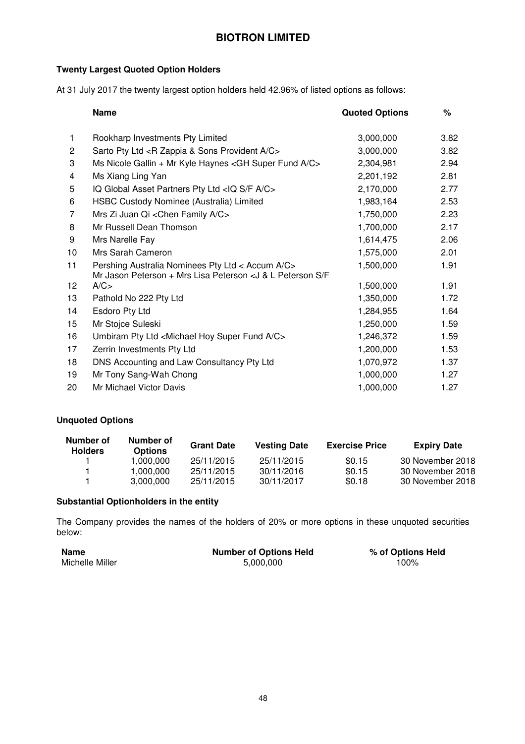# BIOTRON LIMITED

**Twenty Largest Quoted Option Holders**

At 31 July 2017 the twenty largest option holders held 42.96% of listed options as follows:

| | Name | Quoted Options | % |
|---|---|---|---|
| 1 | Rookharp Investments Pty Limited | 3,000,000 | 3.82 |
| 2 | Sarto Pty Ltd <R Zappia & Sons Provident A/C> | 3,000,000 | 3.82 |
| 3 | Ms Nicole Gallin + Mr Kyle Haynes <GH Super Fund A/C> | 2,304,981 | 2.94 |
| 4 | Ms Xiang Ling Yan | 2,201,192 | 2.81 |
| 5 | IQ Global Asset Partners Pty Ltd <IQ S/F A/C> | 2,170,000 | 2.77 |
| 6 | HSBC Custody Nominee (Australia) Limited | 1,983,164 | 2.53 |
| 7 | Mrs Zi Juan Qi <Chen Family A/C> | 1,750,000 | 2.23 |
| 8 | Mr Russell Dean Thomson | 1,700,000 | 2.17 |
| 9 | Mrs Narelle Fay | 1,614,475 | 2.06 |
| 10 | Mrs Sarah Cameron | 1,575,000 | 2.01 |
| 11 | Pershing Australia Nominees Pty Ltd < Accum A/C> | 1,500,000 | 1.91 |
| 12 | Mr Jason Peterson + Mrs Lisa Peterson <J & L Peterson S/F A/C> | 1,500,000 | 1.91 |
| 13 | Pathold No 222 Pty Ltd | 1,350,000 | 1.72 |
| 14 | Esdoro Pty Ltd | 1,284,955 | 1.64 |
| 15 | Mr Stojce Suleski | 1,250,000 | 1.59 |
| 16 | Umbiram Pty Ltd <Michael Hoy Super Fund A/C> | 1,246,372 | 1.59 |
| 17 | Zerrin Investments Pty Ltd | 1,200,000 | 1.53 |
| 18 | DNS Accounting and Law Consultancy Pty Ltd | 1,070,972 | 1.37 |
| 19 | Mr Tony Sang-Wah Chong | 1,000,000 | 1.27 |
| 20 | Mr Michael Victor Davis | 1,000,000 | 1.27 |

**Unquoted Options**

| Number of Holders | Number of Options | Grant Date | Vesting Date | Exercise Price | Expiry Date |
|---|---|---|---|---|---|
| 1 | 1,000,000 | 25/11/2015 | 25/11/2015 | $0.15 | 30 November 2018 |
| 1 | 1,000,000 | 25/11/2015 | 30/11/2016 | $0.15 | 30 November 2018 |
| 1 | 3,000,000 | 25/11/2015 | 30/11/2017 | $0.18 | 30 November 2018 |

**Substantial Optionholders in the entity**

The Company provides the names of the holders of 20% or more options in these unquoted securities below:

| Name | Number of Options Held | % of Options Held |
|---|---|---|
| Michelle Miller | 5,000,000 | 100% |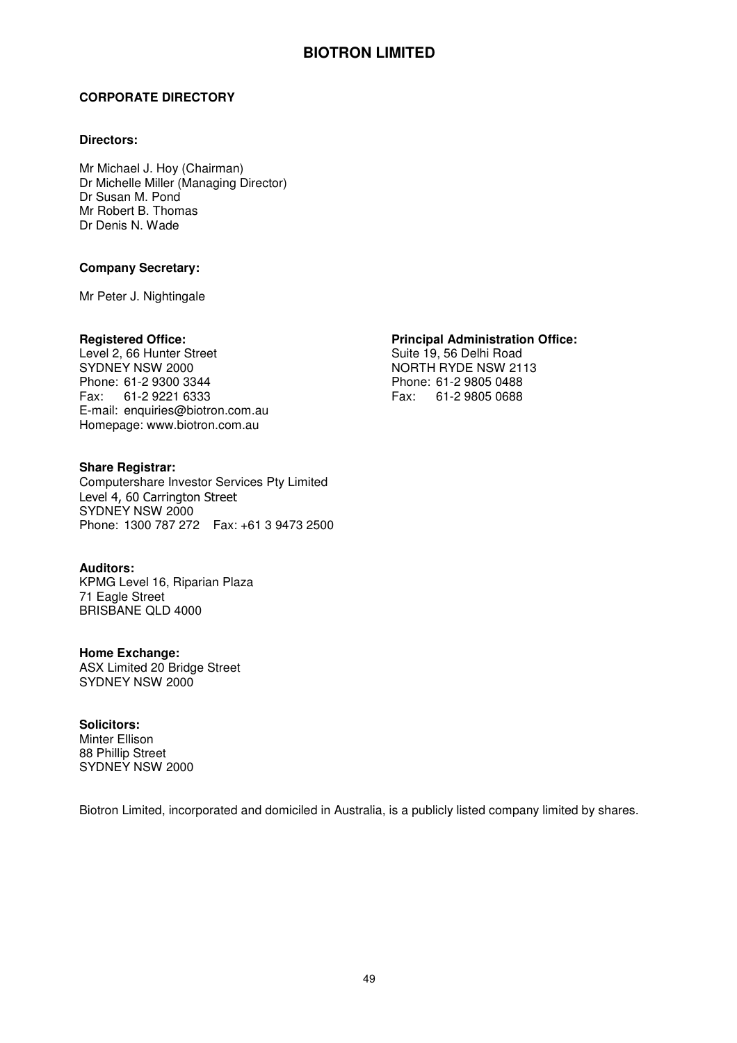# BIOTRON LIMITED

## CORPORATE DIRECTORY

**Directors:**

Mr Michael J. Hoy (Chairman)
Dr Michelle Miller (Managing Director)
Dr Susan M. Pond
Mr Robert B. Thomas
Dr Denis N. Wade

**Company Secretary:**

Mr Peter J. Nightingale

**Registered Office:**
Level 2, 66 Hunter Street
SYDNEY NSW 2000
Phone: 61-2 9300 3344
Fax: 61-2 9221 6333
E-mail: enquiries@biotron.com.au
Homepage: www.biotron.com.au

**Principal Administration Office:**
Suite 19, 56 Delhi Road
NORTH RYDE NSW 2113
Phone: 61-2 9805 0488
Fax: 61-2 9805 0688

**Share Registrar:**
Computershare Investor Services Pty Limited
Level 4, 60 Carrington Street
SYDNEY NSW 2000
Phone: 1300 787 272 Fax: +61 3 9473 2500

**Auditors:**
KPMG Level 16, Riparian Plaza
71 Eagle Street
BRISBANE QLD 4000

**Home Exchange:**
ASX Limited 20 Bridge Street
SYDNEY NSW 2000

**Solicitors:**
Minter Ellison
88 Phillip Street
SYDNEY NSW 2000

Biotron Limited, incorporated and domiciled in Australia, is a publicly listed company limited by shares.